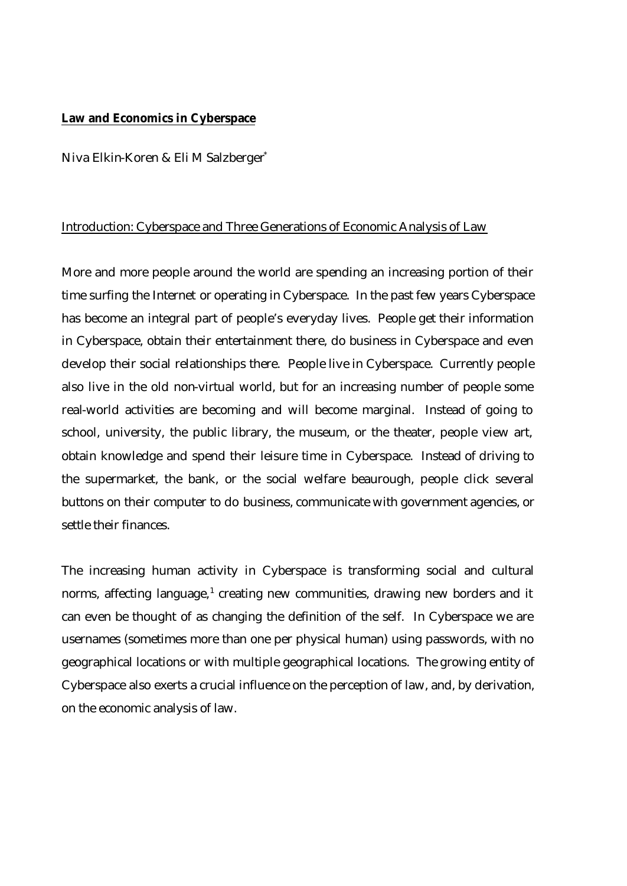# **Law and Economics in Cyberspace**

Niva Elkin-Koren & Eli M Salzberger[*]

## Introduction: Cyberspace and Three Generations of Economic Analysis of Law

More and more people around the world are spending an increasing portion of their time surfing the Internet or operating in Cyberspace. In the past few years Cyberspace has become an integral part of people's everyday lives. People get their information in Cyberspace, obtain their entertainment there, do business in Cyberspace and even develop their social relationships there. People live in Cyberspace. Currently people also live in the old non-virtual world, but for an increasing number of people some real-world activities are becoming and will become marginal. Instead of going to school, university, the public library, the museum, or the theater, people view art, obtain knowledge and spend their leisure time in Cyberspace. Instead of driving to the supermarket, the bank, or the social welfare beaurough, people click several buttons on their computer to do business, communicate with government agencies, or settle their finances.

The increasing human activity in Cyberspace is transforming social and cultural norms, affecting language,[1] creating new communities, drawing new borders and it can even be thought of as changing the definition of the self. In Cyberspace we are usernames (sometimes more than one per physical human) using passwords, with no geographical locations or with multiple geographical locations. The growing entity of Cyberspace also exerts a crucial influence on the perception of law, and, by derivation, on the economic analysis of law.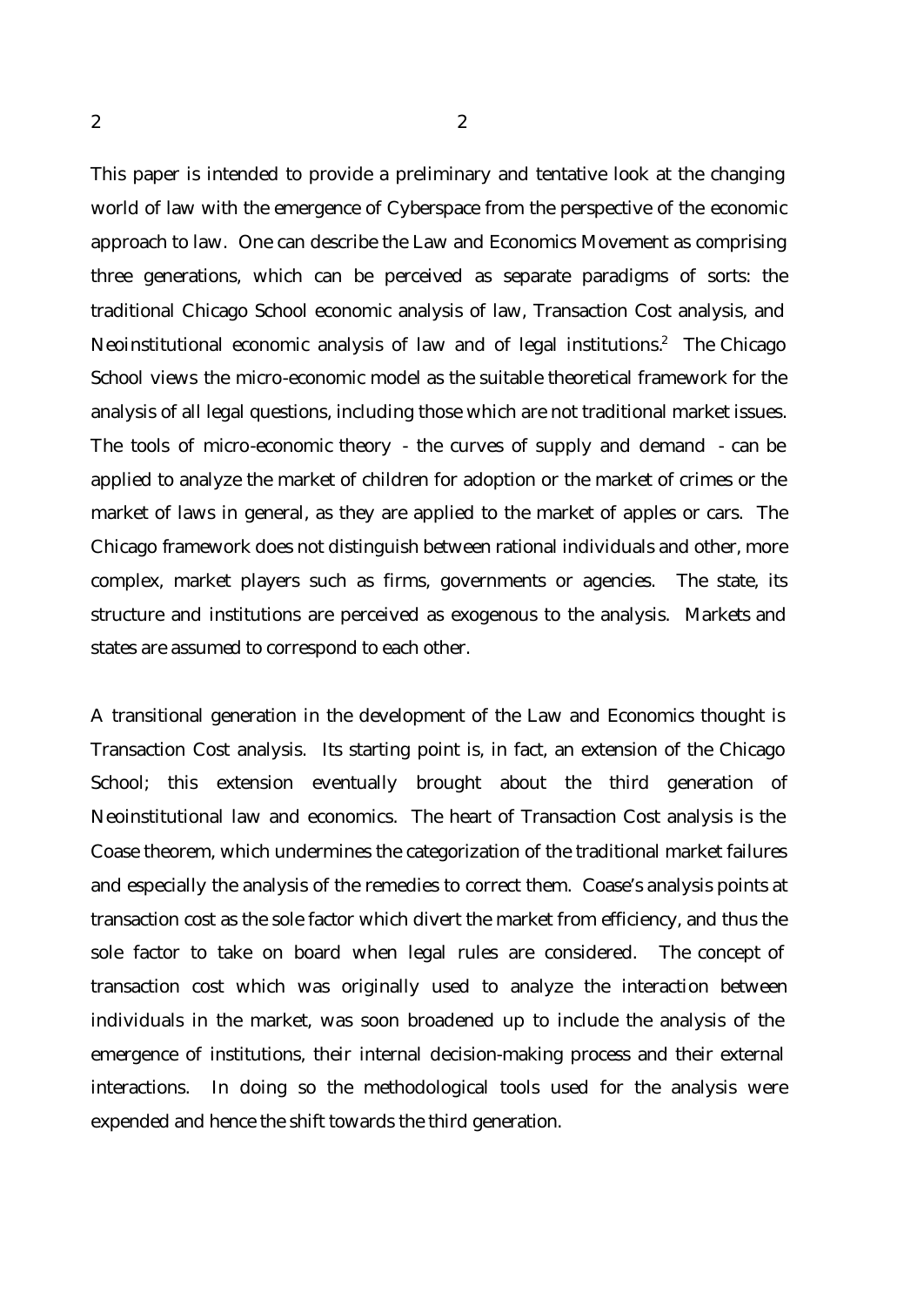This paper is intended to provide a preliminary and tentative look at the changing world of law with the emergence of Cyberspace from the perspective of the economic approach to law. One can describe the Law and Economics Movement as comprising three generations, which can be perceived as separate paradigms of sorts: the traditional Chicago School economic analysis of law, Transaction Cost analysis, and Neoinstitutional economic analysis of law and of legal institutions.[2] The Chicago School views the micro-economic model as the suitable theoretical framework for the analysis of all legal questions, including those which are not traditional market issues. The tools of micro-economic theory - the curves of supply and demand - can be applied to analyze the market of children for adoption or the market of crimes or the market of laws in general, as they are applied to the market of apples or cars. The Chicago framework does not distinguish between rational individuals and other, more complex, market players such as firms, governments or agencies. The state, its structure and institutions are perceived as exogenous to the analysis. Markets and states are assumed to correspond to each other.

A transitional generation in the development of the Law and Economics thought is Transaction Cost analysis. Its starting point is, in fact, an extension of the Chicago School; this extension eventually brought about the third generation of Neoinstitutional law and economics. The heart of Transaction Cost analysis is the Coase theorem, which undermines the categorization of the traditional market failures and especially the analysis of the remedies to correct them. Coase's analysis points at transaction cost as the sole factor which divert the market from efficiency, and thus the sole factor to take on board when legal rules are considered. The concept of transaction cost which was originally used to analyze the interaction between individuals in the market, was soon broadened up to include the analysis of the emergence of institutions, their internal decision-making process and their external interactions. In doing so the methodological tools used for the analysis were expended and hence the shift towards the third generation.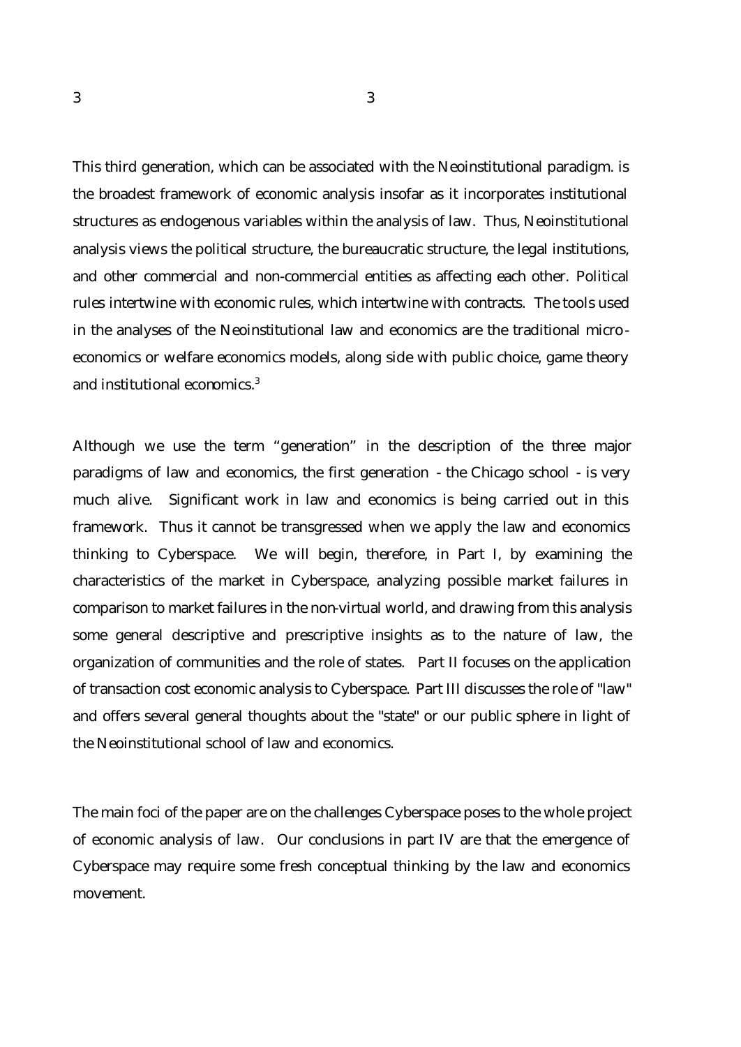This third generation, which can be associated with the Neoinstitutional paradigm. is the broadest framework of economic analysis insofar as it incorporates institutional structures as endogenous variables within the analysis of law. Thus, Neoinstitutional analysis views the political structure, the bureaucratic structure, the legal institutions, and other commercial and non-commercial entities as affecting each other. Political rules intertwine with economic rules, which intertwine with contracts. The tools used in the analyses of the Neoinstitutional law and economics are the traditional micro-economics or welfare economics models, along side with public choice, game theory and institutional economics.[3]

Although we use the term "generation" in the description of the three major paradigms of law and economics, the first generation - the Chicago school - is very much alive. Significant work in law and economics is being carried out in this framework. Thus it cannot be transgressed when we apply the law and economics thinking to Cyberspace. We will begin, therefore, in Part I, by examining the characteristics of the market in Cyberspace, analyzing possible market failures in comparison to market failures in the non-virtual world, and drawing from this analysis some general descriptive and prescriptive insights as to the nature of law, the organization of communities and the role of states. Part II focuses on the application of transaction cost economic analysis to Cyberspace. Part III discusses the role of "law" and offers several general thoughts about the "state" or our public sphere in light of the Neoinstitutional school of law and economics.

The main foci of the paper are on the challenges Cyberspace poses to the whole project of economic analysis of law. Our conclusions in part IV are that the emergence of Cyberspace may require some fresh conceptual thinking by the law and economics movement.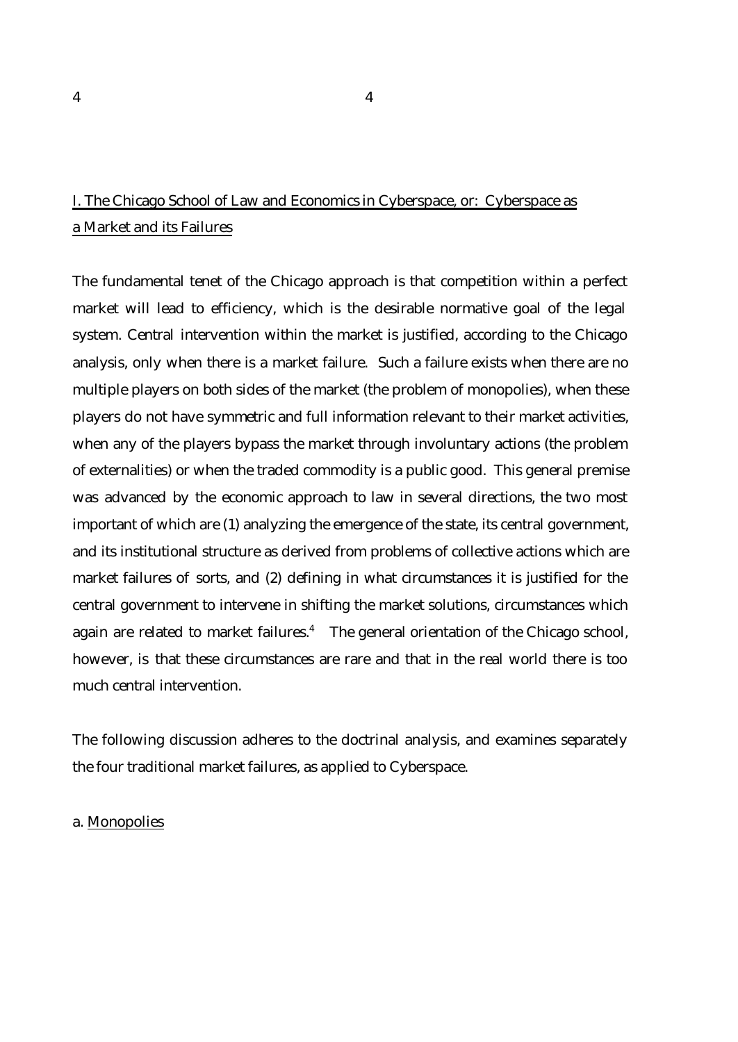## I. The Chicago School of Law and Economics in Cyberspace, or: Cyberspace as a Market and its Failures

The fundamental tenet of the Chicago approach is that competition within a perfect market will lead to efficiency, which is the desirable normative goal of the legal system. Central intervention within the market is justified, according to the Chicago analysis, only when there is a market failure. Such a failure exists when there are no multiple players on both sides of the market (the problem of monopolies), when these players do not have symmetric and full information relevant to their market activities, when any of the players bypass the market through involuntary actions (the problem of externalities) or when the traded commodity is a public good. This general premise was advanced by the economic approach to law in several directions, the two most important of which are (1) analyzing the emergence of the state, its central government, and its institutional structure as derived from problems of collective actions which are market failures of sorts, and (2) defining in what circumstances it is justified for the central government to intervene in shifting the market solutions, circumstances which again are related to market failures.[4] The general orientation of the Chicago school, however, is that these circumstances are rare and that in the real world there is too much central intervention.

The following discussion adheres to the doctrinal analysis, and examines separately the four traditional market failures, as applied to Cyberspace.

### a. Monopolies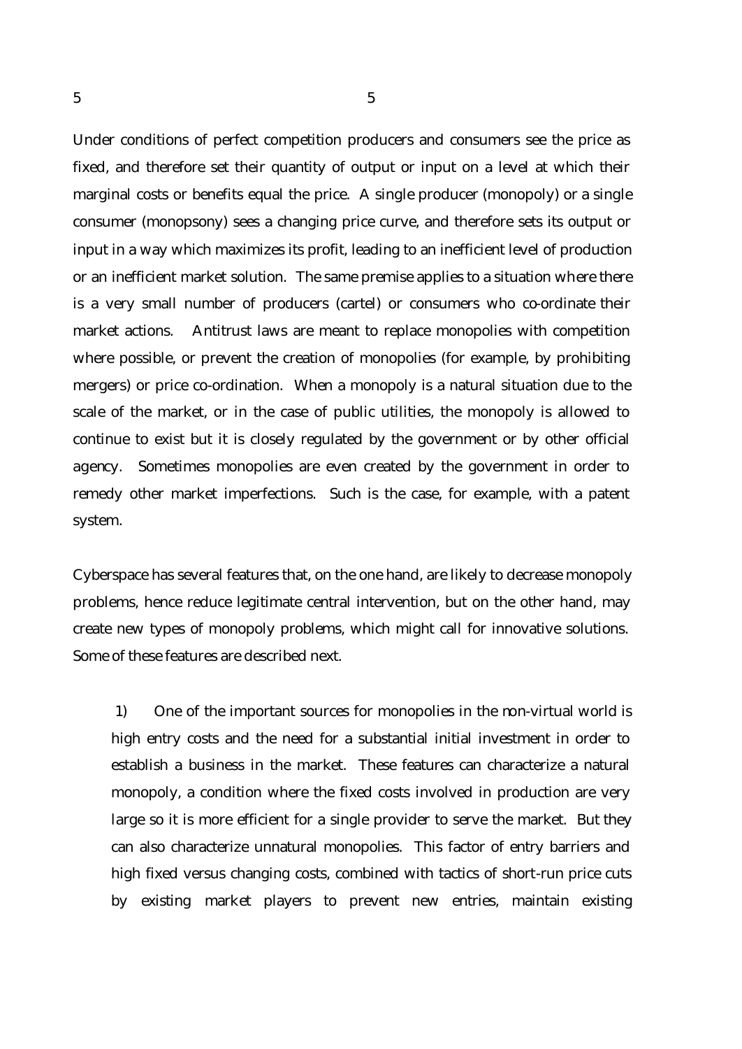Under conditions of perfect competition producers and consumers see the price as fixed, and therefore set their quantity of output or input on a level at which their marginal costs or benefits equal the price. A single producer (monopoly) or a single consumer (monopsony) sees a changing price curve, and therefore sets its output or input in a way which maximizes its profit, leading to an inefficient level of production or an inefficient market solution. The same premise applies to a situation where there is a very small number of producers (cartel) or consumers who co-ordinate their market actions. Antitrust laws are meant to replace monopolies with competition where possible, or prevent the creation of monopolies (for example, by prohibiting mergers) or price co-ordination. When a monopoly is a natural situation due to the scale of the market, or in the case of public utilities, the monopoly is allowed to continue to exist but it is closely regulated by the government or by other official agency. Sometimes monopolies are even created by the government in order to remedy other market imperfections. Such is the case, for example, with a patent system.

Cyberspace has several features that, on the one hand, are likely to decrease monopoly problems, hence reduce legitimate central intervention, but on the other hand, may create new types of monopoly problems, which might call for innovative solutions. Some of these features are described next.

1) One of the important sources for monopolies in the non-virtual world is high entry costs and the need for a substantial initial investment in order to establish a business in the market. These features can characterize a natural monopoly, a condition where the fixed costs involved in production are very large so it is more efficient for a single provider to serve the market. But they can also characterize unnatural monopolies. This factor of entry barriers and high fixed versus changing costs, combined with tactics of short-run price cuts by existing market players to prevent new entries, maintain existing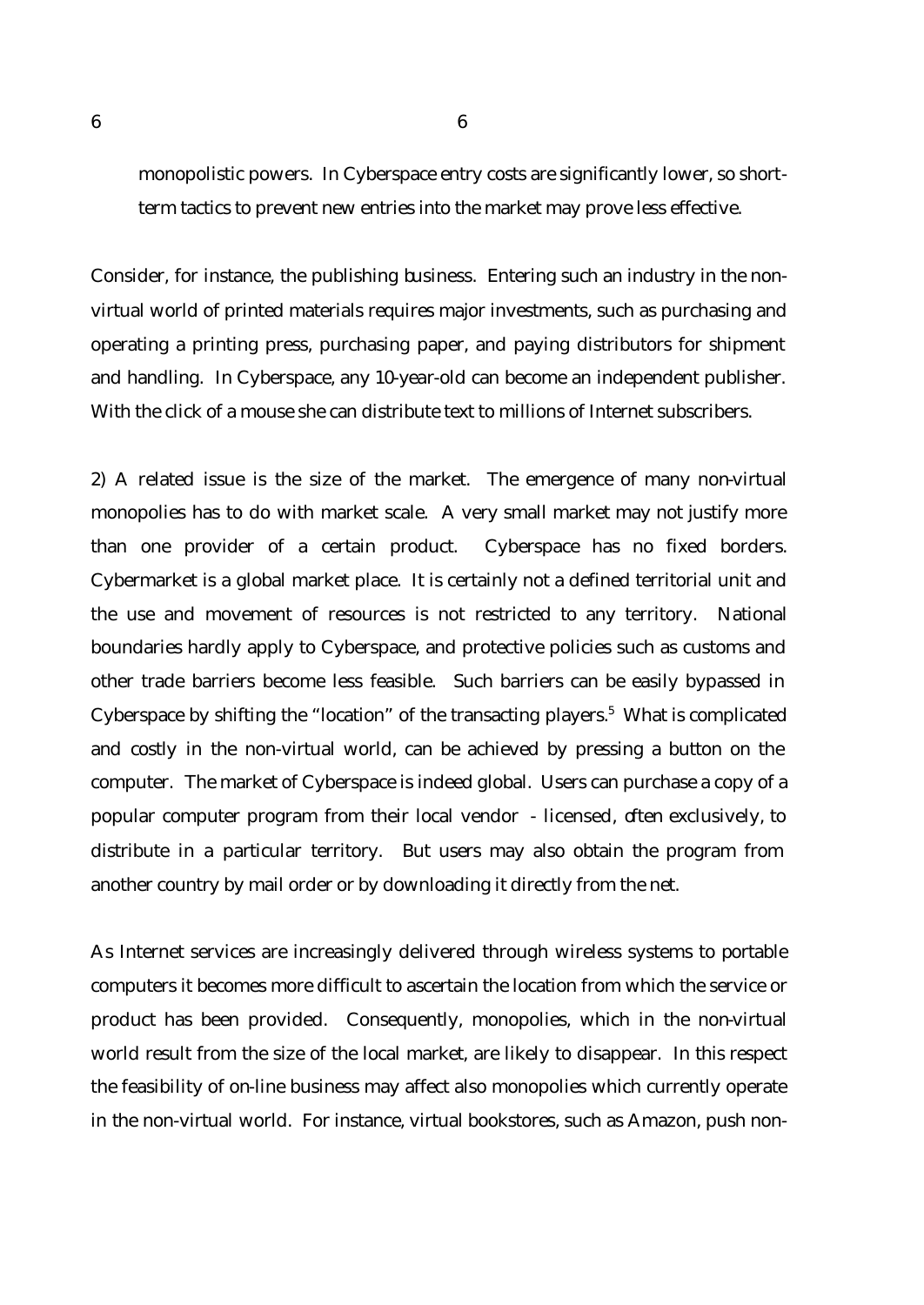monopolistic powers. In Cyberspace entry costs are significantly lower, so short-term tactics to prevent new entries into the market may prove less effective.

Consider, for instance, the publishing business. Entering such an industry in the non-virtual world of printed materials requires major investments, such as purchasing and operating a printing press, purchasing paper, and paying distributors for shipment and handling. In Cyberspace, any 10-year-old can become an independent publisher. With the click of a mouse she can distribute text to millions of Internet subscribers.

2) A related issue is the size of the market. The emergence of many non-virtual monopolies has to do with market scale. A very small market may not justify more than one provider of a certain product. Cyberspace has no fixed borders. Cybermarket is a global market place. It is certainly not a defined territorial unit and the use and movement of resources is not restricted to any territory. National boundaries hardly apply to Cyberspace, and protective policies such as customs and other trade barriers become less feasible. Such barriers can be easily bypassed in Cyberspace by shifting the "location" of the transacting players.[5] What is complicated and costly in the non-virtual world, can be achieved by pressing a button on the computer. The market of Cyberspace is indeed global. Users can purchase a copy of a popular computer program from their local vendor - licensed, often exclusively, to distribute in a particular territory. But users may also obtain the program from another country by mail order or by downloading it directly from the net.

As Internet services are increasingly delivered through wireless systems to portable computers it becomes more difficult to ascertain the location from which the service or product has been provided. Consequently, monopolies, which in the non-virtual world result from the size of the local market, are likely to disappear. In this respect the feasibility of on-line business may affect also monopolies which currently operate in the non-virtual world. For instance, virtual bookstores, such as Amazon, push non-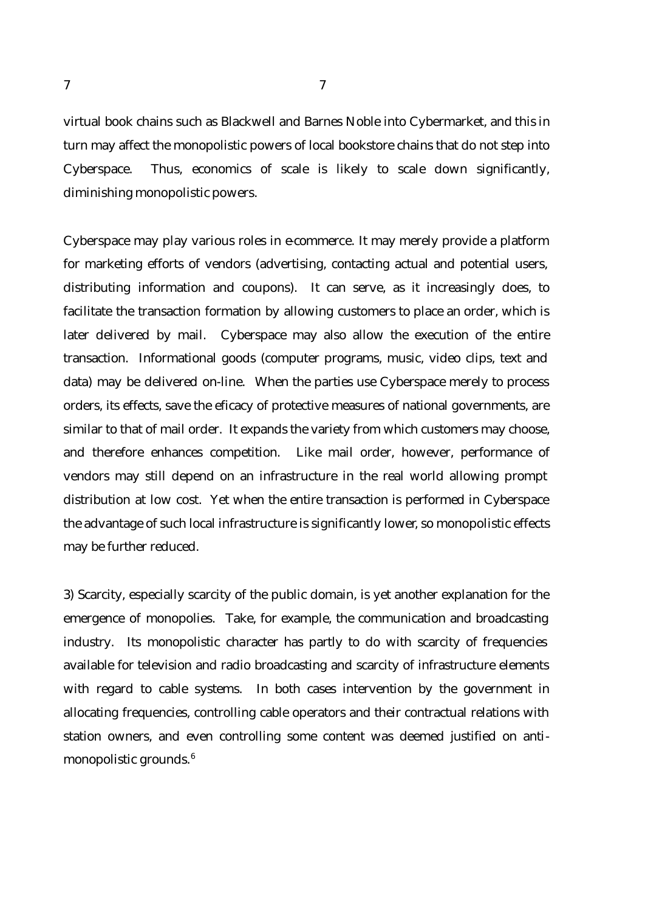virtual book chains such as Blackwell and Barnes Noble into Cybermarket, and this in turn may affect the monopolistic powers of local bookstore chains that do not step into Cyberspace. Thus, economics of scale is likely to scale down significantly, diminishing monopolistic powers.

Cyberspace may play various roles in e-commerce. It may merely provide a platform for marketing efforts of vendors (advertising, contacting actual and potential users, distributing information and coupons). It can serve, as it increasingly does, to facilitate the transaction formation by allowing customers to place an order, which is later delivered by mail. Cyberspace may also allow the execution of the entire transaction. Informational goods (computer programs, music, video clips, text and data) may be delivered on-line. When the parties use Cyberspace merely to process orders, its effects, save the eficacy of protective measures of national governments, are similar to that of mail order. It expands the variety from which customers may choose, and therefore enhances competition. Like mail order, however, performance of vendors may still depend on an infrastructure in the real world allowing prompt distribution at low cost. Yet when the entire transaction is performed in Cyberspace the advantage of such local infrastructure is significantly lower, so monopolistic effects may be further reduced.

3) Scarcity, especially scarcity of the public domain, is yet another explanation for the emergence of monopolies. Take, for example, the communication and broadcasting industry. Its monopolistic character has partly to do with scarcity of frequencies available for television and radio broadcasting and scarcity of infrastructure elements with regard to cable systems. In both cases intervention by the government in allocating frequencies, controlling cable operators and their contractual relations with station owners, and even controlling some content was deemed justified on anti-monopolistic grounds.[6]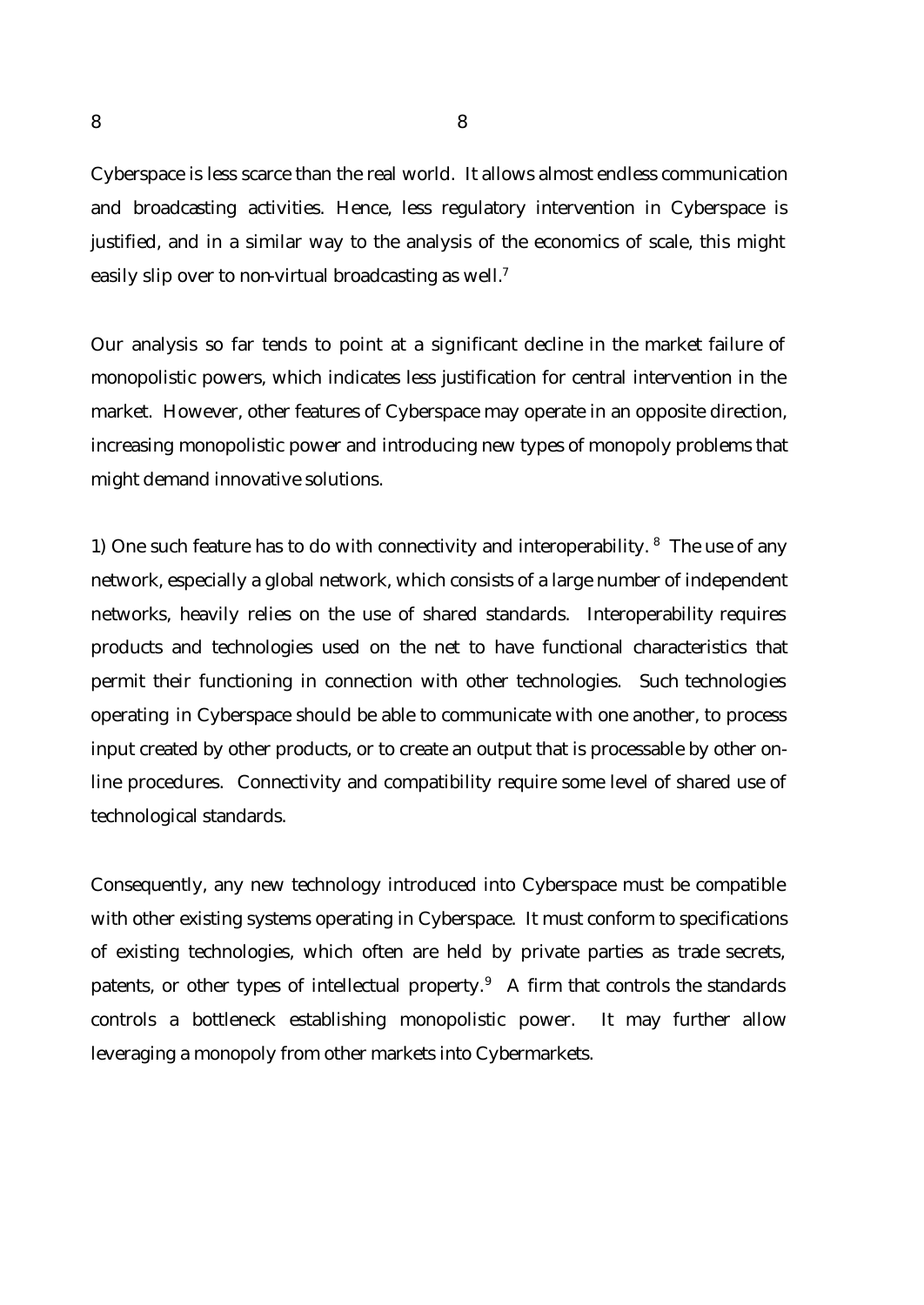Cyberspace is less scarce than the real world. It allows almost endless communication and broadcasting activities. Hence, less regulatory intervention in Cyberspace is justified, and in a similar way to the analysis of the economics of scale, this might easily slip over to non-virtual broadcasting as well.[7]

Our analysis so far tends to point at a significant decline in the market failure of monopolistic powers, which indicates less justification for central intervention in the market. However, other features of Cyberspace may operate in an opposite direction, increasing monopolistic power and introducing new types of monopoly problems that might demand innovative solutions.

1) One such feature has to do with connectivity and interoperability. [8] The use of any network, especially a global network, which consists of a large number of independent networks, heavily relies on the use of shared standards. Interoperability requires products and technologies used on the net to have functional characteristics that permit their functioning in connection with other technologies. Such technologies operating in Cyberspace should be able to communicate with one another, to process input created by other products, or to create an output that is processable by other on-line procedures. Connectivity and compatibility require some level of shared use of technological standards.

Consequently, any new technology introduced into Cyberspace must be compatible with other existing systems operating in Cyberspace. It must conform to specifications of existing technologies, which often are held by private parties as trade secrets, patents, or other types of intellectual property.[9] A firm that controls the standards controls a bottleneck establishing monopolistic power. It may further allow leveraging a monopoly from other markets into Cybermarkets.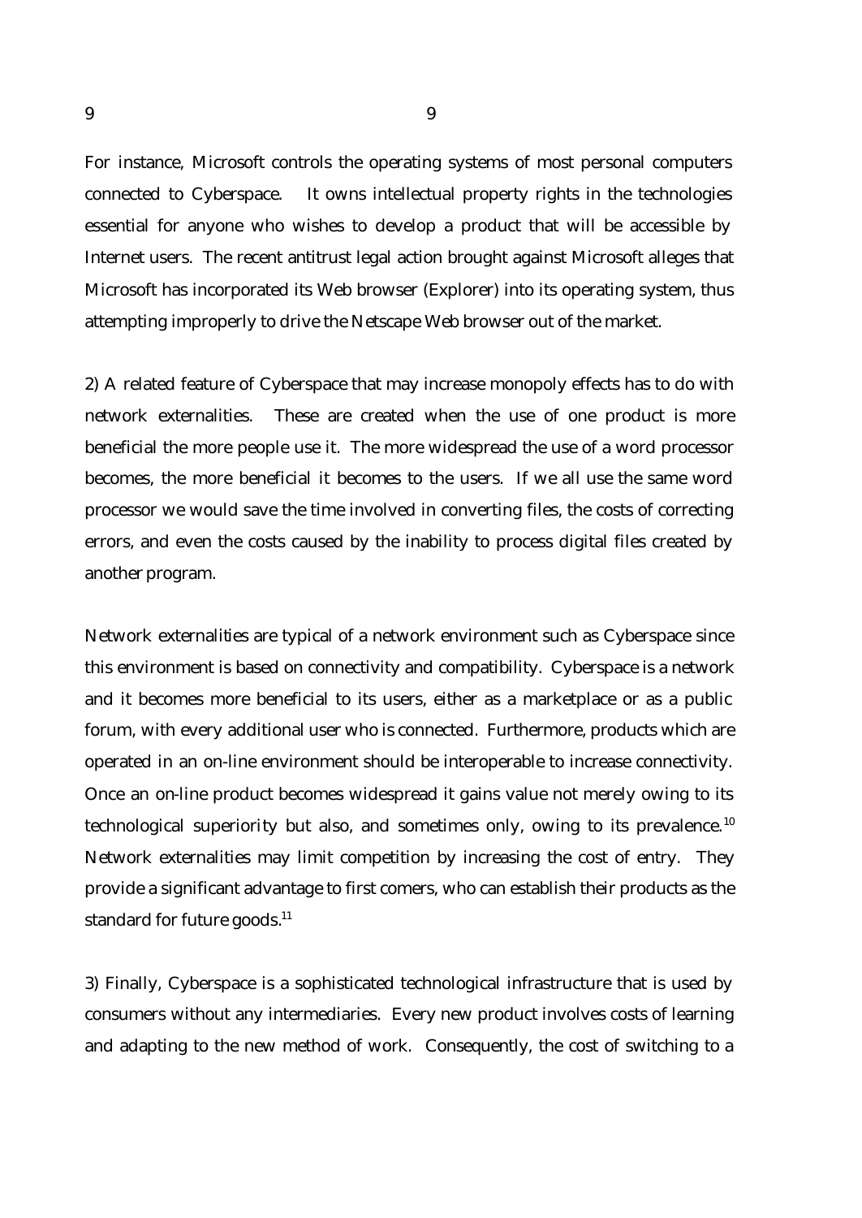For instance, Microsoft controls the operating systems of most personal computers connected to Cyberspace. It owns intellectual property rights in the technologies essential for anyone who wishes to develop a product that will be accessible by Internet users. The recent antitrust legal action brought against Microsoft alleges that Microsoft has incorporated its Web browser (Explorer) into its operating system, thus attempting improperly to drive the Netscape Web browser out of the market.

2) A related feature of Cyberspace that may increase monopoly effects has to do with network externalities. These are created when the use of one product is more beneficial the more people use it. The more widespread the use of a word processor becomes, the more beneficial it becomes to the users. If we all use the same word processor we would save the time involved in converting files, the costs of correcting errors, and even the costs caused by the inability to process digital files created by another program.

Network externalities are typical of a network environment such as Cyberspace since this environment is based on connectivity and compatibility. Cyberspace is a network and it becomes more beneficial to its users, either as a marketplace or as a public forum, with every additional user who is connected. Furthermore, products which are operated in an on-line environment should be interoperable to increase connectivity. Once an on-line product becomes widespread it gains value not merely owing to its technological superiority but also, and sometimes only, owing to its prevalence.[10] Network externalities may limit competition by increasing the cost of entry. They provide a significant advantage to first comers, who can establish their products as the standard for future goods.[11]

3) Finally, Cyberspace is a sophisticated technological infrastructure that is used by consumers without any intermediaries. Every new product involves costs of learning and adapting to the new method of work. Consequently, the cost of switching to a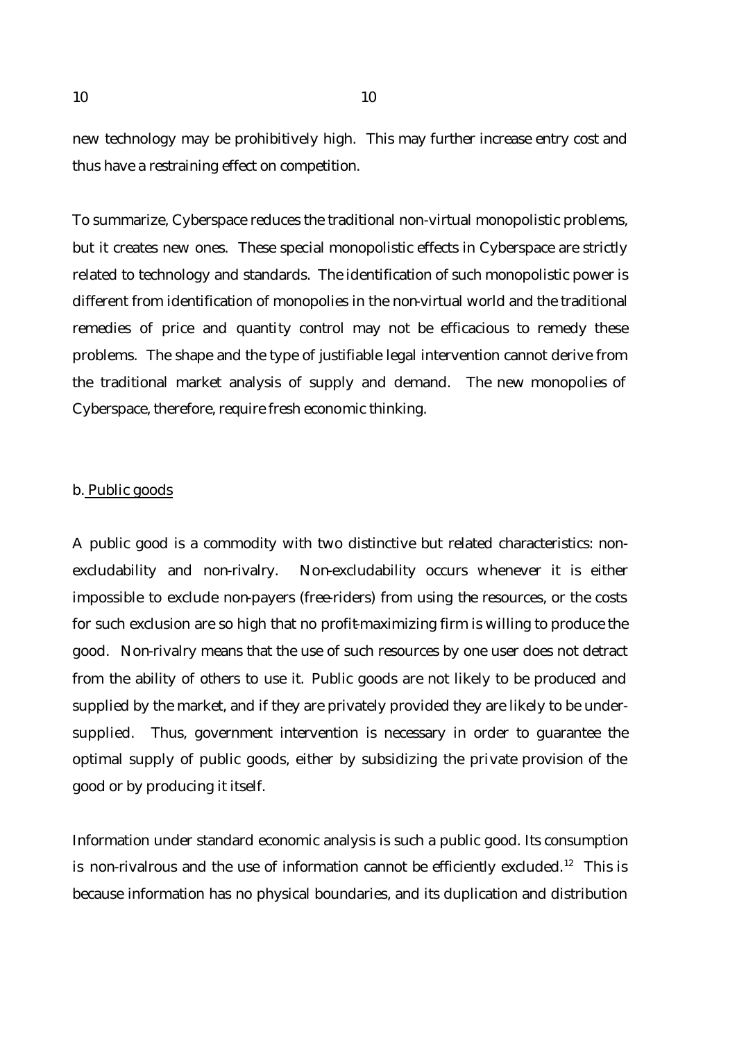new technology may be prohibitively high. This may further increase entry cost and thus have a restraining effect on competition.

To summarize, Cyberspace reduces the traditional non-virtual monopolistic problems, but it creates new ones. These special monopolistic effects in Cyberspace are strictly related to technology and standards. The identification of such monopolistic power is different from identification of monopolies in the non-virtual world and the traditional remedies of price and quantity control may not be efficacious to remedy these problems. The shape and the type of justifiable legal intervention cannot derive from the traditional market analysis of supply and demand. The new monopolies of Cyberspace, therefore, require fresh economic thinking.

### b. Public goods

A public good is a commodity with two distinctive but related characteristics: non-excludability and non-rivalry. Non-excludability occurs whenever it is either impossible to exclude non-payers (free-riders) from using the resources, or the costs for such exclusion are so high that no profit-maximizing firm is willing to produce the good. Non-rivalry means that the use of such resources by one user does not detract from the ability of others to use it. Public goods are not likely to be produced and supplied by the market, and if they are privately provided they are likely to be under-supplied. Thus, government intervention is necessary in order to guarantee the optimal supply of public goods, either by subsidizing the private provision of the good or by producing it itself.

Information under standard economic analysis is such a public good. Its consumption is non-rivalrous and the use of information cannot be efficiently excluded.[12] This is because information has no physical boundaries, and its duplication and distribution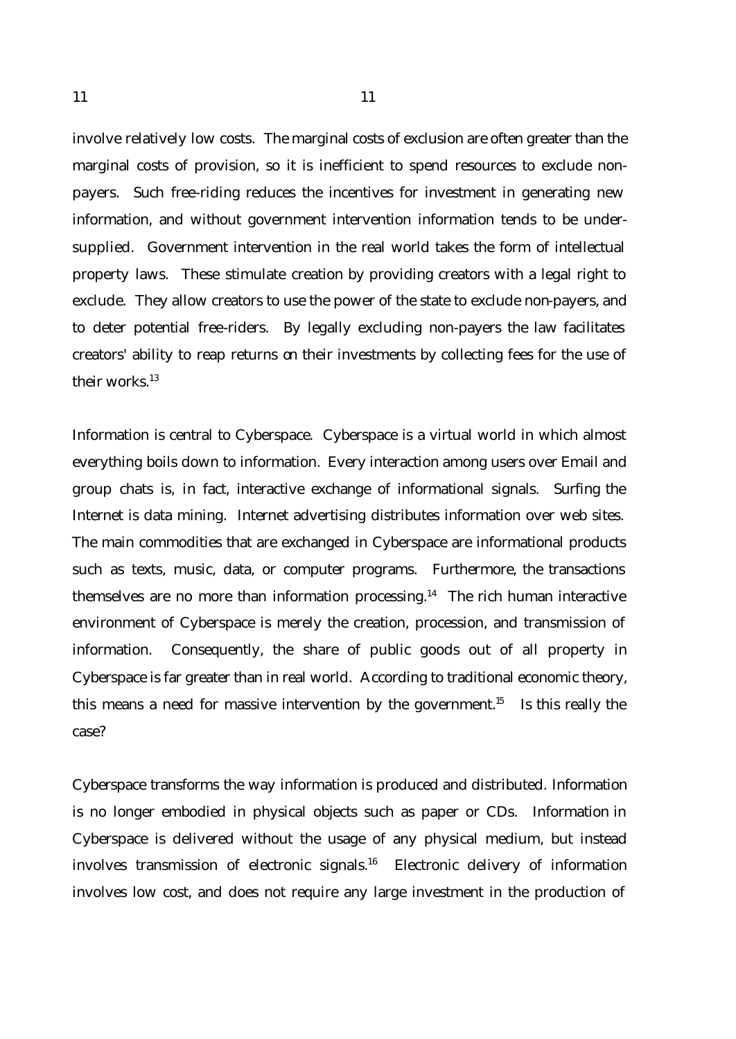involve relatively low costs. The marginal costs of exclusion are often greater than the marginal costs of provision, so it is inefficient to spend resources to exclude non-payers. Such free-riding reduces the incentives for investment in generating new information, and without government intervention information tends to be under-supplied. Government intervention in the real world takes the form of intellectual property laws. These stimulate creation by providing creators with a legal right to exclude. They allow creators to use the power of the state to exclude non-payers, and to deter potential free-riders. By legally excluding non-payers the law facilitates creators' ability to reap returns on their investments by collecting fees for the use of their works.[13]

Information is central to Cyberspace. Cyberspace is a virtual world in which almost everything boils down to information. Every interaction among users over Email and group chats is, in fact, interactive exchange of informational signals. Surfing the Internet is data mining. Internet advertising distributes information over web sites. The main commodities that are exchanged in Cyberspace are informational products such as texts, music, data, or computer programs. Furthermore, the transactions themselves are no more than information processing.[14] The rich human interactive environment of Cyberspace is merely the creation, procession, and transmission of information. Consequently, the share of public goods out of all property in Cyberspace is far greater than in real world. According to traditional economic theory, this means a need for massive intervention by the government.[15] Is this really the case?

Cyberspace transforms the way information is produced and distributed. Information is no longer embodied in physical objects such as paper or CDs. Information in Cyberspace is delivered without the usage of any physical medium, but instead involves transmission of electronic signals.[16] Electronic delivery of information involves low cost, and does not require any large investment in the production of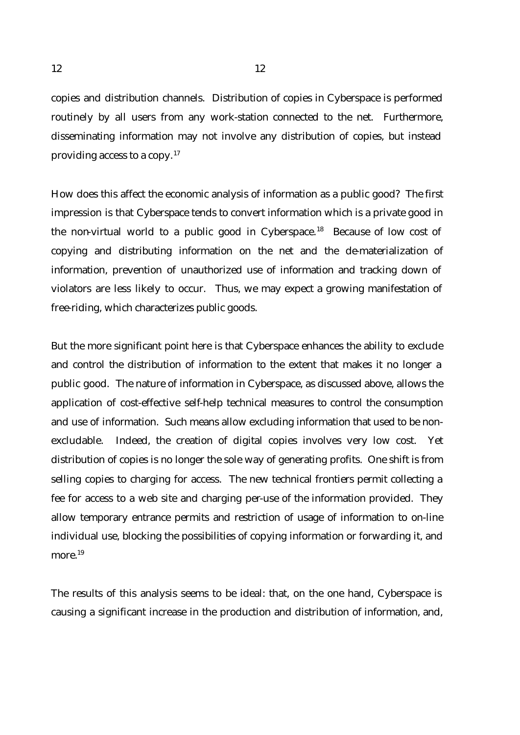copies and distribution channels. Distribution of copies in Cyberspace is performed routinely by all users from any work-station connected to the net. Furthermore, disseminating information may not involve any distribution of copies, but instead providing access to a copy.[17]

How does this affect the economic analysis of information as a public good? The first impression is that Cyberspace tends to convert information which is a private good in the non-virtual world to a public good in Cyberspace.[18] Because of low cost of copying and distributing information on the net and the de-materialization of information, prevention of unauthorized use of information and tracking down of violators are less likely to occur. Thus, we may expect a growing manifestation of free-riding, which characterizes public goods.

But the more significant point here is that Cyberspace enhances the ability to exclude and control the distribution of information to the extent that makes it no longer a public good. The nature of information in Cyberspace, as discussed above, allows the application of cost-effective self-help technical measures to control the consumption and use of information. Such means allow excluding information that used to be non-excludable. Indeed, the creation of digital copies involves very low cost. Yet distribution of copies is no longer the sole way of generating profits. One shift is from selling copies to charging for access. The new technical frontiers permit collecting a fee for access to a web site and charging per-use of the information provided. They allow temporary entrance permits and restriction of usage of information to on-line individual use, blocking the possibilities of copying information or forwarding it, and more.[19]

The results of this analysis seems to be ideal: that, on the one hand, Cyberspace is causing a significant increase in the production and distribution of information, and,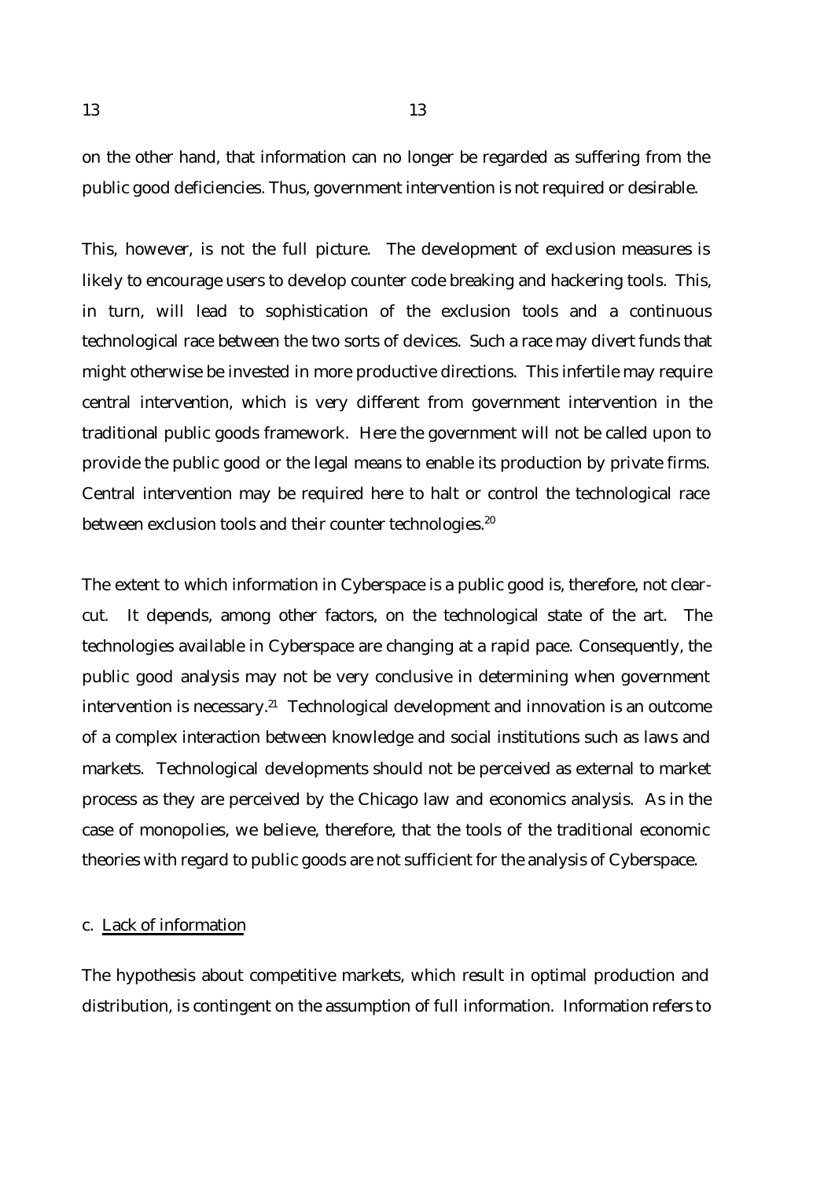on the other hand, that information can no longer be regarded as suffering from the public good deficiencies. Thus, government intervention is not required or desirable.

This, however, is not the full picture. The development of exclusion measures is likely to encourage users to develop counter code breaking and hackering tools. This, in turn, will lead to sophistication of the exclusion tools and a continuous technological race between the two sorts of devices. Such a race may divert funds that might otherwise be invested in more productive directions. This infertile may require central intervention, which is very different from government intervention in the traditional public goods framework. Here the government will not be called upon to provide the public good or the legal means to enable its production by private firms. Central intervention may be required here to halt or control the technological race between exclusion tools and their counter technologies.[20]

The extent to which information in Cyberspace is a public good is, therefore, not clear-cut. It depends, among other factors, on the technological state of the art. The technologies available in Cyberspace are changing at a rapid pace. Consequently, the public good analysis may not be very conclusive in determining when government intervention is necessary.[21] Technological development and innovation is an outcome of a complex interaction between knowledge and social institutions such as laws and markets. Technological developments should not be perceived as external to market process as they are perceived by the Chicago law and economics analysis. As in the case of monopolies, we believe, therefore, that the tools of the traditional economic theories with regard to public goods are not sufficient for the analysis of Cyberspace.

c. <u>Lack of information</u>

The hypothesis about competitive markets, which result in optimal production and distribution, is contingent on the assumption of full information. Information refers to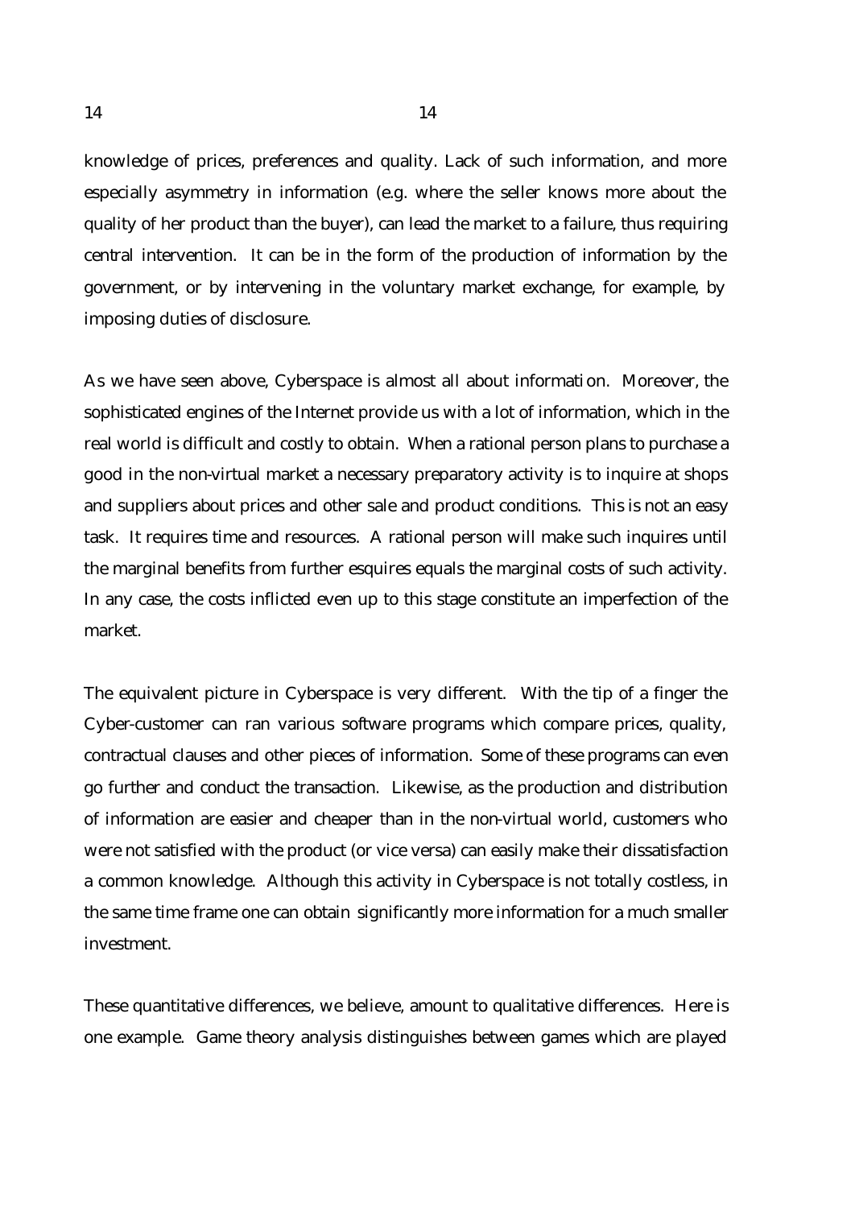knowledge of prices, preferences and quality. Lack of such information, and more especially asymmetry in information (e.g. where the seller knows more about the quality of her product than the buyer), can lead the market to a failure, thus requiring central intervention. It can be in the form of the production of information by the government, or by intervening in the voluntary market exchange, for example, by imposing duties of disclosure.

As we have seen above, Cyberspace is almost all about information. Moreover, the sophisticated engines of the Internet provide us with a lot of information, which in the real world is difficult and costly to obtain. When a rational person plans to purchase a good in the non-virtual market a necessary preparatory activity is to inquire at shops and suppliers about prices and other sale and product conditions. This is not an easy task. It requires time and resources. A rational person will make such inquires until the marginal benefits from further esquires equals the marginal costs of such activity. In any case, the costs inflicted even up to this stage constitute an imperfection of the market.

The equivalent picture in Cyberspace is very different. With the tip of a finger the Cyber-customer can ran various software programs which compare prices, quality, contractual clauses and other pieces of information. Some of these programs can even go further and conduct the transaction. Likewise, as the production and distribution of information are easier and cheaper than in the non-virtual world, customers who were not satisfied with the product (or vice versa) can easily make their dissatisfaction a common knowledge. Although this activity in Cyberspace is not totally costless, in the same time frame one can obtain significantly more information for a much smaller investment.

These quantitative differences, we believe, amount to qualitative differences. Here is one example. Game theory analysis distinguishes between games which are played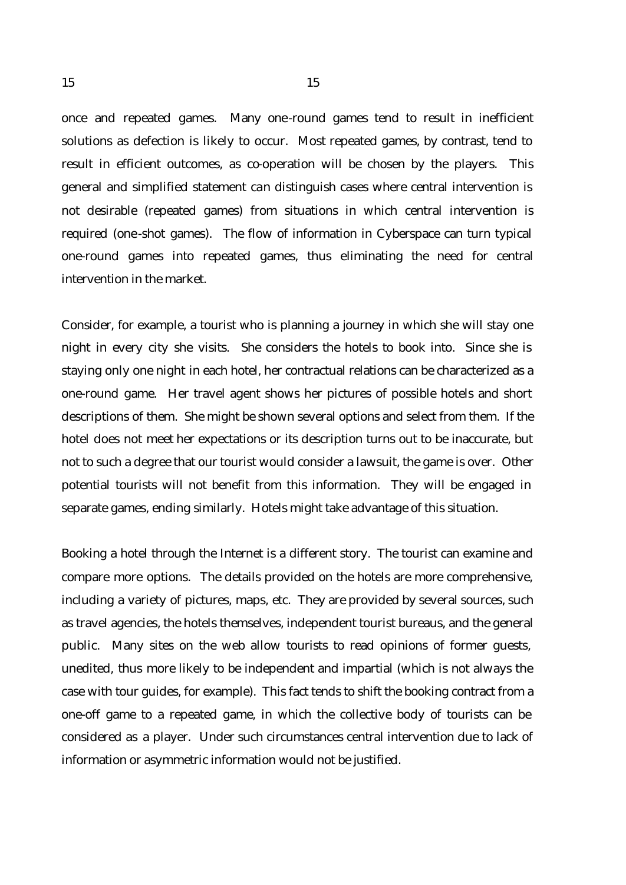once and repeated games. Many one-round games tend to result in inefficient solutions as defection is likely to occur. Most repeated games, by contrast, tend to result in efficient outcomes, as co-operation will be chosen by the players. This general and simplified statement can distinguish cases where central intervention is not desirable (repeated games) from situations in which central intervention is required (one-shot games). The flow of information in Cyberspace can turn typical one-round games into repeated games, thus eliminating the need for central intervention in the market.

Consider, for example, a tourist who is planning a journey in which she will stay one night in every city she visits. She considers the hotels to book into. Since she is staying only one night in each hotel, her contractual relations can be characterized as a one-round game. Her travel agent shows her pictures of possible hotels and short descriptions of them. She might be shown several options and select from them. If the hotel does not meet her expectations or its description turns out to be inaccurate, but not to such a degree that our tourist would consider a lawsuit, the game is over. Other potential tourists will not benefit from this information. They will be engaged in separate games, ending similarly. Hotels might take advantage of this situation.

Booking a hotel through the Internet is a different story. The tourist can examine and compare more options. The details provided on the hotels are more comprehensive, including a variety of pictures, maps, etc. They are provided by several sources, such as travel agencies, the hotels themselves, independent tourist bureaus, and the general public. Many sites on the web allow tourists to read opinions of former guests, unedited, thus more likely to be independent and impartial (which is not always the case with tour guides, for example). This fact tends to shift the booking contract from a one-off game to a repeated game, in which the collective body of tourists can be considered as a player. Under such circumstances central intervention due to lack of information or asymmetric information would not be justified.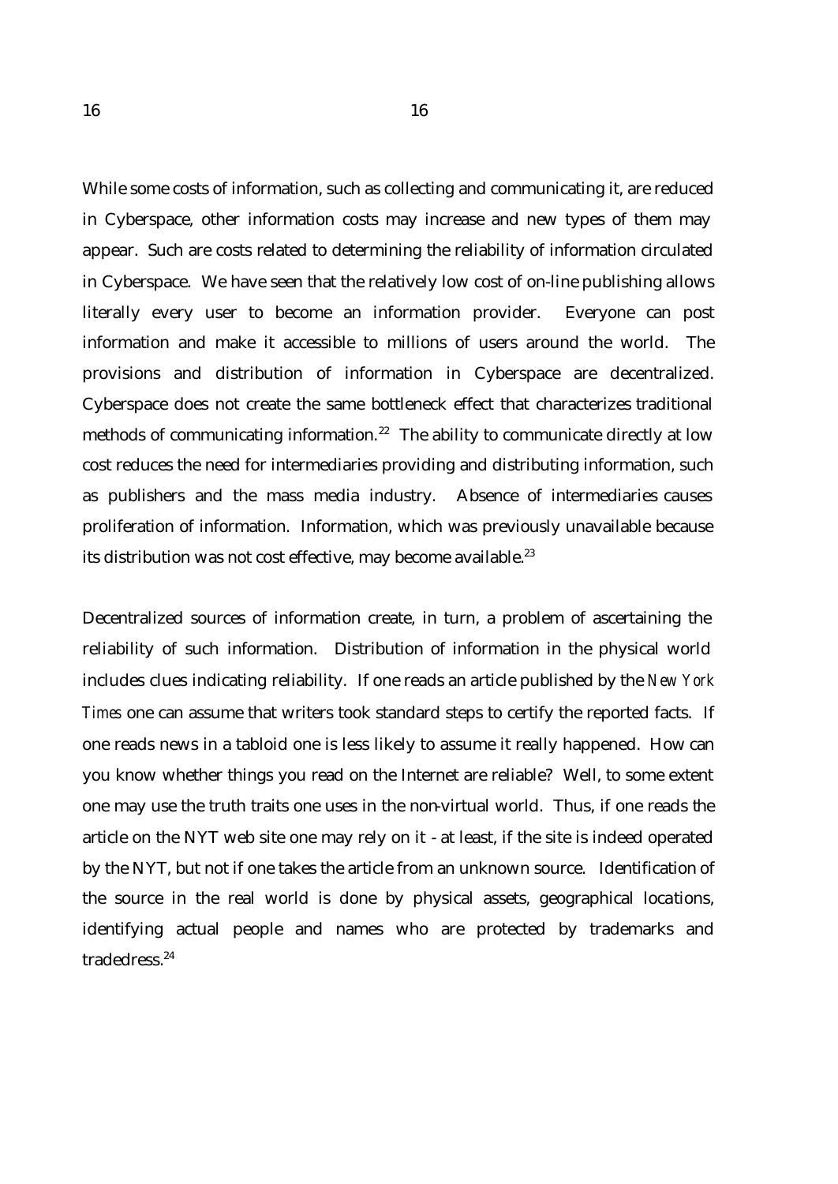While some costs of information, such as collecting and communicating it, are reduced in Cyberspace, other information costs may increase and new types of them may appear. Such are costs related to determining the reliability of information circulated in Cyberspace. We have seen that the relatively low cost of on-line publishing allows literally every user to become an information provider. Everyone can post information and make it accessible to millions of users around the world. The provisions and distribution of information in Cyberspace are decentralized. Cyberspace does not create the same bottleneck effect that characterizes traditional methods of communicating information.[22] The ability to communicate directly at low cost reduces the need for intermediaries providing and distributing information, such as publishers and the mass media industry. Absence of intermediaries causes proliferation of information. Information, which was previously unavailable because its distribution was not cost effective, may become available.[23]

Decentralized sources of information create, in turn, a problem of ascertaining the reliability of such information. Distribution of information in the physical world includes clues indicating reliability. If one reads an article published by the *New York Times* one can assume that writers took standard steps to certify the reported facts. If one reads news in a tabloid one is less likely to assume it really happened. How can you know whether things you read on the Internet are reliable? Well, to some extent one may use the truth traits one uses in the non-virtual world. Thus, if one reads the article on the NYT web site one may rely on it - at least, if the site is indeed operated by the NYT, but not if one takes the article from an unknown source. Identification of the source in the real world is done by physical assets, geographical locations, identifying actual people and names who are protected by trademarks and tradedress.[24]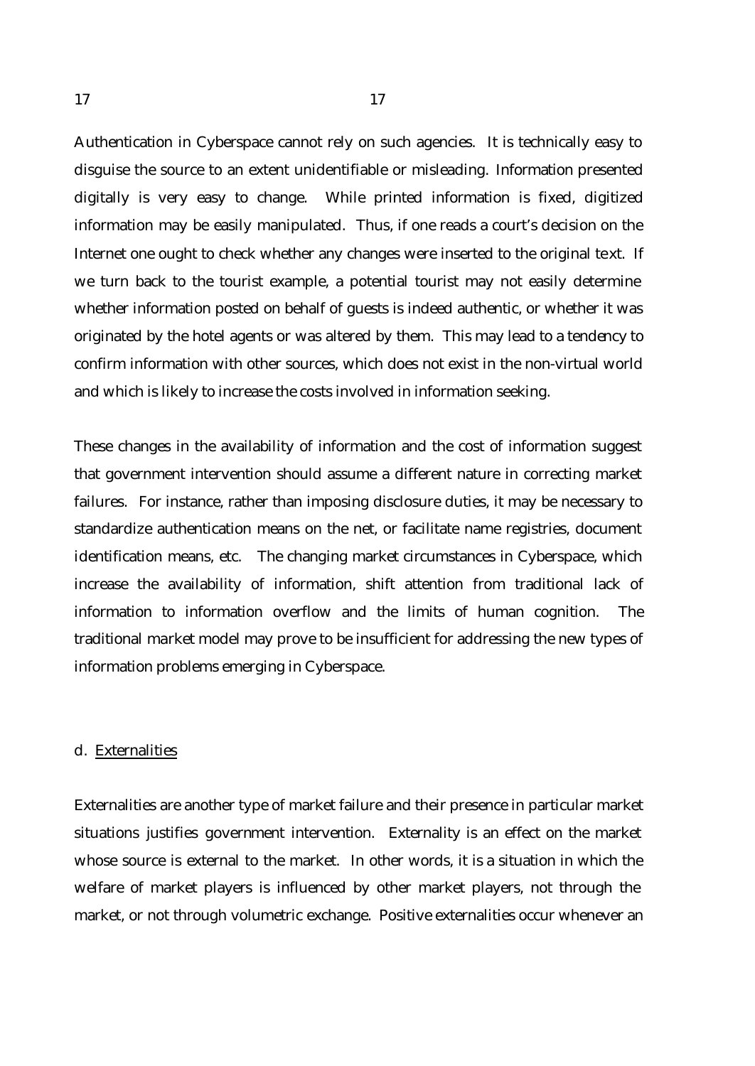Authentication in Cyberspace cannot rely on such agencies. It is technically easy to disguise the source to an extent unidentifiable or misleading. Information presented digitally is very easy to change. While printed information is fixed, digitized information may be easily manipulated. Thus, if one reads a court's decision on the Internet one ought to check whether any changes were inserted to the original text. If we turn back to the tourist example, a potential tourist may not easily determine whether information posted on behalf of guests is indeed authentic, or whether it was originated by the hotel agents or was altered by them. This may lead to a tendency to confirm information with other sources, which does not exist in the non-virtual world and which is likely to increase the costs involved in information seeking.

These changes in the availability of information and the cost of information suggest that government intervention should assume a different nature in correcting market failures. For instance, rather than imposing disclosure duties, it may be necessary to standardize authentication means on the net, or facilitate name registries, document identification means, etc. The changing market circumstances in Cyberspace, which increase the availability of information, shift attention from traditional lack of information to information overflow and the limits of human cognition. The traditional market model may prove to be insufficient for addressing the new types of information problems emerging in Cyberspace.

### d. Externalities

Externalities are another type of market failure and their presence in particular market situations justifies government intervention. Externality is an effect on the market whose source is external to the market. In other words, it is a situation in which the welfare of market players is influenced by other market players, not through the market, or not through volumetric exchange. Positive externalities occur whenever an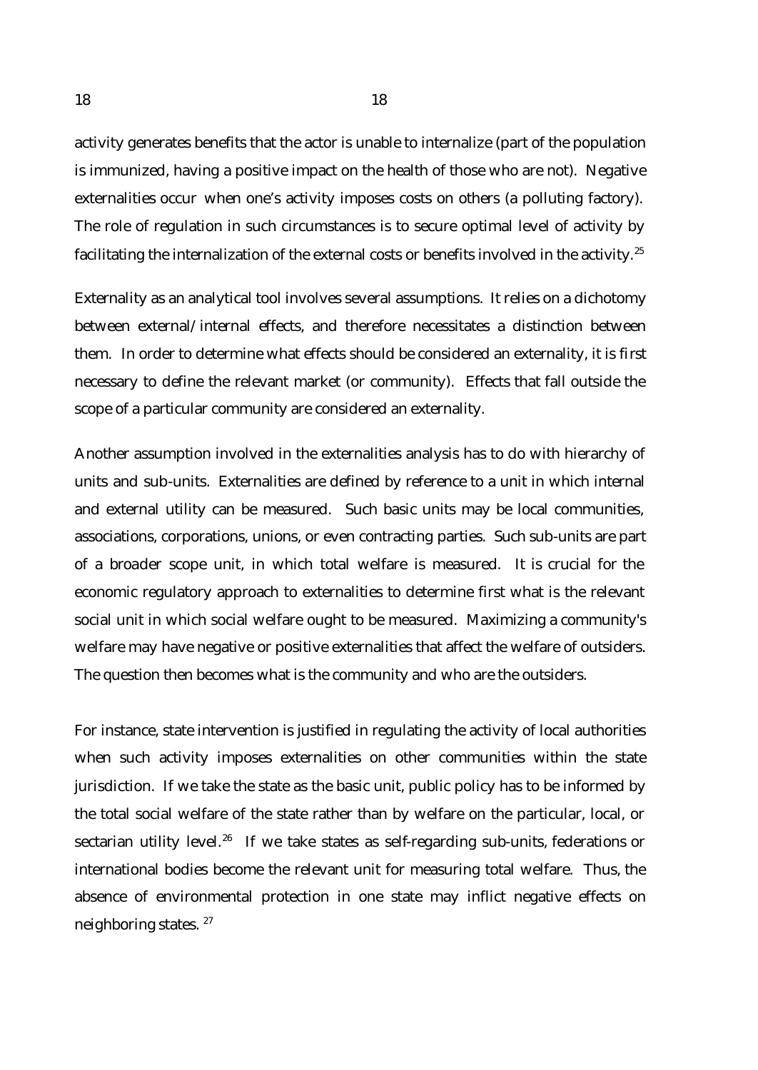activity generates benefits that the actor is unable to internalize (part of the population is immunized, having a positive impact on the health of those who are not). Negative externalities occur when one's activity imposes costs on others (a polluting factory). The role of regulation in such circumstances is to secure optimal level of activity by facilitating the internalization of the external costs or benefits involved in the activity.[25]

Externality as an analytical tool involves several assumptions. It relies on a dichotomy between external/internal effects, and therefore necessitates a distinction between them. In order to determine what effects should be considered an externality, it is first necessary to define the relevant market (or community). Effects that fall outside the scope of a particular community are considered an externality.

Another assumption involved in the externalities analysis has to do with hierarchy of units and sub-units. Externalities are defined by reference to a unit in which internal and external utility can be measured. Such basic units may be local communities, associations, corporations, unions, or even contracting parties. Such sub-units are part of a broader scope unit, in which total welfare is measured. It is crucial for the economic regulatory approach to externalities to determine first what is the relevant social unit in which social welfare ought to be measured. Maximizing a community's welfare may have negative or positive externalities that affect the welfare of outsiders. The question then becomes what is the community and who are the outsiders.

For instance, state intervention is justified in regulating the activity of local authorities when such activity imposes externalities on other communities within the state jurisdiction. If we take the state as the basic unit, public policy has to be informed by the total social welfare of the state rather than by welfare on the particular, local, or sectarian utility level.[26] If we take states as self-regarding sub-units, federations or international bodies become the relevant unit for measuring total welfare. Thus, the absence of environmental protection in one state may inflict negative effects on neighboring states.[27]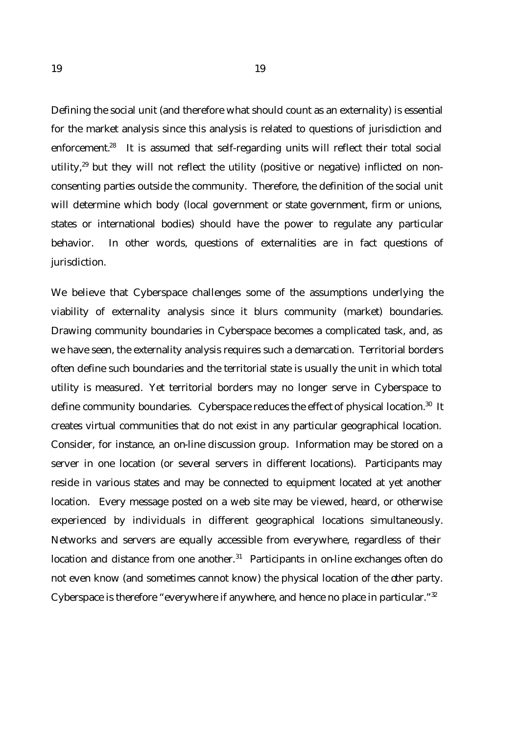Defining the social unit (and therefore what should count as an externality) is essential for the market analysis since this analysis is related to questions of jurisdiction and enforcement.[28] It is assumed that self-regarding units will reflect their total social utility,[29] but they will not reflect the utility (positive or negative) inflicted on non-consenting parties outside the community. Therefore, the definition of the social unit will determine which body (local government or state government, firm or unions, states or international bodies) should have the power to regulate any particular behavior. In other words, questions of externalities are in fact questions of jurisdiction.

We believe that Cyberspace challenges some of the assumptions underlying the viability of externality analysis since it blurs community (market) boundaries. Drawing community boundaries in Cyberspace becomes a complicated task, and, as we have seen, the externality analysis requires such a demarcation. Territorial borders often define such boundaries and the territorial state is usually the unit in which total utility is measured. Yet territorial borders may no longer serve in Cyberspace to define community boundaries. Cyberspace reduces the effect of physical location.[30] It creates virtual communities that do not exist in any particular geographical location. Consider, for instance, an on-line discussion group. Information may be stored on a server in one location (or several servers in different locations). Participants may reside in various states and may be connected to equipment located at yet another location. Every message posted on a web site may be viewed, heard, or otherwise experienced by individuals in different geographical locations simultaneously. Networks and servers are equally accessible from everywhere, regardless of their location and distance from one another.[31] Participants in on-line exchanges often do not even know (and sometimes cannot know) the physical location of the other party. Cyberspace is therefore "everywhere if anywhere, and hence no place in particular."[32]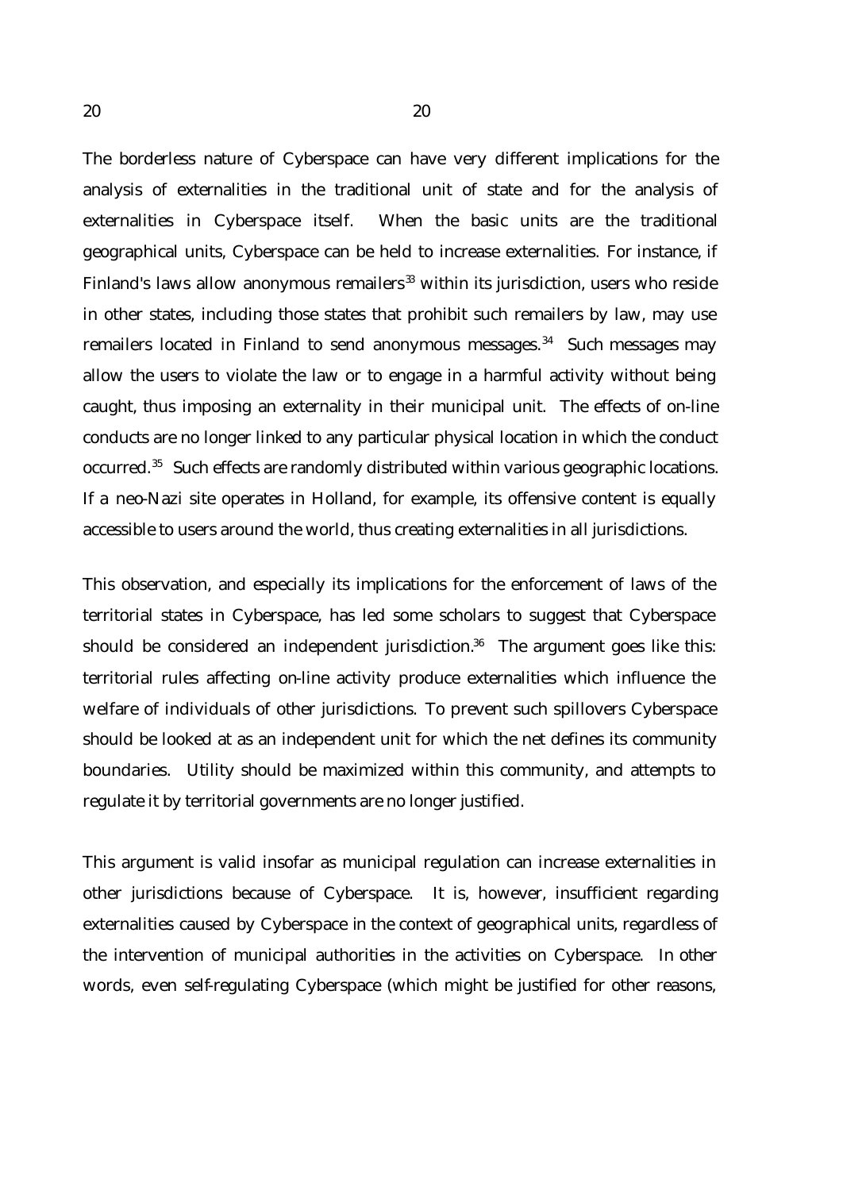The borderless nature of Cyberspace can have very different implications for the analysis of externalities in the traditional unit of state and for the analysis of externalities in Cyberspace itself. When the basic units are the traditional geographical units, Cyberspace can be held to increase externalities. For instance, if Finland's laws allow anonymous remailers[33] within its jurisdiction, users who reside in other states, including those states that prohibit such remailers by law, may use remailers located in Finland to send anonymous messages.[34] Such messages may allow the users to violate the law or to engage in a harmful activity without being caught, thus imposing an externality in their municipal unit. The effects of on-line conducts are no longer linked to any particular physical location in which the conduct occurred.[35] Such effects are randomly distributed within various geographic locations. If a neo-Nazi site operates in Holland, for example, its offensive content is equally accessible to users around the world, thus creating externalities in all jurisdictions.

This observation, and especially its implications for the enforcement of laws of the territorial states in Cyberspace, has led some scholars to suggest that Cyberspace should be considered an independent jurisdiction.[36] The argument goes like this: territorial rules affecting on-line activity produce externalities which influence the welfare of individuals of other jurisdictions. To prevent such spillovers Cyberspace should be looked at as an independent unit for which the net defines its community boundaries. Utility should be maximized within this community, and attempts to regulate it by territorial governments are no longer justified.

This argument is valid insofar as municipal regulation can increase externalities in other jurisdictions because of Cyberspace. It is, however, insufficient regarding externalities caused by Cyberspace in the context of geographical units, regardless of the intervention of municipal authorities in the activities on Cyberspace. In other words, even self-regulating Cyberspace (which might be justified for other reasons,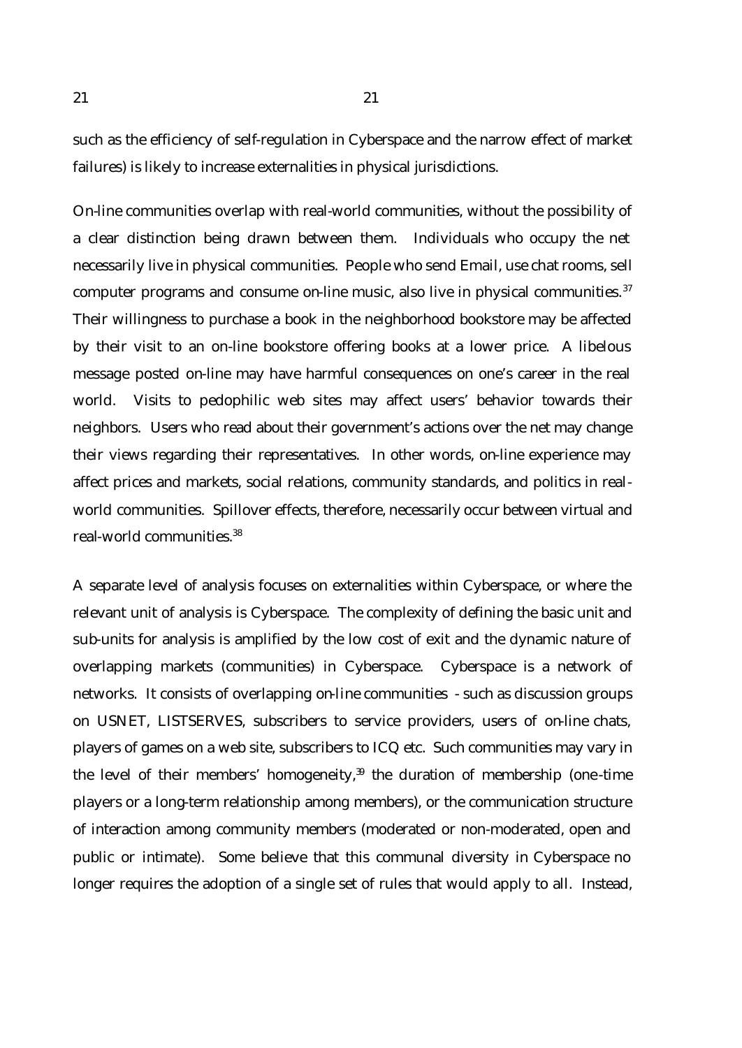such as the efficiency of self-regulation in Cyberspace and the narrow effect of market failures) is likely to increase externalities in physical jurisdictions.

On-line communities overlap with real-world communities, without the possibility of a clear distinction being drawn between them. Individuals who occupy the net necessarily live in physical communities. People who send Email, use chat rooms, sell computer programs and consume on-line music, also live in physical communities.[37] Their willingness to purchase a book in the neighborhood bookstore may be affected by their visit to an on-line bookstore offering books at a lower price. A libelous message posted on-line may have harmful consequences on one's career in the real world. Visits to pedophilic web sites may affect users' behavior towards their neighbors. Users who read about their government's actions over the net may change their views regarding their representatives. In other words, on-line experience may affect prices and markets, social relations, community standards, and politics in real-world communities. Spillover effects, therefore, necessarily occur between virtual and real-world communities.[38]

A separate level of analysis focuses on externalities within Cyberspace, or where the relevant unit of analysis is Cyberspace. The complexity of defining the basic unit and sub-units for analysis is amplified by the low cost of exit and the dynamic nature of overlapping markets (communities) in Cyberspace. Cyberspace is a network of networks. It consists of overlapping on-line communities - such as discussion groups on USNET, LISTSERVES, subscribers to service providers, users of on-line chats, players of games on a web site, subscribers to ICQ etc. Such communities may vary in the level of their members' homogeneity,[39] the duration of membership (one-time players or a long-term relationship among members), or the communication structure of interaction among community members (moderated or non-moderated, open and public or intimate). Some believe that this communal diversity in Cyberspace no longer requires the adoption of a single set of rules that would apply to all. Instead,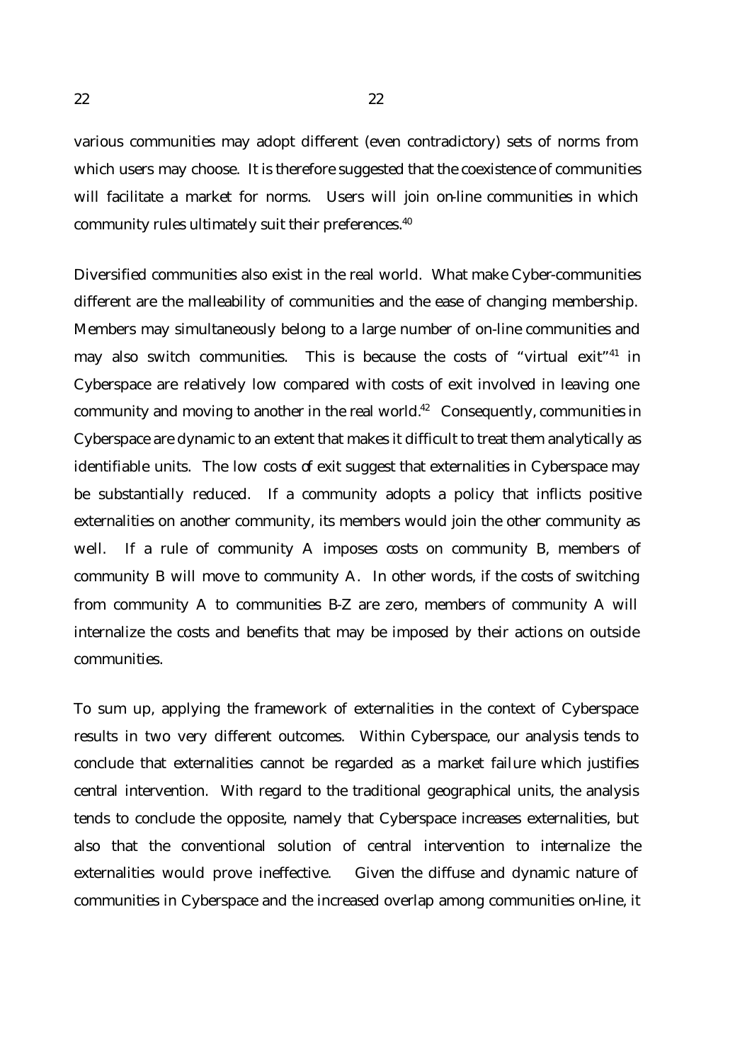various communities may adopt different (even contradictory) sets of norms from which users may choose. It is therefore suggested that the coexistence of communities will facilitate a market for norms. Users will join on-line communities in which community rules ultimately suit their preferences.[40]

Diversified communities also exist in the real world. What make Cyber-communities different are the malleability of communities and the ease of changing membership. Members may simultaneously belong to a large number of on-line communities and may also switch communities. This is because the costs of "virtual exit"[41] in Cyberspace are relatively low compared with costs of exit involved in leaving one community and moving to another in the real world.[42] Consequently, communities in Cyberspace are dynamic to an extent that makes it difficult to treat them analytically as identifiable units. The low costs of exit suggest that externalities in Cyberspace may be substantially reduced. If a community adopts a policy that inflicts positive externalities on another community, its members would join the other community as well. If a rule of community A imposes costs on community B, members of community B will move to community A. In other words, if the costs of switching from community A to communities B-Z are zero, members of community A will internalize the costs and benefits that may be imposed by their actions on outside communities.

To sum up, applying the framework of externalities in the context of Cyberspace results in two very different outcomes. Within Cyberspace, our analysis tends to conclude that externalities cannot be regarded as a market failure which justifies central intervention. With regard to the traditional geographical units, the analysis tends to conclude the opposite, namely that Cyberspace increases externalities, but also that the conventional solution of central intervention to internalize the externalities would prove ineffective. Given the diffuse and dynamic nature of communities in Cyberspace and the increased overlap among communities on-line, it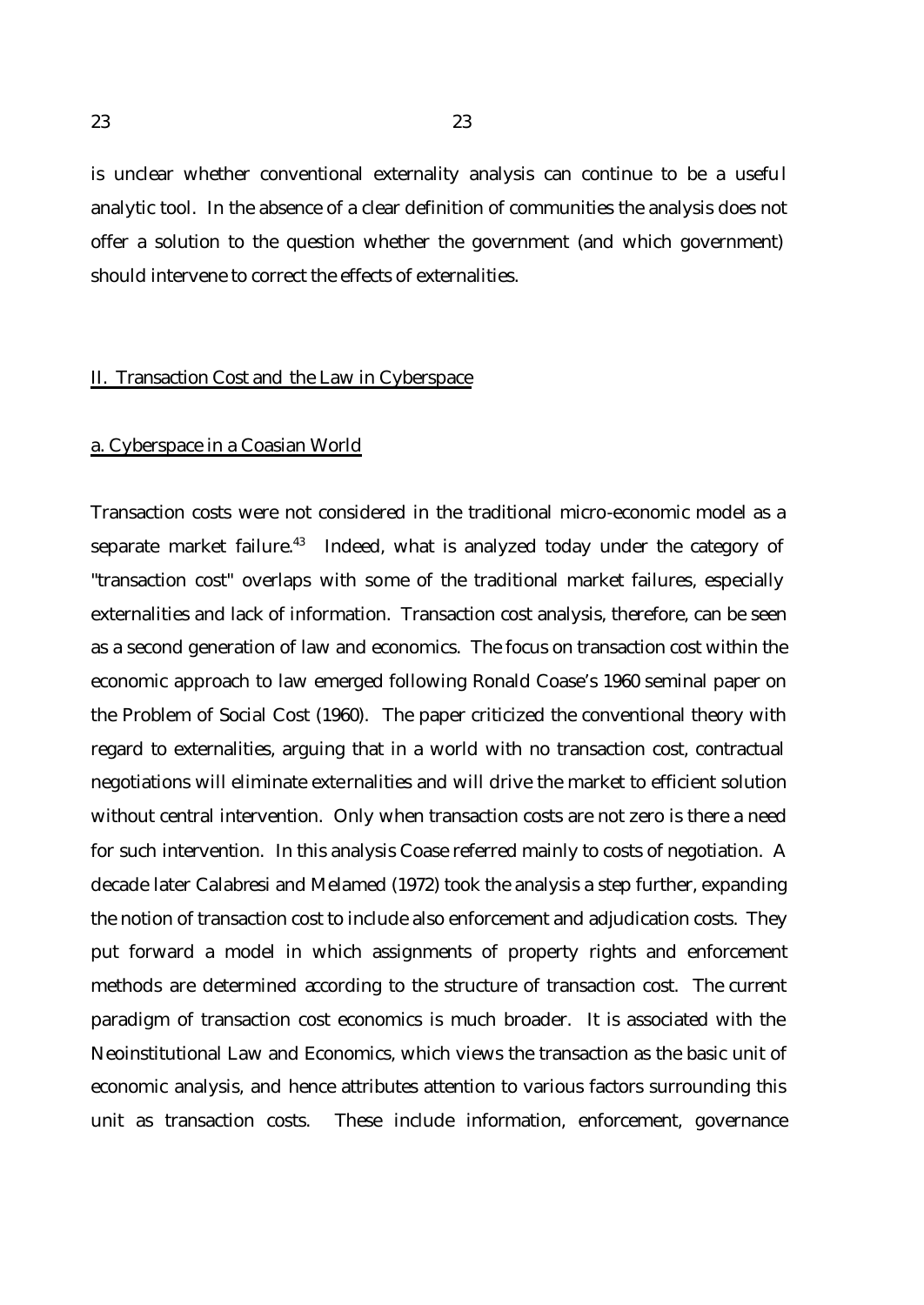is unclear whether conventional externality analysis can continue to be a useful analytic tool. In the absence of a clear definition of communities the analysis does not offer a solution to the question whether the government (and which government) should intervene to correct the effects of externalities.

## II. Transaction Cost and the Law in Cyberspace

### a. Cyberspace in a Coasian World

Transaction costs were not considered in the traditional micro-economic model as a separate market failure.[43] Indeed, what is analyzed today under the category of "transaction cost" overlaps with some of the traditional market failures, especially externalities and lack of information. Transaction cost analysis, therefore, can be seen as a second generation of law and economics. The focus on transaction cost within the economic approach to law emerged following Ronald Coase's 1960 seminal paper on the Problem of Social Cost (1960). The paper criticized the conventional theory with regard to externalities, arguing that in a world with no transaction cost, contractual negotiations will eliminate externalities and will drive the market to efficient solution without central intervention. Only when transaction costs are not zero is there a need for such intervention. In this analysis Coase referred mainly to costs of negotiation. A decade later Calabresi and Melamed (1972) took the analysis a step further, expanding the notion of transaction cost to include also enforcement and adjudication costs. They put forward a model in which assignments of property rights and enforcement methods are determined according to the structure of transaction cost. The current paradigm of transaction cost economics is much broader. It is associated with the Neoinstitutional Law and Economics, which views the transaction as the basic unit of economic analysis, and hence attributes attention to various factors surrounding this unit as transaction costs. These include information, enforcement, governance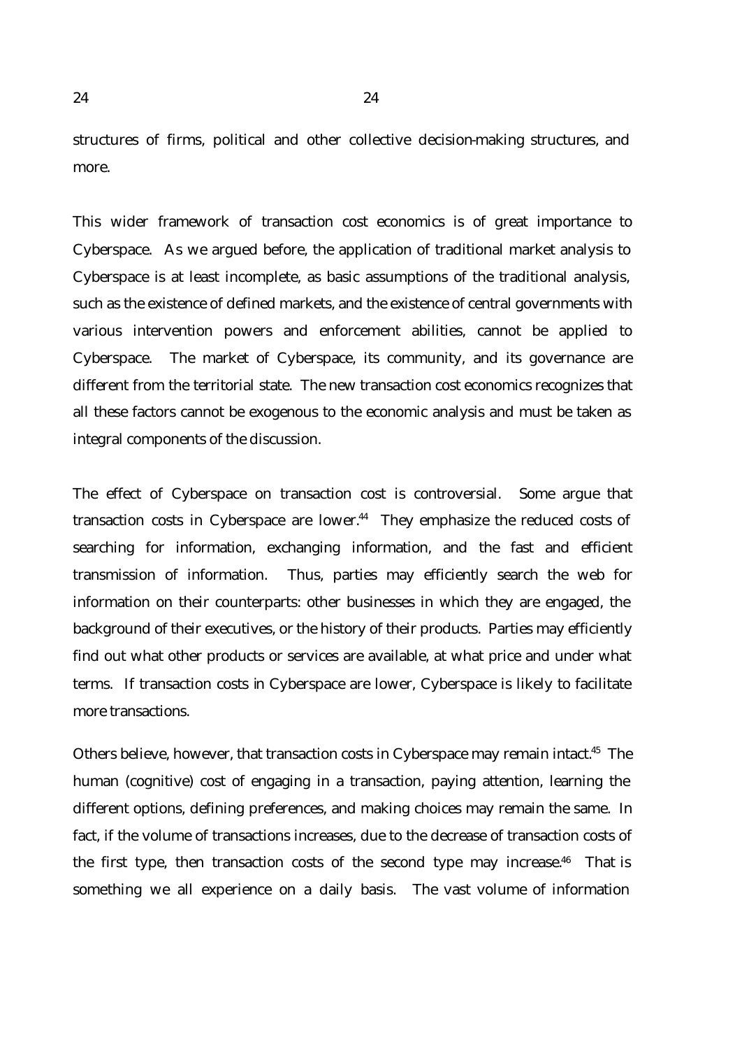structures of firms, political and other collective decision-making structures, and more.

This wider framework of transaction cost economics is of great importance to Cyberspace. As we argued before, the application of traditional market analysis to Cyberspace is at least incomplete, as basic assumptions of the traditional analysis, such as the existence of defined markets, and the existence of central governments with various intervention powers and enforcement abilities, cannot be applied to Cyberspace. The market of Cyberspace, its community, and its governance are different from the territorial state. The new transaction cost economics recognizes that all these factors cannot be exogenous to the economic analysis and must be taken as integral components of the discussion.

The effect of Cyberspace on transaction cost is controversial. Some argue that transaction costs in Cyberspace are lower.[44] They emphasize the reduced costs of searching for information, exchanging information, and the fast and efficient transmission of information. Thus, parties may efficiently search the web for information on their counterparts: other businesses in which they are engaged, the background of their executives, or the history of their products. Parties may efficiently find out what other products or services are available, at what price and under what terms. If transaction costs in Cyberspace are lower, Cyberspace is likely to facilitate more transactions.

Others believe, however, that transaction costs in Cyberspace may remain intact.[45] The human (cognitive) cost of engaging in a transaction, paying attention, learning the different options, defining preferences, and making choices may remain the same. In fact, if the volume of transactions increases, due to the decrease of transaction costs of the first type, then transaction costs of the second type may increase.[46] That is something we all experience on a daily basis. The vast volume of information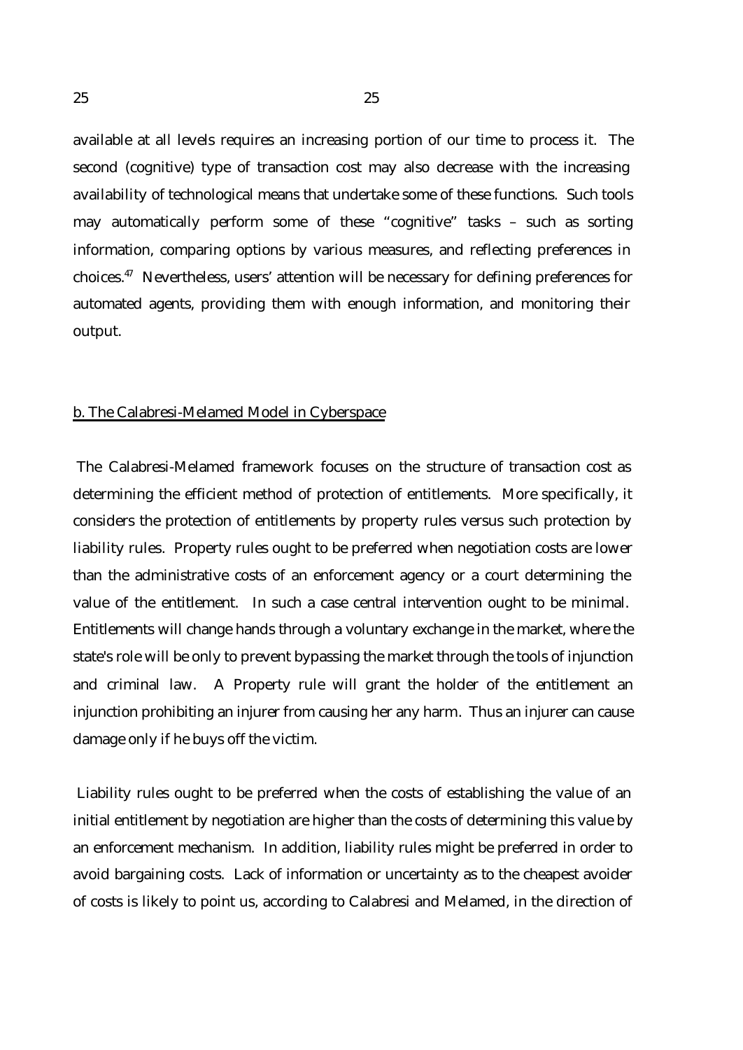available at all levels requires an increasing portion of our time to process it. The second (cognitive) type of transaction cost may also decrease with the increasing availability of technological means that undertake some of these functions. Such tools may automatically perform some of these "cognitive" tasks – such as sorting information, comparing options by various measures, and reflecting preferences in choices.[47] Nevertheless, users' attention will be necessary for defining preferences for automated agents, providing them with enough information, and monitoring their output.

<u>b. The Calabresi-Melamed Model in Cyberspace</u>

The Calabresi-Melamed framework focuses on the structure of transaction cost as determining the efficient method of protection of entitlements. More specifically, it considers the protection of entitlements by property rules versus such protection by liability rules. Property rules ought to be preferred when negotiation costs are lower than the administrative costs of an enforcement agency or a court determining the value of the entitlement. In such a case central intervention ought to be minimal. Entitlements will change hands through a voluntary exchange in the market, where the state's role will be only to prevent bypassing the market through the tools of injunction and criminal law. A Property rule will grant the holder of the entitlement an injunction prohibiting an injurer from causing her any harm. Thus an injurer can cause damage only if he buys off the victim.

Liability rules ought to be preferred when the costs of establishing the value of an initial entitlement by negotiation are higher than the costs of determining this value by an enforcement mechanism. In addition, liability rules might be preferred in order to avoid bargaining costs. Lack of information or uncertainty as to the cheapest avoider of costs is likely to point us, according to Calabresi and Melamed, in the direction of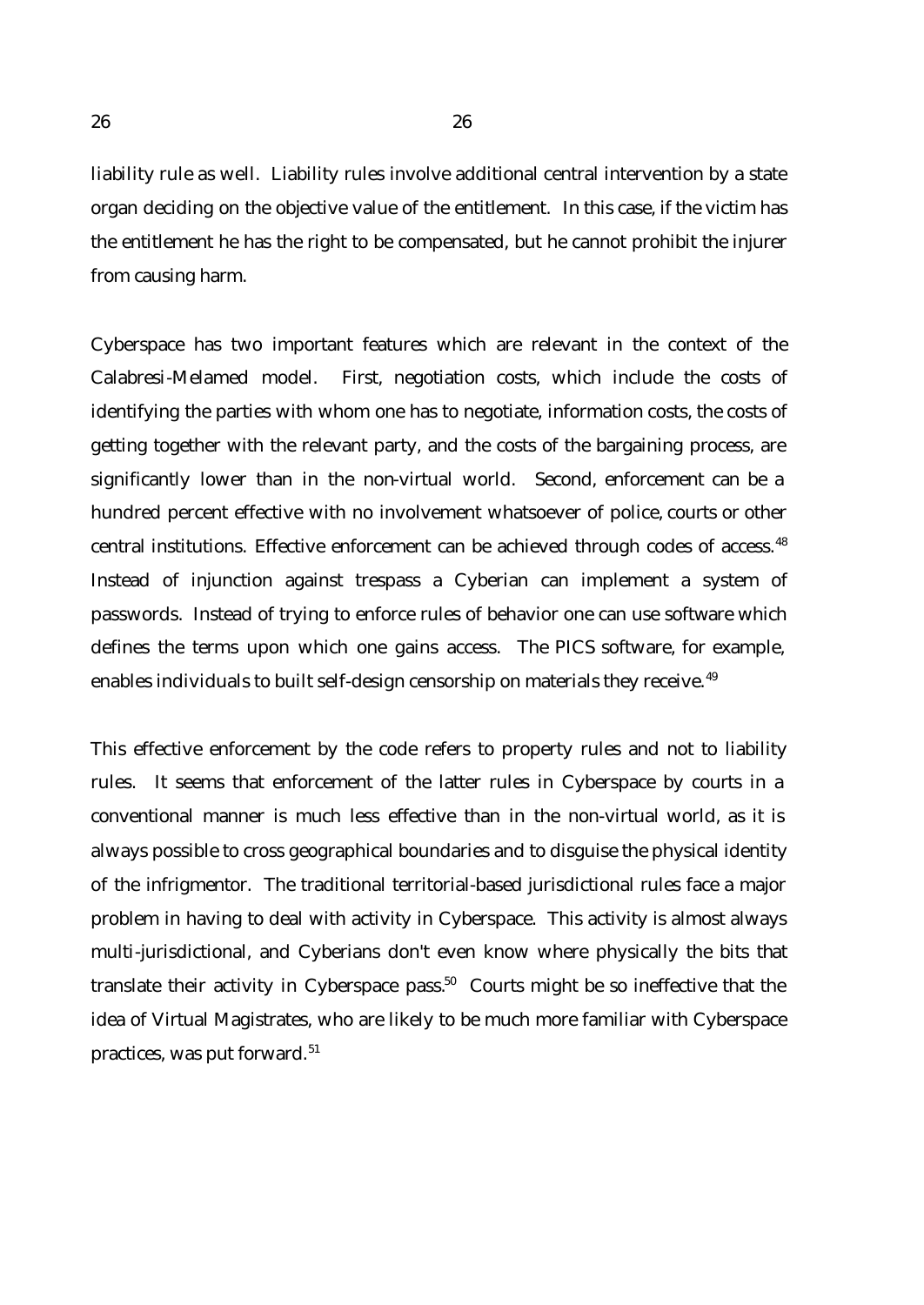liability rule as well. Liability rules involve additional central intervention by a state organ deciding on the objective value of the entitlement. In this case, if the victim has the entitlement he has the right to be compensated, but he cannot prohibit the injurer from causing harm.

Cyberspace has two important features which are relevant in the context of the Calabresi-Melamed model. First, negotiation costs, which include the costs of identifying the parties with whom one has to negotiate, information costs, the costs of getting together with the relevant party, and the costs of the bargaining process, are significantly lower than in the non-virtual world. Second, enforcement can be a hundred percent effective with no involvement whatsoever of police, courts or other central institutions. Effective enforcement can be achieved through codes of access.[48] Instead of injunction against trespass a Cyberian can implement a system of passwords. Instead of trying to enforce rules of behavior one can use software which defines the terms upon which one gains access. The PICS software, for example, enables individuals to built self-design censorship on materials they receive.[49]

This effective enforcement by the code refers to property rules and not to liability rules. It seems that enforcement of the latter rules in Cyberspace by courts in a conventional manner is much less effective than in the non-virtual world, as it is always possible to cross geographical boundaries and to disguise the physical identity of the infrigmentor. The traditional territorial-based jurisdictional rules face a major problem in having to deal with activity in Cyberspace. This activity is almost always multi-jurisdictional, and Cyberians don't even know where physically the bits that translate their activity in Cyberspace pass.[50] Courts might be so ineffective that the idea of Virtual Magistrates, who are likely to be much more familiar with Cyberspace practices, was put forward.[51]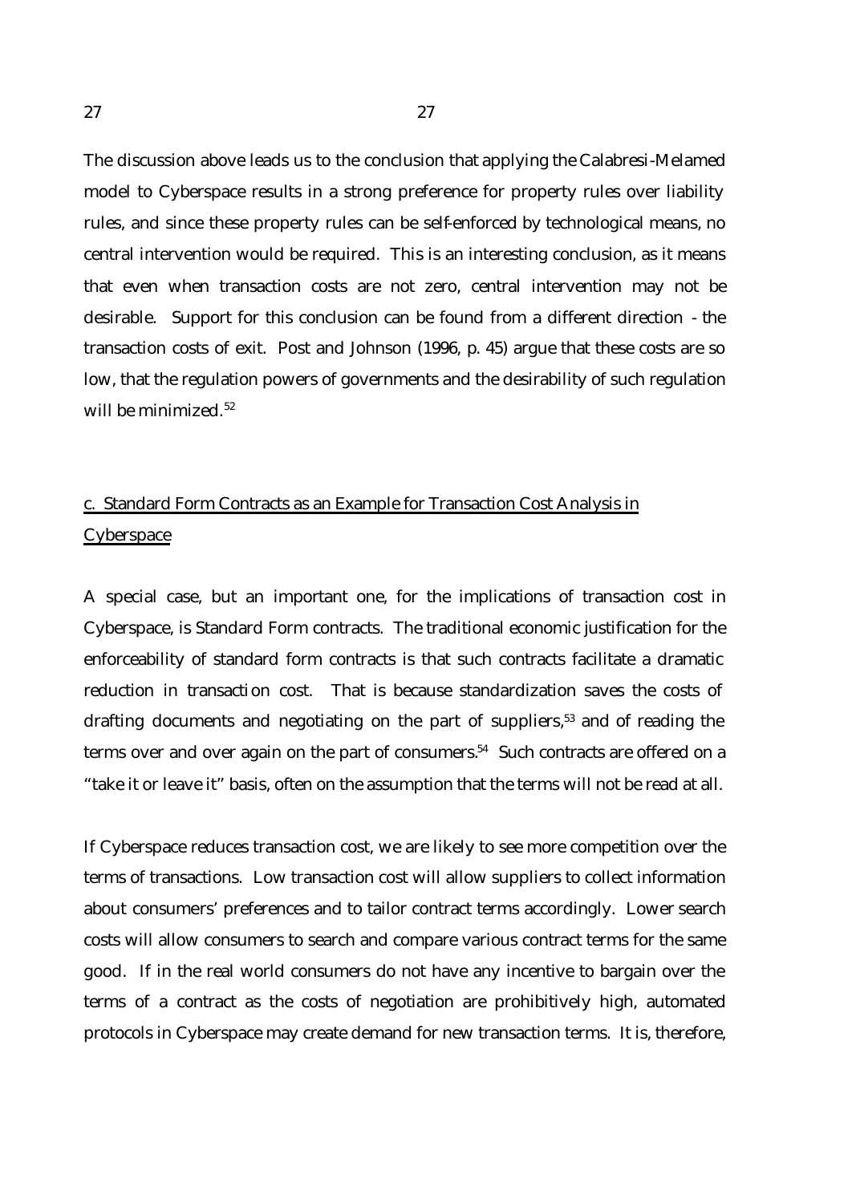The discussion above leads us to the conclusion that applying the Calabresi-Melamed model to Cyberspace results in a strong preference for property rules over liability rules, and since these property rules can be self-enforced by technological means, no central intervention would be required. This is an interesting conclusion, as it means that even when transaction costs are not zero, central intervention may not be desirable. Support for this conclusion can be found from a different direction - the transaction costs of exit. Post and Johnson (1996, p. 45) argue that these costs are so low, that the regulation powers of governments and the desirability of such regulation will be minimized.[52]

## c. Standard Form Contracts as an Example for Transaction Cost Analysis in Cyberspace

A special case, but an important one, for the implications of transaction cost in Cyberspace, is Standard Form contracts. The traditional economic justification for the enforceability of standard form contracts is that such contracts facilitate a dramatic reduction in transaction cost. That is because standardization saves the costs of drafting documents and negotiating on the part of suppliers,[53] and of reading the terms over and over again on the part of consumers.[54] Such contracts are offered on a "take it or leave it" basis, often on the assumption that the terms will not be read at all.

If Cyberspace reduces transaction cost, we are likely to see more competition over the terms of transactions. Low transaction cost will allow suppliers to collect information about consumers' preferences and to tailor contract terms accordingly. Lower search costs will allow consumers to search and compare various contract terms for the same good. If in the real world consumers do not have any incentive to bargain over the terms of a contract as the costs of negotiation are prohibitively high, automated protocols in Cyberspace may create demand for new transaction terms. It is, therefore,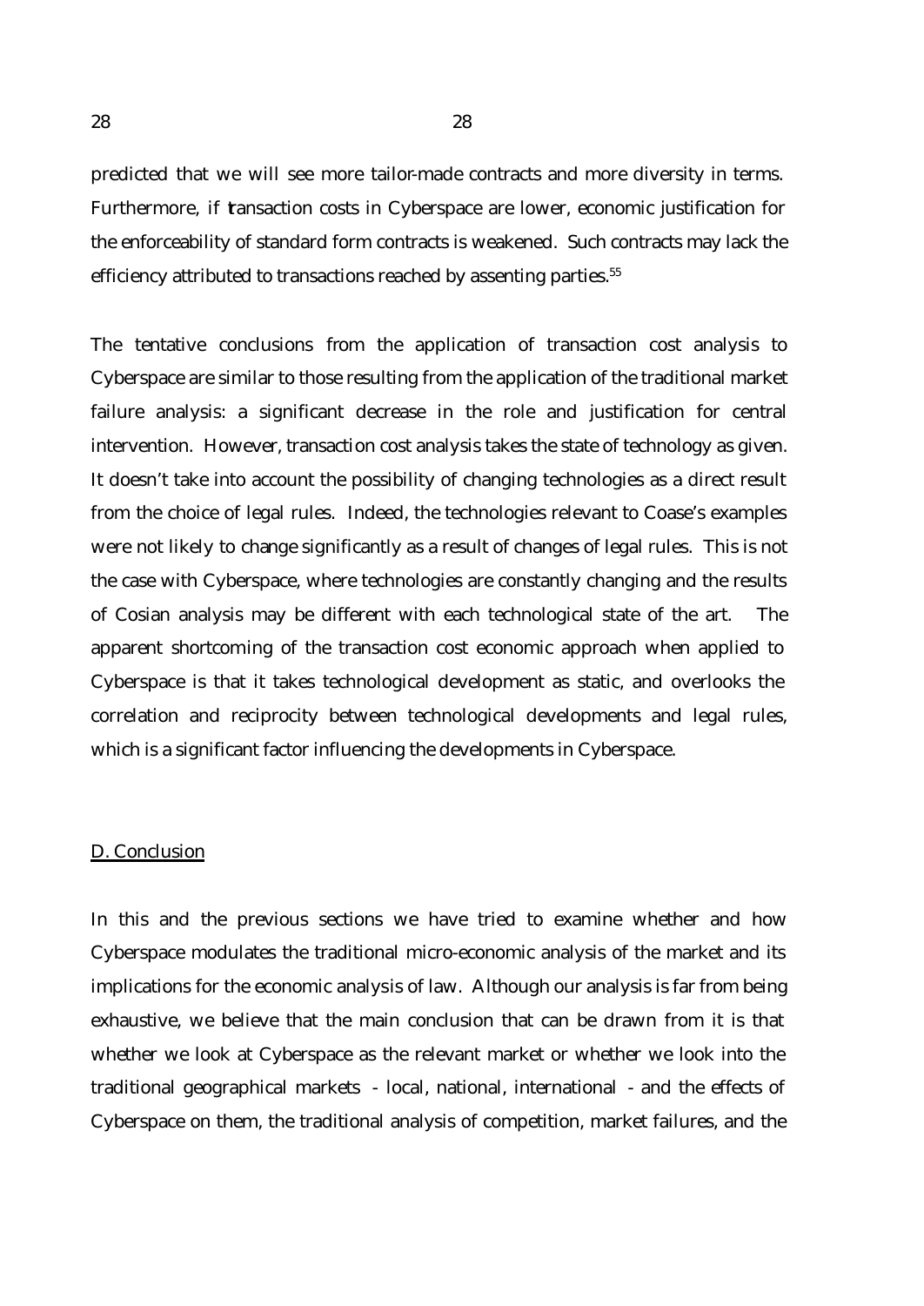predicted that we will see more tailor-made contracts and more diversity in terms. Furthermore, if transaction costs in Cyberspace are lower, economic justification for the enforceability of standard form contracts is weakened. Such contracts may lack the efficiency attributed to transactions reached by assenting parties.[55]

The tentative conclusions from the application of transaction cost analysis to Cyberspace are similar to those resulting from the application of the traditional market failure analysis: a significant decrease in the role and justification for central intervention. However, transaction cost analysis takes the state of technology as given. It doesn't take into account the possibility of changing technologies as a direct result from the choice of legal rules. Indeed, the technologies relevant to Coase's examples were not likely to change significantly as a result of changes of legal rules. This is not the case with Cyberspace, where technologies are constantly changing and the results of Cosian analysis may be different with each technological state of the art. The apparent shortcoming of the transaction cost economic approach when applied to Cyberspace is that it takes technological development as static, and overlooks the correlation and reciprocity between technological developments and legal rules, which is a significant factor influencing the developments in Cyberspace.

## D. Conclusion

In this and the previous sections we have tried to examine whether and how Cyberspace modulates the traditional micro-economic analysis of the market and its implications for the economic analysis of law. Although our analysis is far from being exhaustive, we believe that the main conclusion that can be drawn from it is that whether we look at Cyberspace as the relevant market or whether we look into the traditional geographical markets - local, national, international - and the effects of Cyberspace on them, the traditional analysis of competition, market failures, and the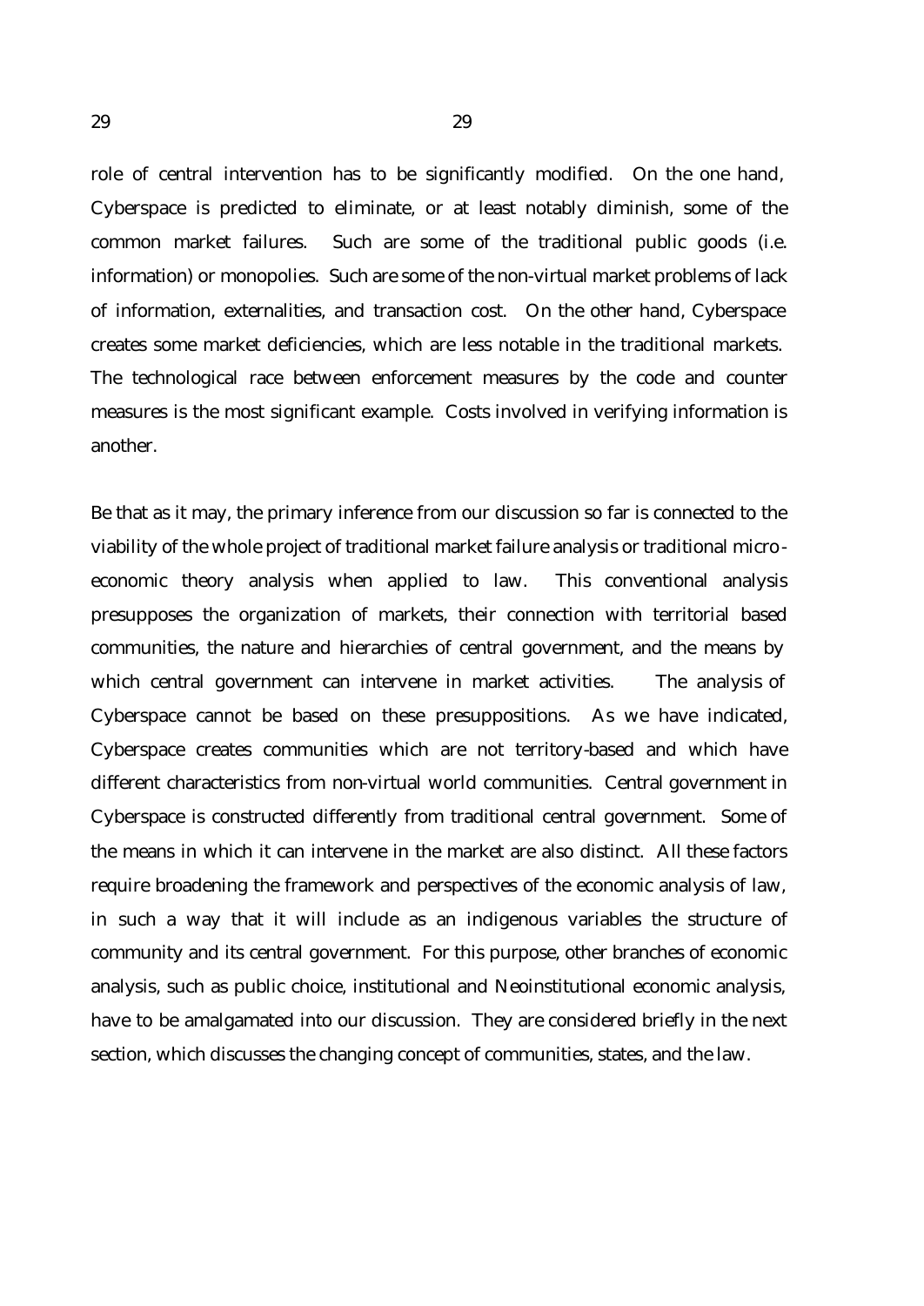role of central intervention has to be significantly modified. On the one hand, Cyberspace is predicted to eliminate, or at least notably diminish, some of the common market failures. Such are some of the traditional public goods (i.e. information) or monopolies. Such are some of the non-virtual market problems of lack of information, externalities, and transaction cost. On the other hand, Cyberspace creates some market deficiencies, which are less notable in the traditional markets. The technological race between enforcement measures by the code and counter measures is the most significant example. Costs involved in verifying information is another.

Be that as it may, the primary inference from our discussion so far is connected to the viability of the whole project of traditional market failure analysis or traditional micro-economic theory analysis when applied to law. This conventional analysis presupposes the organization of markets, their connection with territorial based communities, the nature and hierarchies of central government, and the means by which central government can intervene in market activities. The analysis of Cyberspace cannot be based on these presuppositions. As we have indicated, Cyberspace creates communities which are not territory-based and which have different characteristics from non-virtual world communities. Central government in Cyberspace is constructed differently from traditional central government. Some of the means in which it can intervene in the market are also distinct. All these factors require broadening the framework and perspectives of the economic analysis of law, in such a way that it will include as an indigenous variables the structure of community and its central government. For this purpose, other branches of economic analysis, such as public choice, institutional and Neoinstitutional economic analysis, have to be amalgamated into our discussion. They are considered briefly in the next section, which discusses the changing concept of communities, states, and the law.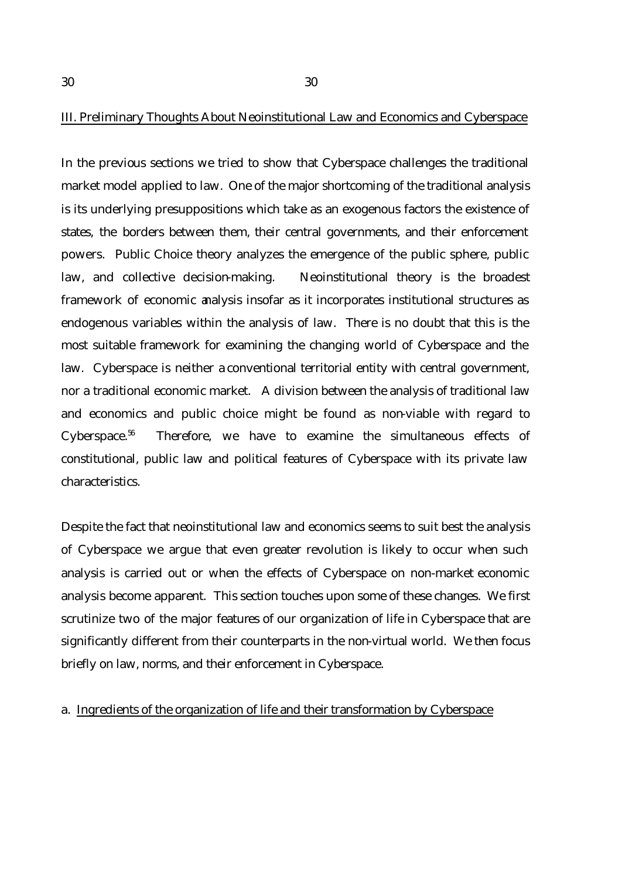## III. Preliminary Thoughts About Neoinstitutional Law and Economics and Cyberspace

In the previous sections we tried to show that Cyberspace challenges the traditional market model applied to law. One of the major shortcoming of the traditional analysis is its underlying presuppositions which take as an exogenous factors the existence of states, the borders between them, their central governments, and their enforcement powers. Public Choice theory analyzes the emergence of the public sphere, public law, and collective decision-making. Neoinstitutional theory is the broadest framework of economic analysis insofar as it incorporates institutional structures as endogenous variables within the analysis of law. There is no doubt that this is the most suitable framework for examining the changing world of Cyberspace and the law. Cyberspace is neither a conventional territorial entity with central government, nor a traditional economic market. A division between the analysis of traditional law and economics and public choice might be found as non-viable with regard to Cyberspace.[56] Therefore, we have to examine the simultaneous effects of constitutional, public law and political features of Cyberspace with its private law characteristics.

Despite the fact that neoinstitutional law and economics seems to suit best the analysis of Cyberspace we argue that even greater revolution is likely to occur when such analysis is carried out or when the effects of Cyberspace on non-market economic analysis become apparent. This section touches upon some of these changes. We first scrutinize two of the major features of our organization of life in Cyberspace that are significantly different from their counterparts in the non-virtual world. We then focus briefly on law, norms, and their enforcement in Cyberspace.

### a. Ingredients of the organization of life and their transformation by Cyberspace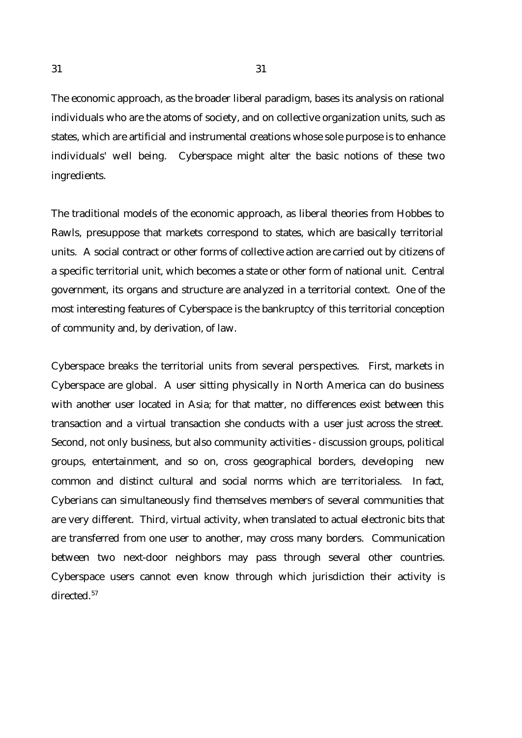The economic approach, as the broader liberal paradigm, bases its analysis on rational individuals who are the atoms of society, and on collective organization units, such as states, which are artificial and instrumental creations whose sole purpose is to enhance individuals' well being. Cyberspace might alter the basic notions of these two ingredients.

The traditional models of the economic approach, as liberal theories from Hobbes to Rawls, presuppose that markets correspond to states, which are basically territorial units. A social contract or other forms of collective action are carried out by citizens of a specific territorial unit, which becomes a state or other form of national unit. Central government, its organs and structure are analyzed in a territorial context. One of the most interesting features of Cyberspace is the bankruptcy of this territorial conception of community and, by derivation, of law.

Cyberspace breaks the territorial units from several perspectives. First, markets in Cyberspace are global. A user sitting physically in North America can do business with another user located in Asia; for that matter, no differences exist between this transaction and a virtual transaction she conducts with a user just across the street. Second, not only business, but also community activities - discussion groups, political groups, entertainment, and so on, cross geographical borders, developing new common and distinct cultural and social norms which are territorialess. In fact, Cyberians can simultaneously find themselves members of several communities that are very different. Third, virtual activity, when translated to actual electronic bits that are transferred from one user to another, may cross many borders. Communication between two next-door neighbors may pass through several other countries. Cyberspace users cannot even know through which jurisdiction their activity is directed.[57]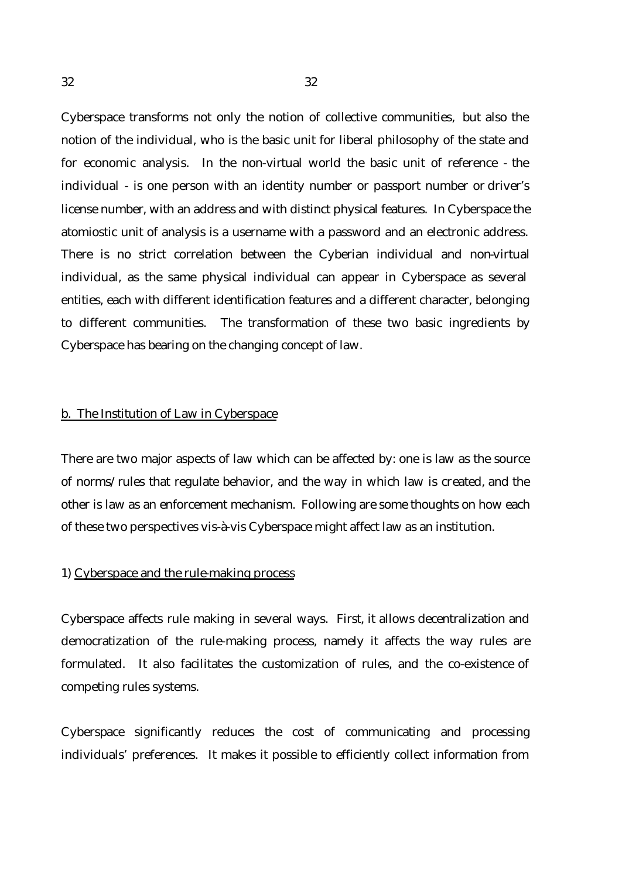Cyberspace transforms not only the notion of collective communities, but also the notion of the individual, who is the basic unit for liberal philosophy of the state and for economic analysis. In the non-virtual world the basic unit of reference - the individual - is one person with an identity number or passport number or driver's license number, with an address and with distinct physical features. In Cyberspace the atomiostic unit of analysis is a username with a password and an electronic address. There is no strict correlation between the Cyberian individual and non-virtual individual, as the same physical individual can appear in Cyberspace as several entities, each with different identification features and a different character, belonging to different communities. The transformation of these two basic ingredients by Cyberspace has bearing on the changing concept of law.

## b. The Institution of Law in Cyberspace

There are two major aspects of law which can be affected by: one is law as the source of norms/rules that regulate behavior, and the way in which law is created, and the other is law as an enforcement mechanism. Following are some thoughts on how each of these two perspectives vis-à-vis Cyberspace might affect law as an institution.

### 1) Cyberspace and the rule-making process

Cyberspace affects rule making in several ways. First, it allows decentralization and democratization of the rule-making process, namely it affects the way rules are formulated. It also facilitates the customization of rules, and the co-existence of competing rules systems.

Cyberspace significantly reduces the cost of communicating and processing individuals' preferences. It makes it possible to efficiently collect information from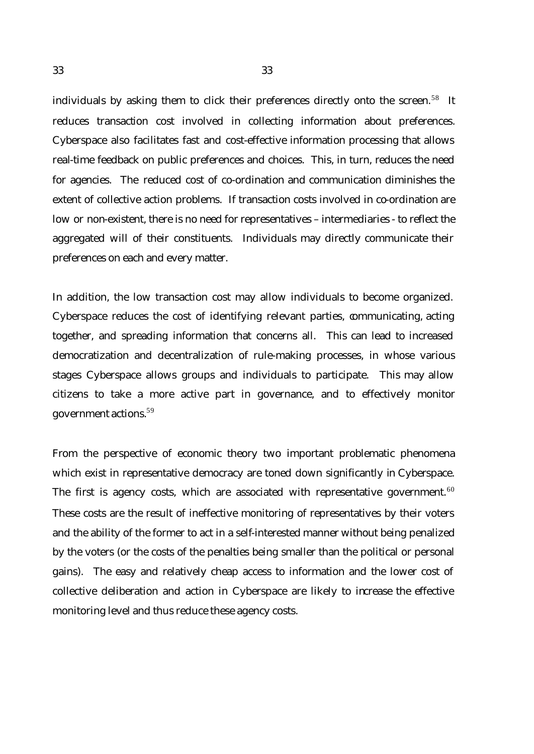individuals by asking them to click their preferences directly onto the screen.[58] It reduces transaction cost involved in collecting information about preferences. Cyberspace also facilitates fast and cost-effective information processing that allows real-time feedback on public preferences and choices. This, in turn, reduces the need for agencies. The reduced cost of co-ordination and communication diminishes the extent of collective action problems. If transaction costs involved in co-ordination are low or non-existent, there is no need for representatives – intermediaries - to reflect the aggregated will of their constituents. Individuals may directly communicate their preferences on each and every matter.

In addition, the low transaction cost may allow individuals to become organized. Cyberspace reduces the cost of identifying relevant parties, communicating, acting together, and spreading information that concerns all. This can lead to increased democratization and decentralization of rule-making processes, in whose various stages Cyberspace allows groups and individuals to participate. This may allow citizens to take a more active part in governance, and to effectively monitor government actions.[59]

From the perspective of economic theory two important problematic phenomena which exist in representative democracy are toned down significantly in Cyberspace. The first is agency costs, which are associated with representative government.[60] These costs are the result of ineffective monitoring of representatives by their voters and the ability of the former to act in a self-interested manner without being penalized by the voters (or the costs of the penalties being smaller than the political or personal gains). The easy and relatively cheap access to information and the lower cost of collective deliberation and action in Cyberspace are likely to increase the effective monitoring level and thus reduce these agency costs.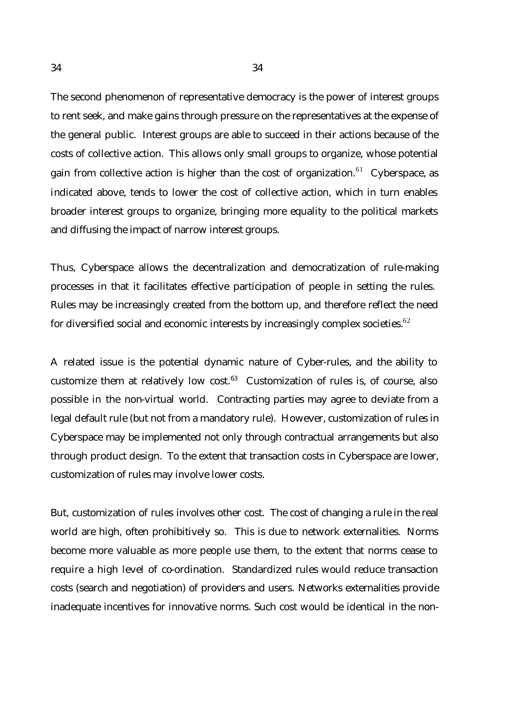The second phenomenon of representative democracy is the power of interest groups to rent seek, and make gains through pressure on the representatives at the expense of the general public. Interest groups are able to succeed in their actions because of the costs of collective action. This allows only small groups to organize, whose potential gain from collective action is higher than the cost of organization.[61] Cyberspace, as indicated above, tends to lower the cost of collective action, which in turn enables broader interest groups to organize, bringing more equality to the political markets and diffusing the impact of narrow interest groups.

Thus, Cyberspace allows the decentralization and democratization of rule-making processes in that it facilitates effective participation of people in setting the rules. Rules may be increasingly created from the bottom up, and therefore reflect the need for diversified social and economic interests by increasingly complex societies.[62]

A related issue is the potential dynamic nature of Cyber-rules, and the ability to customize them at relatively low cost.[63] Customization of rules is, of course, also possible in the non-virtual world. Contracting parties may agree to deviate from a legal default rule (but not from a mandatory rule). However, customization of rules in Cyberspace may be implemented not only through contractual arrangements but also through product design. To the extent that transaction costs in Cyberspace are lower, customization of rules may involve lower costs.

But, customization of rules involves other cost. The cost of changing a rule in the real world are high, often prohibitively so. This is due to network externalities. Norms become more valuable as more people use them, to the extent that norms cease to require a high level of co-ordination. Standardized rules would reduce transaction costs (search and negotiation) of providers and users. Networks externalities provide inadequate incentives for innovative norms. Such cost would be identical in the non-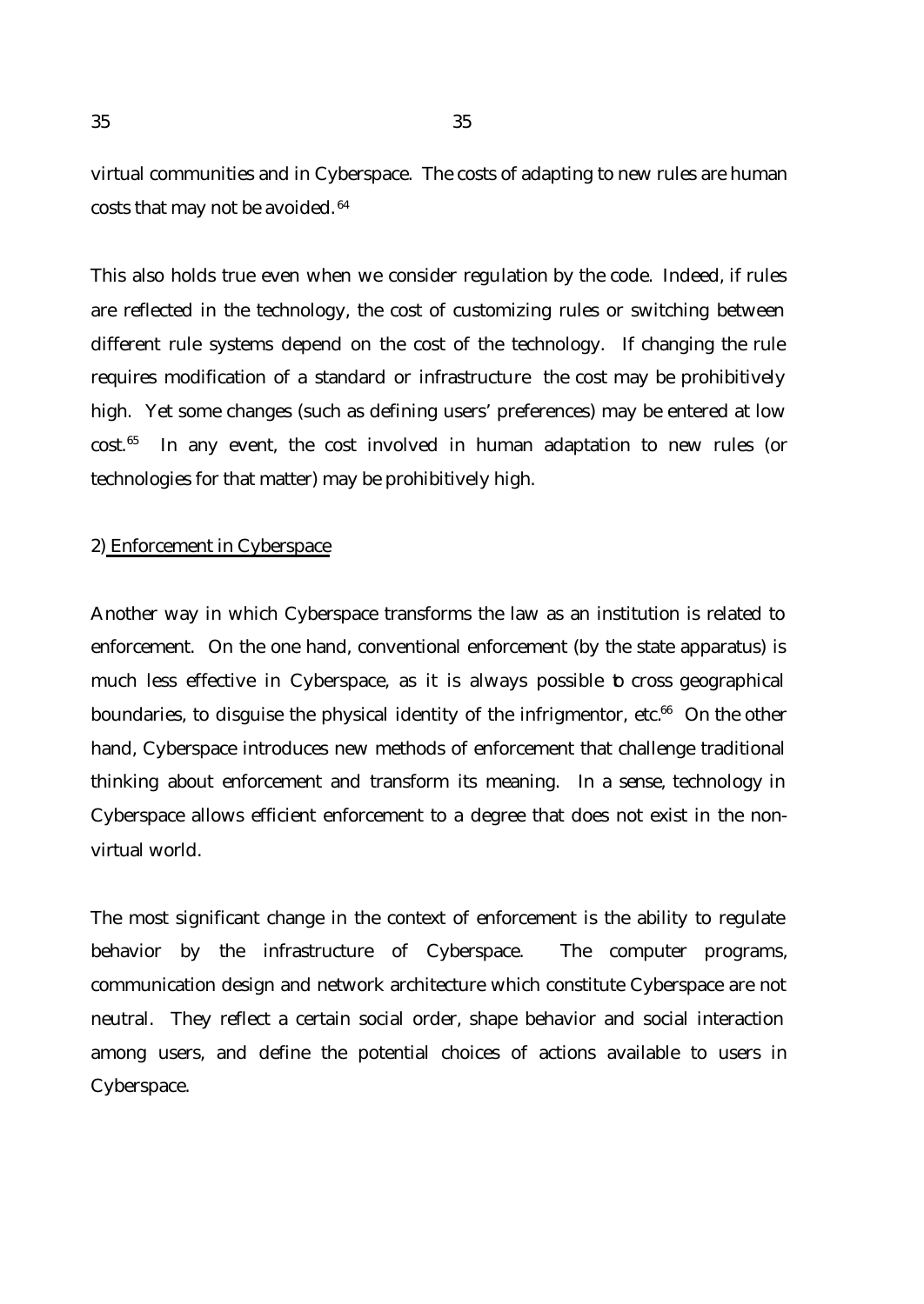virtual communities and in Cyberspace. The costs of adapting to new rules are human costs that may not be avoided. [64]

This also holds true even when we consider regulation by the code. Indeed, if rules are reflected in the technology, the cost of customizing rules or switching between different rule systems depend on the cost of the technology. If changing the rule requires modification of a standard or infrastructure the cost may be prohibitively high. Yet some changes (such as defining users' preferences) may be entered at low cost.[65] In any event, the cost involved in human adaptation to new rules (or technologies for that matter) may be prohibitively high.

2) <u>Enforcement in Cyberspace</u>

Another way in which Cyberspace transforms the law as an institution is related to enforcement. On the one hand, conventional enforcement (by the state apparatus) is much less effective in Cyberspace, as it is always possible to cross geographical boundaries, to disguise the physical identity of the infrigmentor, etc.[66] On the other hand, Cyberspace introduces new methods of enforcement that challenge traditional thinking about enforcement and transform its meaning. In a sense, technology in Cyberspace allows efficient enforcement to a degree that does not exist in the non-virtual world.

The most significant change in the context of enforcement is the ability to regulate behavior by the infrastructure of Cyberspace. The computer programs, communication design and network architecture which constitute Cyberspace are not neutral. They reflect a certain social order, shape behavior and social interaction among users, and define the potential choices of actions available to users in Cyberspace.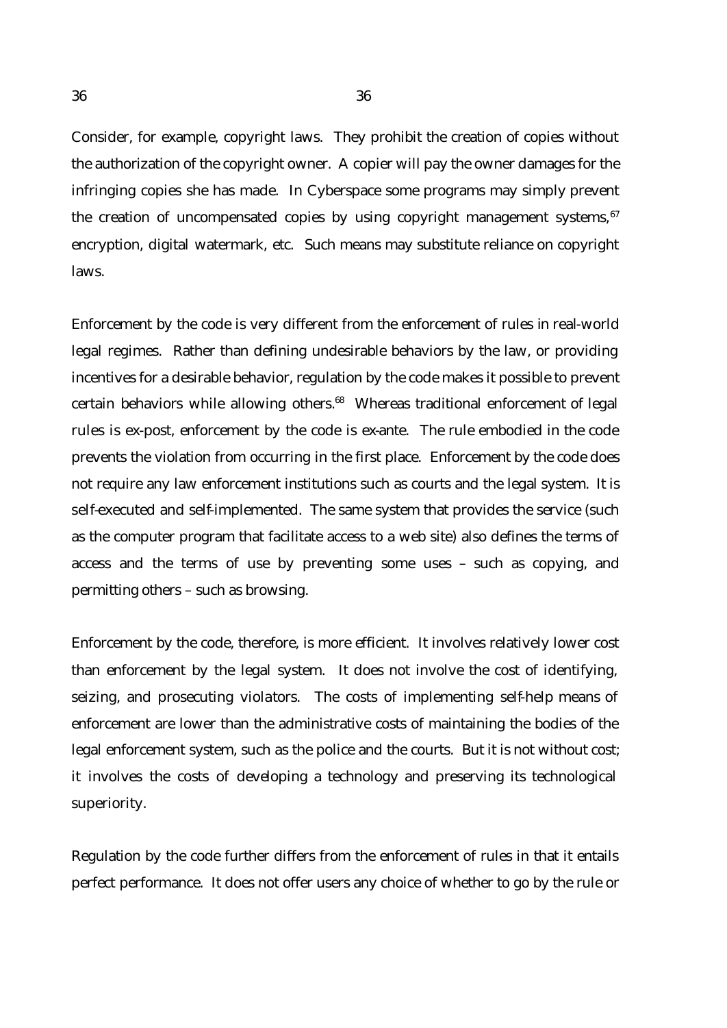Consider, for example, copyright laws. They prohibit the creation of copies without the authorization of the copyright owner. A copier will pay the owner damages for the infringing copies she has made. In Cyberspace some programs may simply prevent the creation of uncompensated copies by using copyright management systems,[67] encryption, digital watermark, etc. Such means may substitute reliance on copyright laws.

Enforcement by the code is very different from the enforcement of rules in real-world legal regimes. Rather than defining undesirable behaviors by the law, or providing incentives for a desirable behavior, regulation by the code makes it possible to prevent certain behaviors while allowing others.[68] Whereas traditional enforcement of legal rules is ex-post, enforcement by the code is ex-ante. The rule embodied in the code prevents the violation from occurring in the first place. Enforcement by the code does not require any law enforcement institutions such as courts and the legal system. It is self-executed and self-implemented. The same system that provides the service (such as the computer program that facilitate access to a web site) also defines the terms of access and the terms of use by preventing some uses – such as copying, and permitting others – such as browsing.

Enforcement by the code, therefore, is more efficient. It involves relatively lower cost than enforcement by the legal system. It does not involve the cost of identifying, seizing, and prosecuting violators. The costs of implementing self-help means of enforcement are lower than the administrative costs of maintaining the bodies of the legal enforcement system, such as the police and the courts. But it is not without cost; it involves the costs of developing a technology and preserving its technological superiority.

Regulation by the code further differs from the enforcement of rules in that it entails perfect performance. It does not offer users any choice of whether to go by the rule or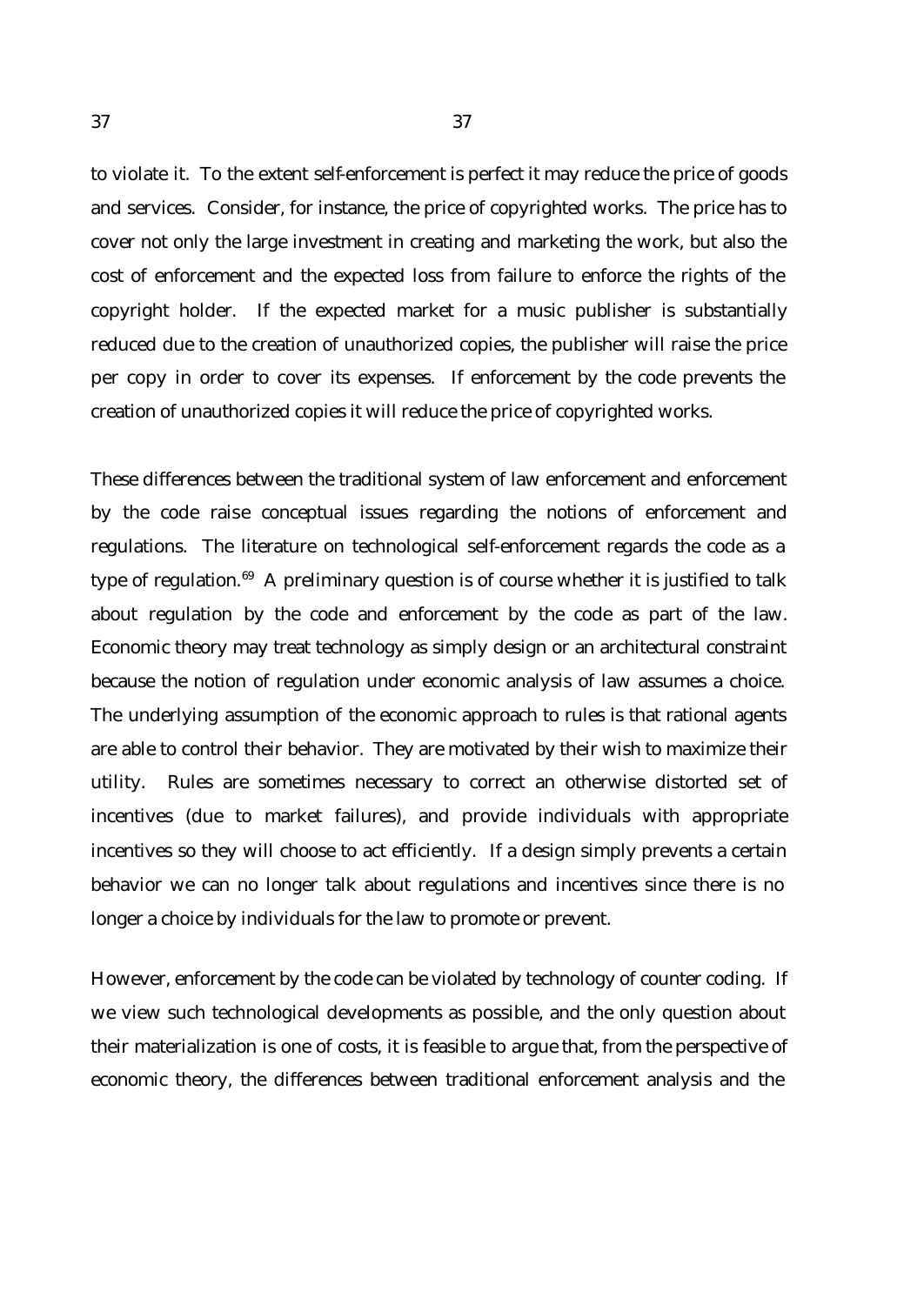to violate it. To the extent self-enforcement is perfect it may reduce the price of goods and services. Consider, for instance, the price of copyrighted works. The price has to cover not only the large investment in creating and marketing the work, but also the cost of enforcement and the expected loss from failure to enforce the rights of the copyright holder. If the expected market for a music publisher is substantially reduced due to the creation of unauthorized copies, the publisher will raise the price per copy in order to cover its expenses. If enforcement by the code prevents the creation of unauthorized copies it will reduce the price of copyrighted works.

These differences between the traditional system of law enforcement and enforcement by the code raise conceptual issues regarding the notions of enforcement and regulations. The literature on technological self-enforcement regards the code as a type of regulation.[69] A preliminary question is of course whether it is justified to talk about regulation by the code and enforcement by the code as part of the law. Economic theory may treat technology as simply design or an architectural constraint because the notion of regulation under economic analysis of law assumes a choice. The underlying assumption of the economic approach to rules is that rational agents are able to control their behavior. They are motivated by their wish to maximize their utility. Rules are sometimes necessary to correct an otherwise distorted set of incentives (due to market failures), and provide individuals with appropriate incentives so they will choose to act efficiently. If a design simply prevents a certain behavior we can no longer talk about regulations and incentives since there is no longer a choice by individuals for the law to promote or prevent.

However, enforcement by the code can be violated by technology of counter coding. If we view such technological developments as possible, and the only question about their materialization is one of costs, it is feasible to argue that, from the perspective of economic theory, the differences between traditional enforcement analysis and the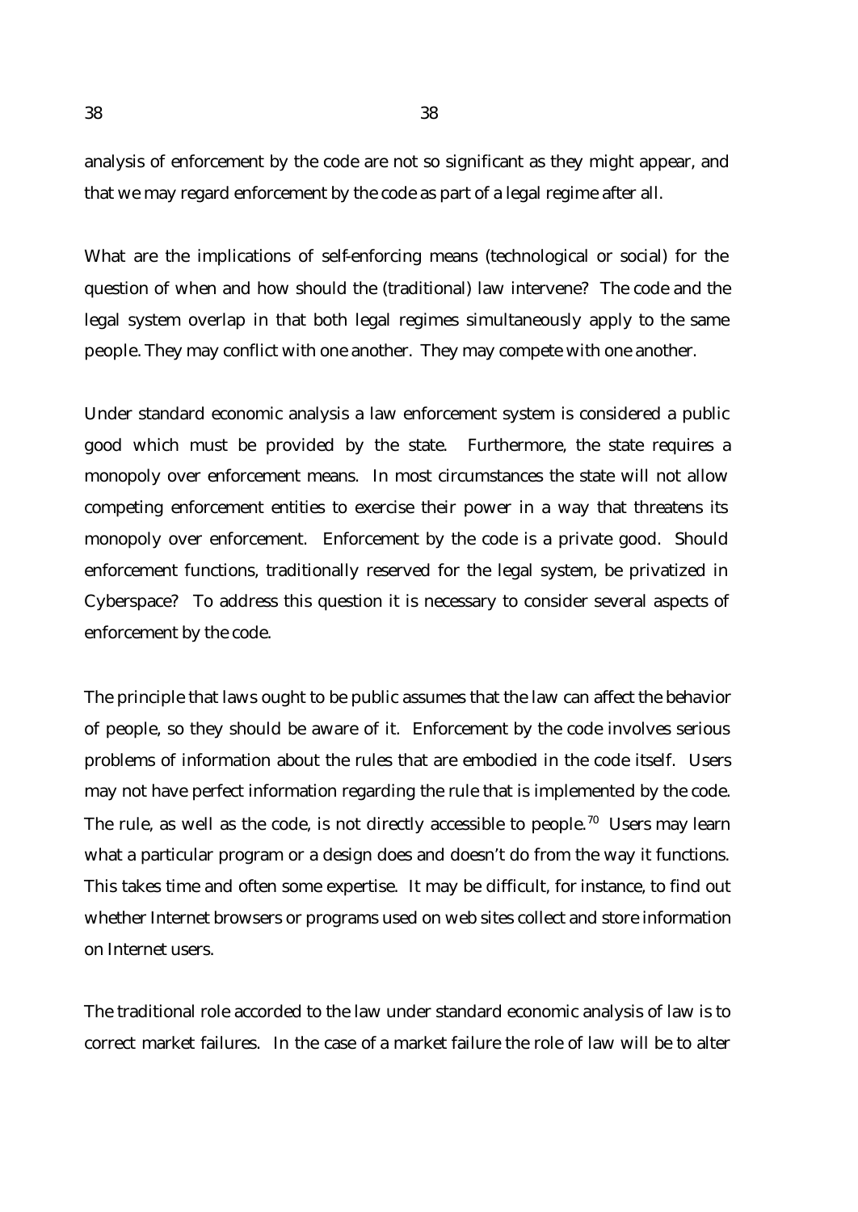analysis of enforcement by the code are not so significant as they might appear, and that we may regard enforcement by the code as part of a legal regime after all.

What are the implications of self-enforcing means (technological or social) for the question of when and how should the (traditional) law intervene? The code and the legal system overlap in that both legal regimes simultaneously apply to the same people. They may conflict with one another. They may compete with one another.

Under standard economic analysis a law enforcement system is considered a public good which must be provided by the state. Furthermore, the state requires a monopoly over enforcement means. In most circumstances the state will not allow competing enforcement entities to exercise their power in a way that threatens its monopoly over enforcement. Enforcement by the code is a private good. Should enforcement functions, traditionally reserved for the legal system, be privatized in Cyberspace? To address this question it is necessary to consider several aspects of enforcement by the code.

The principle that laws ought to be public assumes that the law can affect the behavior of people, so they should be aware of it. Enforcement by the code involves serious problems of information about the rules that are embodied in the code itself. Users may not have perfect information regarding the rule that is implemented by the code. The rule, as well as the code, is not directly accessible to people.[70] Users may learn what a particular program or a design does and doesn't do from the way it functions. This takes time and often some expertise. It may be difficult, for instance, to find out whether Internet browsers or programs used on web sites collect and store information on Internet users.

The traditional role accorded to the law under standard economic analysis of law is to correct market failures. In the case of a market failure the role of law will be to alter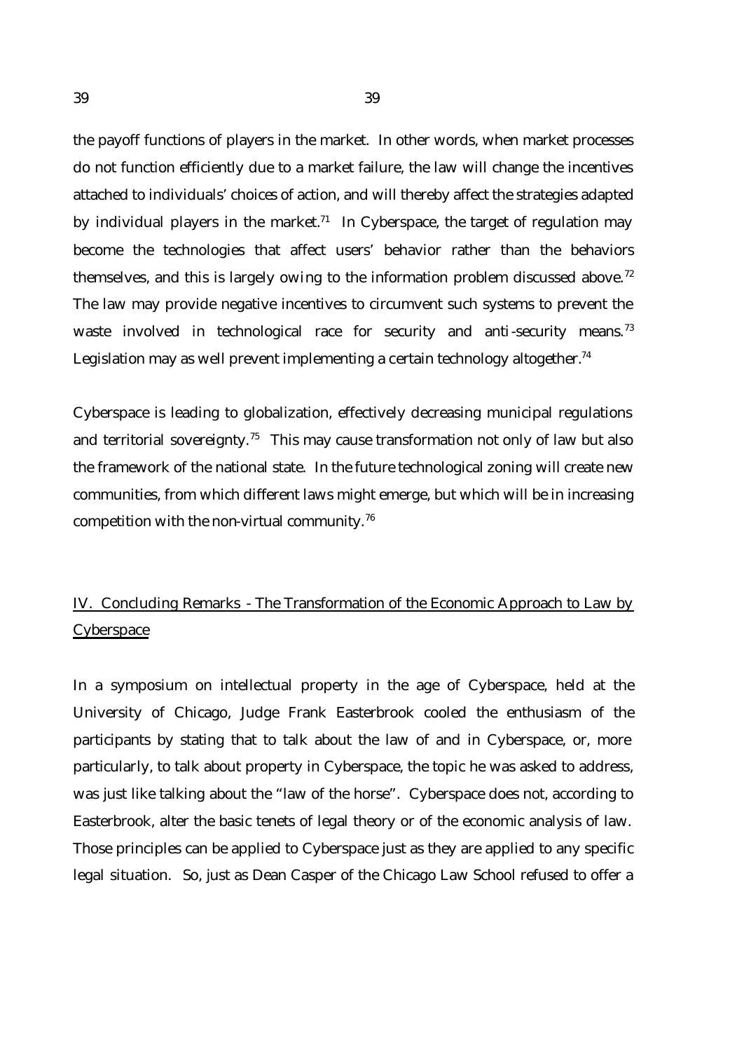the payoff functions of players in the market. In other words, when market processes do not function efficiently due to a market failure, the law will change the incentives attached to individuals' choices of action, and will thereby affect the strategies adapted by individual players in the market.[71] In Cyberspace, the target of regulation may become the technologies that affect users' behavior rather than the behaviors themselves, and this is largely owing to the information problem discussed above.[72] The law may provide negative incentives to circumvent such systems to prevent the waste involved in technological race for security and anti-security means.[73] Legislation may as well prevent implementing a certain technology altogether.[74]

Cyberspace is leading to globalization, effectively decreasing municipal regulations and territorial sovereignty.[75] This may cause transformation not only of law but also the framework of the national state. In the future technological zoning will create new communities, from which different laws might emerge, but which will be in increasing competition with the non-virtual community.[76]

## IV. Concluding Remarks - The Transformation of the Economic Approach to Law by Cyberspace

In a symposium on intellectual property in the age of Cyberspace, held at the University of Chicago, Judge Frank Easterbrook cooled the enthusiasm of the participants by stating that to talk about the law of and in Cyberspace, or, more particularly, to talk about property in Cyberspace, the topic he was asked to address, was just like talking about the "law of the horse". Cyberspace does not, according to Easterbrook, alter the basic tenets of legal theory or of the economic analysis of law. Those principles can be applied to Cyberspace just as they are applied to any specific legal situation. So, just as Dean Casper of the Chicago Law School refused to offer a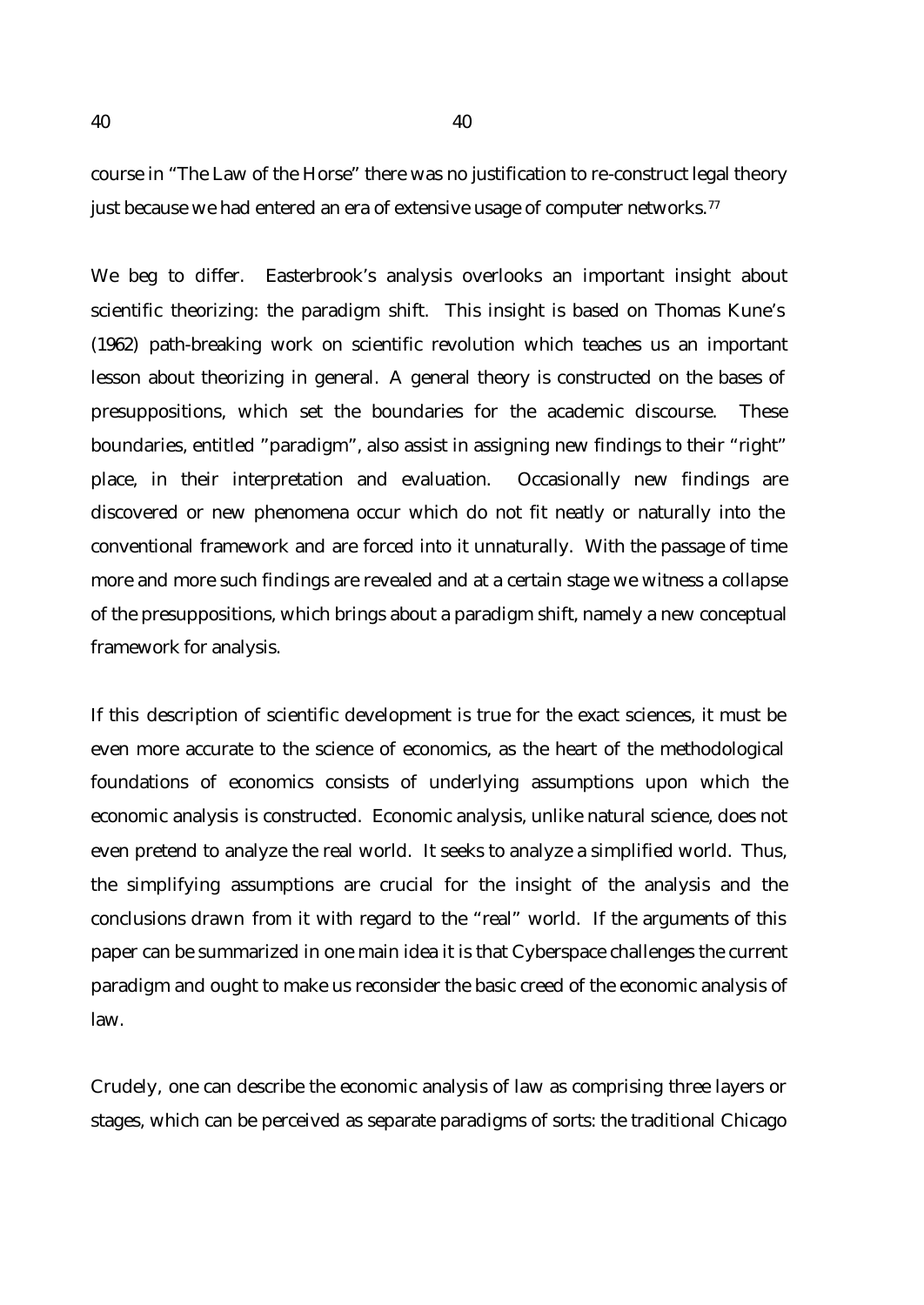course in "The Law of the Horse" there was no justification to re-construct legal theory just because we had entered an era of extensive usage of computer networks.[77]

We beg to differ. Easterbrook's analysis overlooks an important insight about scientific theorizing: the paradigm shift. This insight is based on Thomas Kune's (1962) path-breaking work on scientific revolution which teaches us an important lesson about theorizing in general. A general theory is constructed on the bases of presuppositions, which set the boundaries for the academic discourse. These boundaries, entitled "paradigm", also assist in assigning new findings to their "right" place, in their interpretation and evaluation. Occasionally new findings are discovered or new phenomena occur which do not fit neatly or naturally into the conventional framework and are forced into it unnaturally. With the passage of time more and more such findings are revealed and at a certain stage we witness a collapse of the presuppositions, which brings about a paradigm shift, namely a new conceptual framework for analysis.

If this description of scientific development is true for the exact sciences, it must be even more accurate to the science of economics, as the heart of the methodological foundations of economics consists of underlying assumptions upon which the economic analysis is constructed. Economic analysis, unlike natural science, does not even pretend to analyze the real world. It seeks to analyze a simplified world. Thus, the simplifying assumptions are crucial for the insight of the analysis and the conclusions drawn from it with regard to the "real" world. If the arguments of this paper can be summarized in one main idea it is that Cyberspace challenges the current paradigm and ought to make us reconsider the basic creed of the economic analysis of law.

Crudely, one can describe the economic analysis of law as comprising three layers or stages, which can be perceived as separate paradigms of sorts: the traditional Chicago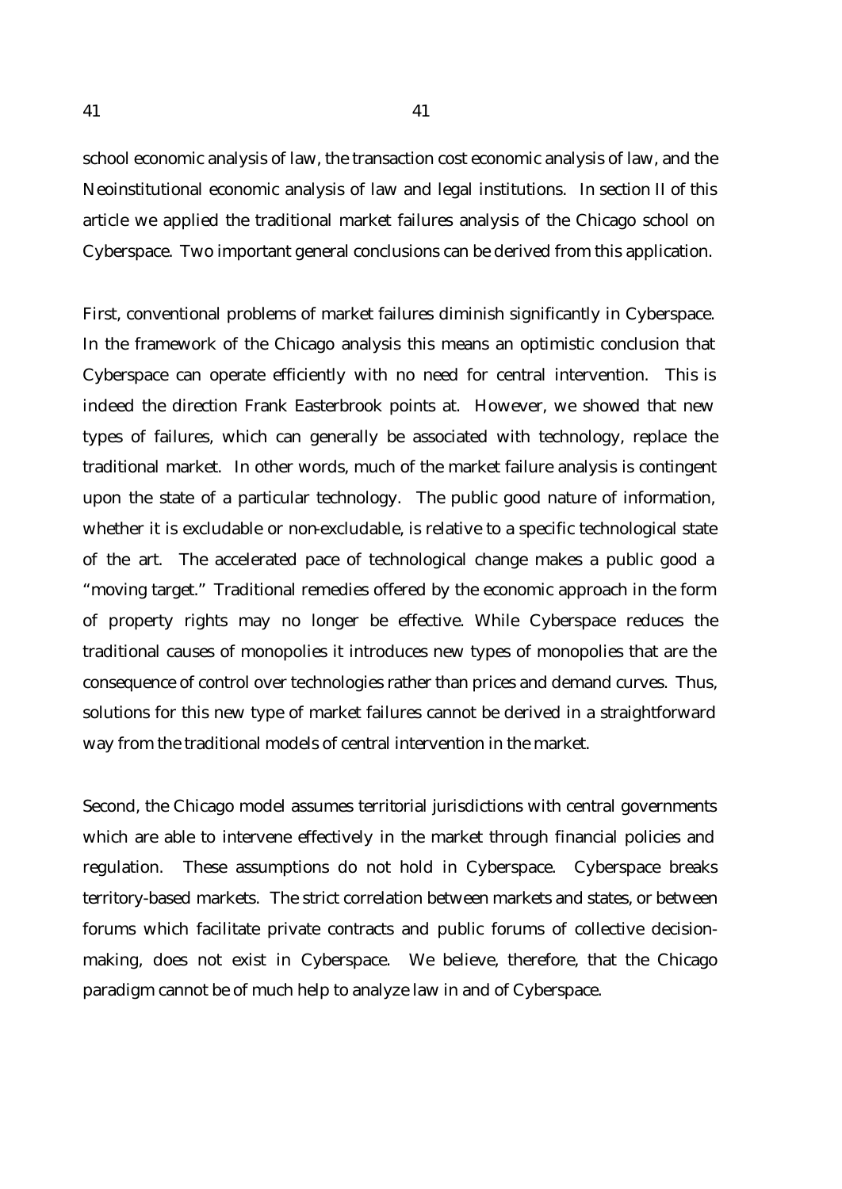school economic analysis of law, the transaction cost economic analysis of law, and the Neoinstitutional economic analysis of law and legal institutions. In section II of this article we applied the traditional market failures analysis of the Chicago school on Cyberspace. Two important general conclusions can be derived from this application.

First, conventional problems of market failures diminish significantly in Cyberspace. In the framework of the Chicago analysis this means an optimistic conclusion that Cyberspace can operate efficiently with no need for central intervention. This is indeed the direction Frank Easterbrook points at. However, we showed that new types of failures, which can generally be associated with technology, replace the traditional market. In other words, much of the market failure analysis is contingent upon the state of a particular technology. The public good nature of information, whether it is excludable or non-excludable, is relative to a specific technological state of the art. The accelerated pace of technological change makes a public good a "moving target." Traditional remedies offered by the economic approach in the form of property rights may no longer be effective. While Cyberspace reduces the traditional causes of monopolies it introduces new types of monopolies that are the consequence of control over technologies rather than prices and demand curves. Thus, solutions for this new type of market failures cannot be derived in a straightforward way from the traditional models of central intervention in the market.

Second, the Chicago model assumes territorial jurisdictions with central governments which are able to intervene effectively in the market through financial policies and regulation. These assumptions do not hold in Cyberspace. Cyberspace breaks territory-based markets. The strict correlation between markets and states, or between forums which facilitate private contracts and public forums of collective decision-making, does not exist in Cyberspace. We believe, therefore, that the Chicago paradigm cannot be of much help to analyze law in and of Cyberspace.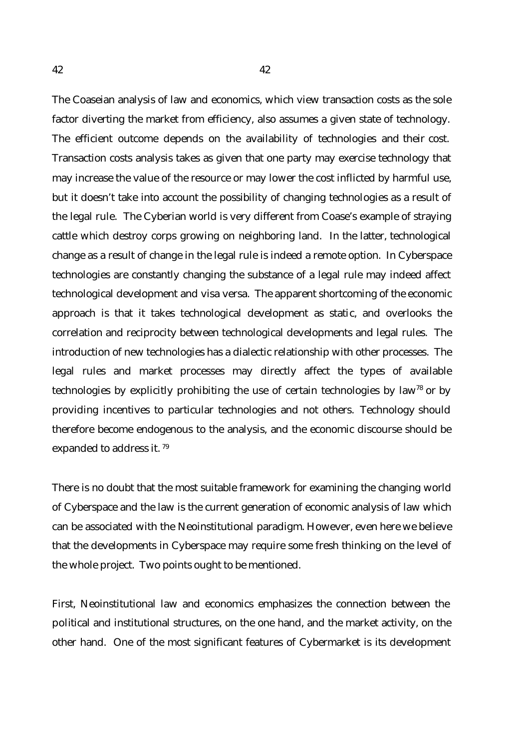The Coaseian analysis of law and economics, which view transaction costs as the sole factor diverting the market from efficiency, also assumes a given state of technology. The efficient outcome depends on the availability of technologies and their cost. Transaction costs analysis takes as given that one party may exercise technology that may increase the value of the resource or may lower the cost inflicted by harmful use, but it doesn't take into account the possibility of changing technologies as a result of the legal rule. The Cyberian world is very different from Coase's example of straying cattle which destroy corps growing on neighboring land. In the latter, technological change as a result of change in the legal rule is indeed a remote option. In Cyberspace technologies are constantly changing the substance of a legal rule may indeed affect technological development and visa versa. The apparent shortcoming of the economic approach is that it takes technological development as static, and overlooks the correlation and reciprocity between technological developments and legal rules. The introduction of new technologies has a dialectic relationship with other processes. The legal rules and market processes may directly affect the types of available technologies by explicitly prohibiting the use of certain technologies by law[78] or by providing incentives to particular technologies and not others. Technology should therefore become endogenous to the analysis, and the economic discourse should be expanded to address it. [79]

There is no doubt that the most suitable framework for examining the changing world of Cyberspace and the law is the current generation of economic analysis of law which can be associated with the Neoinstitutional paradigm. However, even here we believe that the developments in Cyberspace may require some fresh thinking on the level of the whole project. Two points ought to be mentioned.

First, Neoinstitutional law and economics emphasizes the connection between the political and institutional structures, on the one hand, and the market activity, on the other hand. One of the most significant features of Cybermarket is its development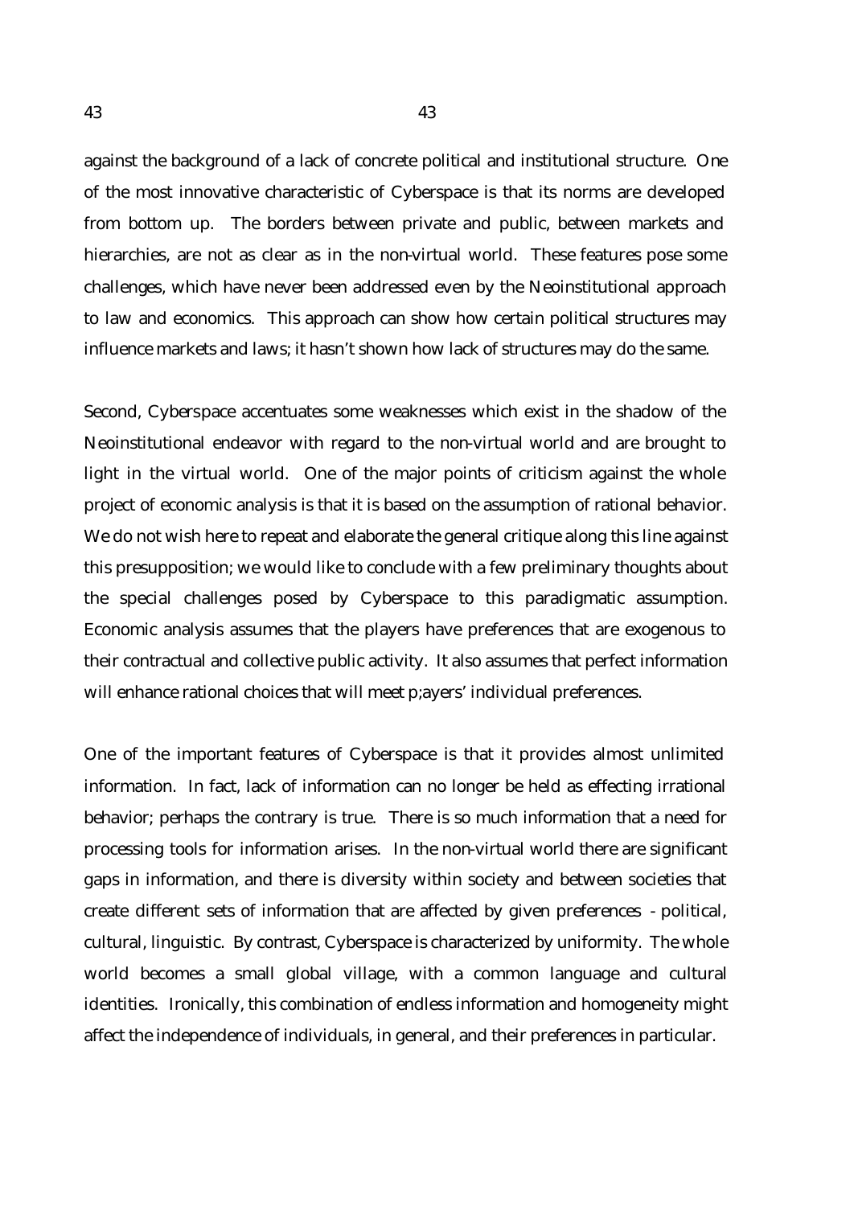against the background of a lack of concrete political and institutional structure. One of the most innovative characteristic of Cyberspace is that its norms are developed from bottom up. The borders between private and public, between markets and hierarchies, are not as clear as in the non-virtual world. These features pose some challenges, which have never been addressed even by the Neoinstitutional approach to law and economics. This approach can show how certain political structures may influence markets and laws; it hasn't shown how lack of structures may do the same.

Second, Cyberspace accentuates some weaknesses which exist in the shadow of the Neoinstitutional endeavor with regard to the non-virtual world and are brought to light in the virtual world. One of the major points of criticism against the whole project of economic analysis is that it is based on the assumption of rational behavior. We do not wish here to repeat and elaborate the general critique along this line against this presupposition; we would like to conclude with a few preliminary thoughts about the special challenges posed by Cyberspace to this paradigmatic assumption. Economic analysis assumes that the players have preferences that are exogenous to their contractual and collective public activity. It also assumes that perfect information will enhance rational choices that will meet p;ayers' individual preferences.

One of the important features of Cyberspace is that it provides almost unlimited information. In fact, lack of information can no longer be held as effecting irrational behavior; perhaps the contrary is true. There is so much information that a need for processing tools for information arises. In the non-virtual world there are significant gaps in information, and there is diversity within society and between societies that create different sets of information that are affected by given preferences - political, cultural, linguistic. By contrast, Cyberspace is characterized by uniformity. The whole world becomes a small global village, with a common language and cultural identities. Ironically, this combination of endless information and homogeneity might affect the independence of individuals, in general, and their preferences in particular.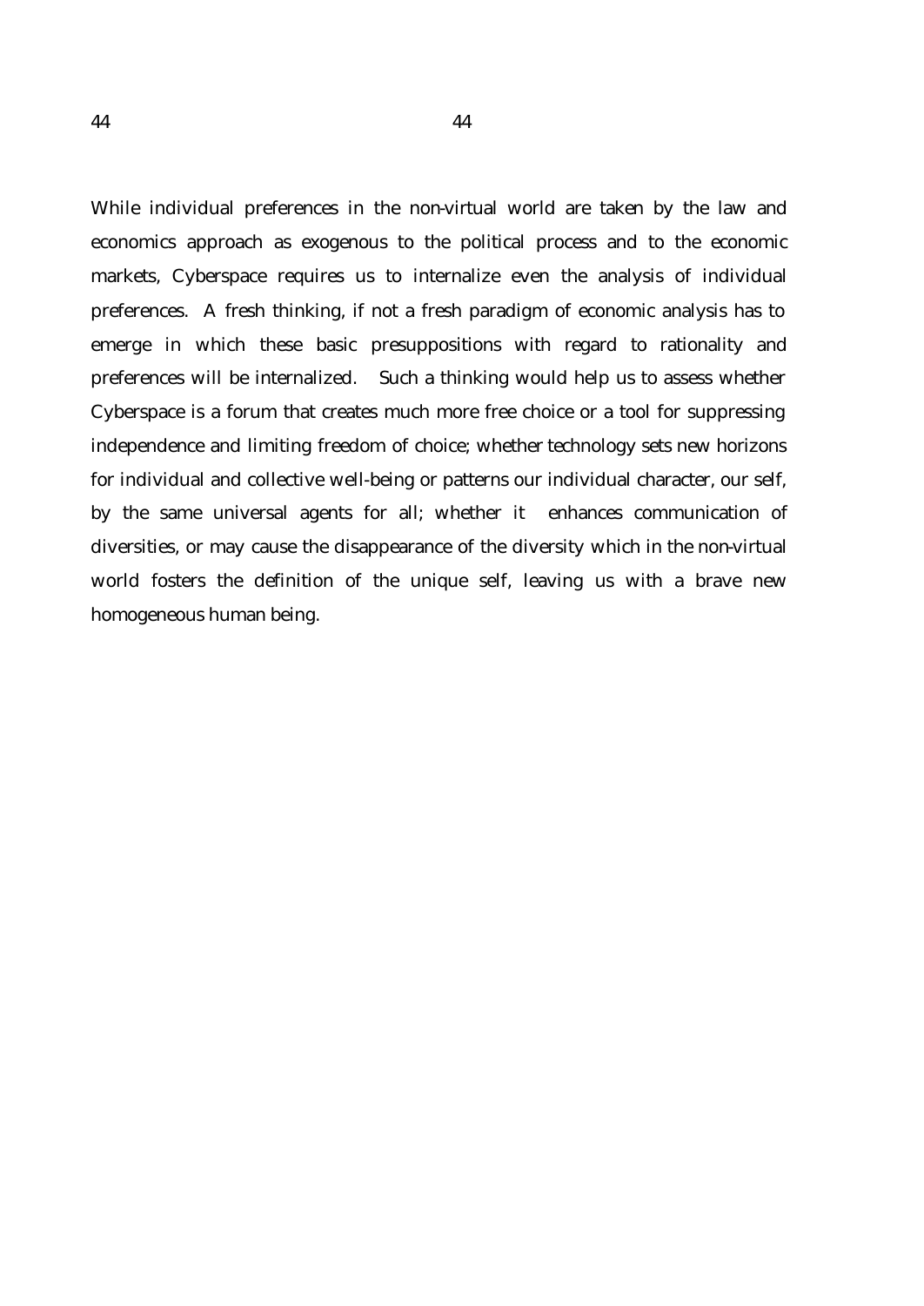While individual preferences in the non-virtual world are taken by the law and economics approach as exogenous to the political process and to the economic markets, Cyberspace requires us to internalize even the analysis of individual preferences. A fresh thinking, if not a fresh paradigm of economic analysis has to emerge in which these basic presuppositions with regard to rationality and preferences will be internalized. Such a thinking would help us to assess whether Cyberspace is a forum that creates much more free choice or a tool for suppressing independence and limiting freedom of choice; whether technology sets new horizons for individual and collective well-being or patterns our individual character, our self, by the same universal agents for all; whether it enhances communication of diversities, or may cause the disappearance of the diversity which in the non-virtual world fosters the definition of the unique self, leaving us with a brave new homogeneous human being.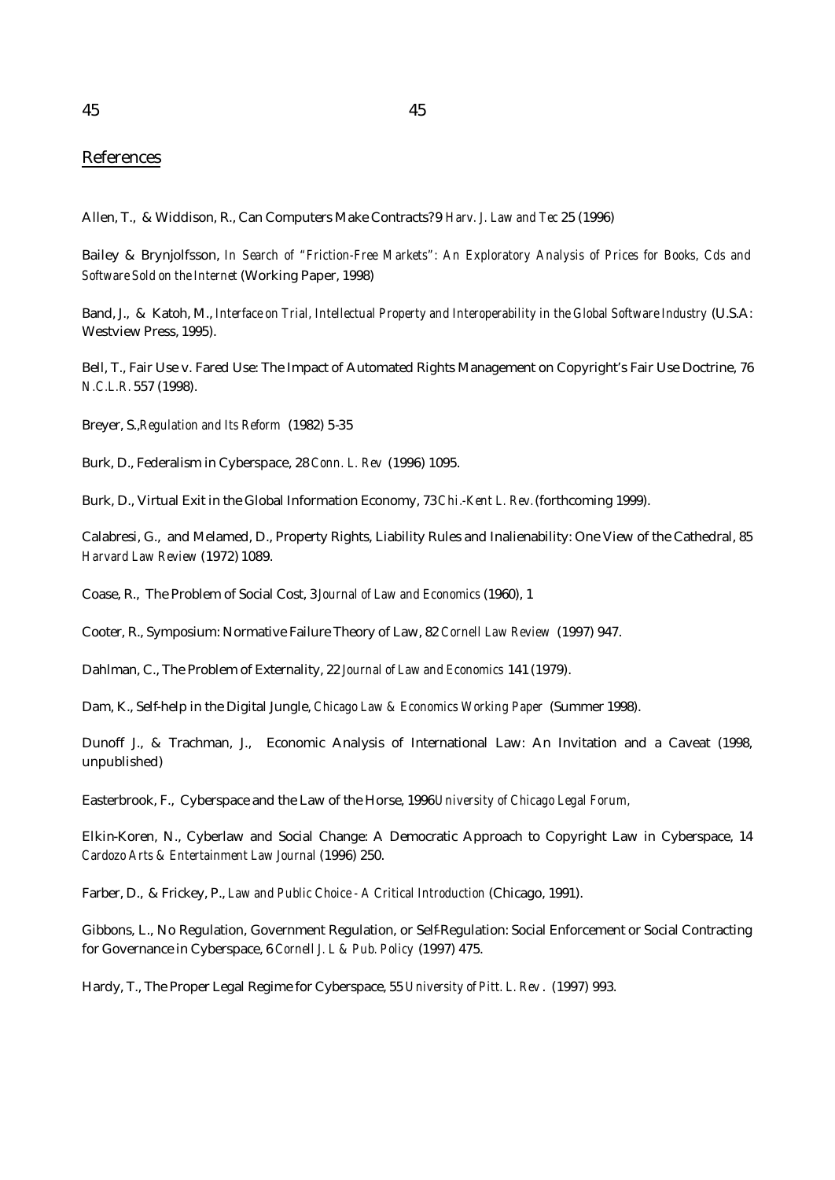## References

Allen, T., & Widdison, R., Can Computers Make Contracts? 9 *Harv. J. Law and Tec* 25 (1996)

Bailey & Brynjolfsson, *In Search of "Friction-Free Markets": An Exploratory Analysis of Prices for Books, Cds and Software Sold on the Internet* (Working Paper, 1998)

Band, J., & Katoh, M., *Interface on Trial, Intellectual Property and Interoperability in the Global Software Industry* (U.S.A: Westview Press, 1995).

Bell, T., Fair Use v. Fared Use: The Impact of Automated Rights Management on Copyright's Fair Use Doctrine, 76 *N.C.L.R.* 557 (1998).

Breyer, S.,*Regulation and Its Reform* (1982) 5-35

Burk, D., Federalism in Cyberspace, 28 *Conn. L. Rev* (1996) 1095.

Burk, D., Virtual Exit in the Global Information Economy, 73 *Chi.-Kent L. Rev.* (forthcoming 1999).

Calabresi, G., and Melamed, D., Property Rights, Liability Rules and Inalienability: One View of the Cathedral, 85 *Harvard Law Review* (1972) 1089.

Coase, R., The Problem of Social Cost, 3 *Journal of Law and Economics* (1960), 1

Cooter, R., Symposium: Normative Failure Theory of Law, 82 *Cornell Law Review* (1997) 947.

Dahlman, C., The Problem of Externality, 22 *Journal of Law and Economics* 141 (1979).

Dam, K., Self-help in the Digital Jungle, *Chicago Law & Economics Working Paper* (Summer 1998).

Dunoff J., & Trachman, J., Economic Analysis of International Law: An Invitation and a Caveat (1998, unpublished)

Easterbrook, F., Cyberspace and the Law of the Horse, 1996 *University of Chicago Legal Forum*,

Elkin-Koren, N., Cyberlaw and Social Change: A Democratic Approach to Copyright Law in Cyberspace, 14 *Cardozo Arts & Entertainment Law Journal* (1996) 250.

Farber, D., & Frickey, P., *Law and Public Choice - A Critical Introduction* (Chicago, 1991).

Gibbons, L., No Regulation, Government Regulation, or Self-Regulation: Social Enforcement or Social Contracting for Governance in Cyberspace, 6 *Cornell J. L & Pub. Policy* (1997) 475.

Hardy, T., The Proper Legal Regime for Cyberspace, 55 *University of Pitt. L. Rev*. (1997) 993.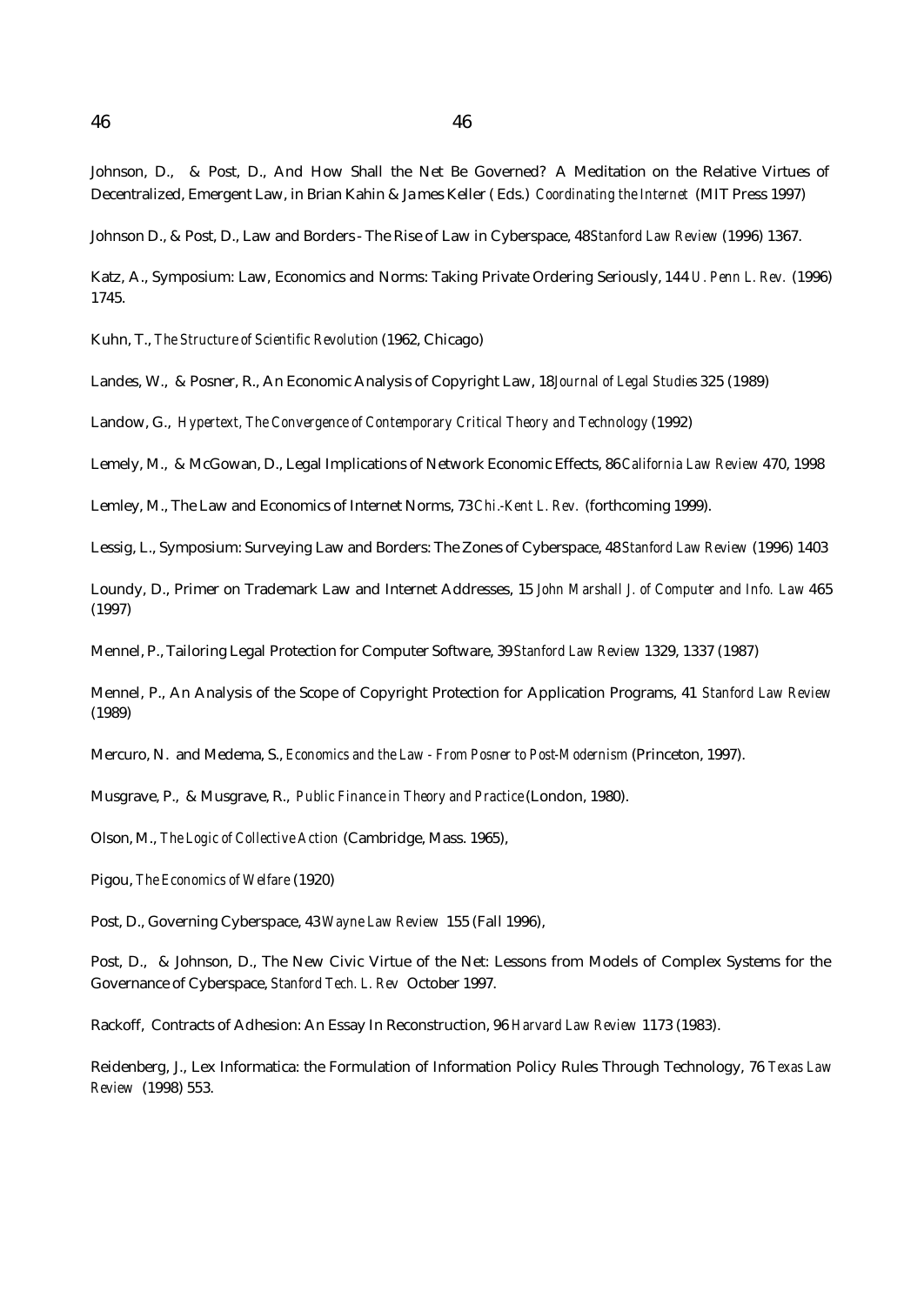Johnson, D., & Post, D., And How Shall the Net Be Governed? A Meditation on the Relative Virtues of Decentralized, Emergent Law, in Brian Kahin & James Keller (Eds.) *Coordinating the Internet* (MIT Press 1997)

Johnson D., & Post, D., Law and Borders - The Rise of Law in Cyberspace, 48 *Stanford Law Review* (1996) 1367.

Katz, A., Symposium: Law, Economics and Norms: Taking Private Ordering Seriously, 144 *U. Penn L. Rev.* (1996) 1745.

Kuhn, T., *The Structure of Scientific Revolution* (1962, Chicago)

Landes, W., & Posner, R., An Economic Analysis of Copyright Law, 18 *Journal of Legal Studies* 325 (1989)

Landow, G., *Hypertext, The Convergence of Contemporary Critical Theory and Technology* (1992)

Lemely, M., & McGowan, D., Legal Implications of Network Economic Effects, 86 *California Law Review* 470, 1998

Lemley, M., The Law and Economics of Internet Norms, 73 *Chi.-Kent L. Rev.* (forthcoming 1999).

Lessig, L., Symposium: Surveying Law and Borders: The Zones of Cyberspace, 48 *Stanford Law Review* (1996) 1403

Loundy, D., Primer on Trademark Law and Internet Addresses, 15 *John Marshall J. of Computer and Info. Law* 465 (1997)

Mennel, P., Tailoring Legal Protection for Computer Software, 39 *Stanford Law Review* 1329, 1337 (1987)

Mennel, P., An Analysis of the Scope of Copyright Protection for Application Programs, 41 *Stanford Law Review* (1989)

Mercuro, N. and Medema, S., *Economics and the Law - From Posner to Post-Modernism* (Princeton, 1997).

Musgrave, P., & Musgrave, R., *Public Finance in Theory and Practice* (London, 1980).

Olson, M., *The Logic of Collective Action* (Cambridge, Mass. 1965),

Pigou, *The Economics of Welfare* (1920)

Post, D., Governing Cyberspace, 43 *Wayne Law Review* 155 (Fall 1996),

Post, D., & Johnson, D., The New Civic Virtue of the Net: Lessons from Models of Complex Systems for the Governance of Cyberspace, *Stanford Tech. L. Rev* October 1997.

Rackoff, Contracts of Adhesion: An Essay In Reconstruction, 96 *Harvard Law Review* 1173 (1983).

Reidenberg, J., Lex Informatica: the Formulation of Information Policy Rules Through Technology, 76 *Texas Law Review* (1998) 553.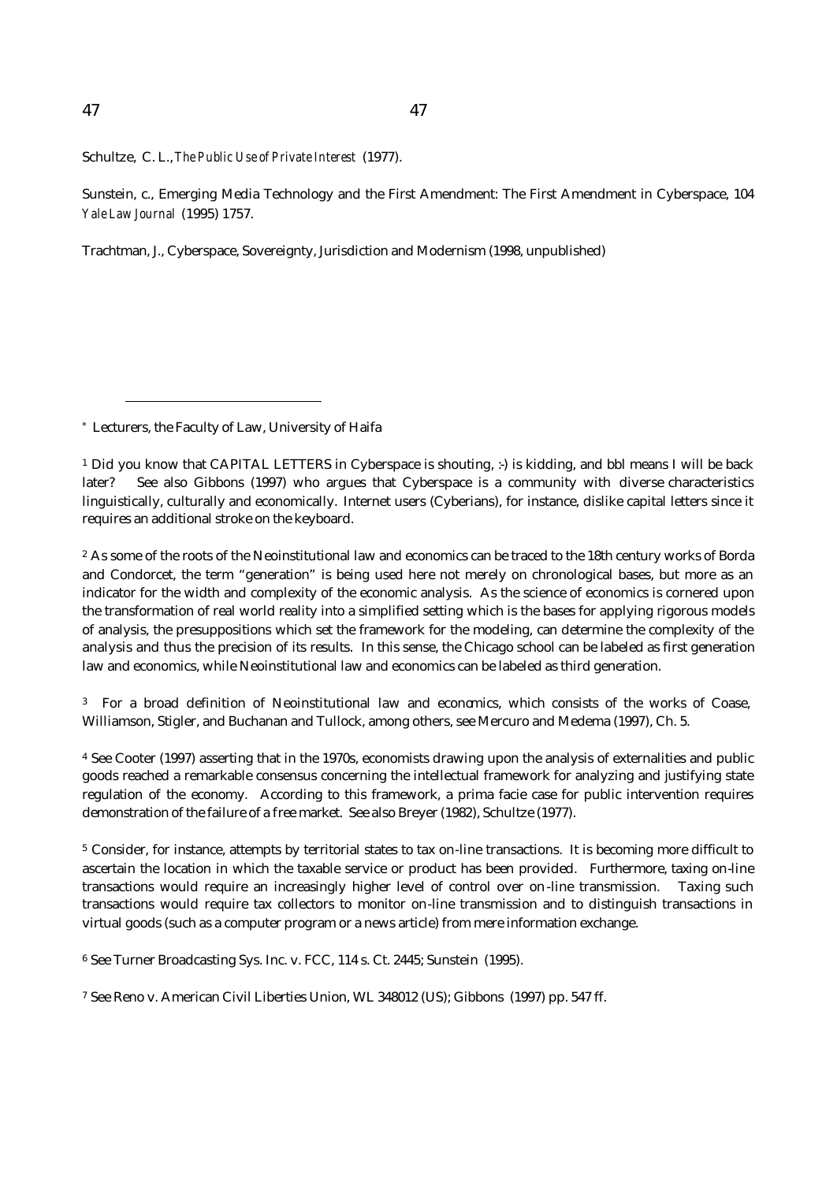Schultze, C. L., *The Public Use of Private Interest* (1977).

Sunstein, c., Emerging Media Technology and the First Amendment: The First Amendment in Cyberspace, 104 *Yale Law Journal* (1995) 1757.

Trachtman, J., Cyberspace, Sovereignty, Jurisdiction and Modernism (1998, unpublished)

---

[*] Lecturers, the Faculty of Law, University of Haifa

[1] Did you know that CAPITAL LETTERS in Cyberspace is shouting, :-) is kidding, and bbl means I will be back later? See also Gibbons (1997) who argues that Cyberspace is a community with diverse characteristics linguistically, culturally and economically. Internet users (Cyberians), for instance, dislike capital letters since it requires an additional stroke on the keyboard.

[2] As some of the roots of the Neoinstitutional law and economics can be traced to the 18th century works of Borda and Condorcet, the term "generation" is being used here not merely on chronological bases, but more as an indicator for the width and complexity of the economic analysis. As the science of economics is cornered upon the transformation of real world reality into a simplified setting which is the bases for applying rigorous models of analysis, the presuppositions which set the framework for the modeling, can determine the complexity of the analysis and thus the precision of its results. In this sense, the Chicago school can be labeled as first generation law and economics, while Neoinstitutional law and economics can be labeled as third generation.

[3] For a broad definition of Neoinstitutional law and economics, which consists of the works of Coase, Williamson, Stigler, and Buchanan and Tullock, among others, see Mercuro and Medema (1997), Ch. 5.

[4] See Cooter (1997) asserting that in the 1970s, economists drawing upon the analysis of externalities and public goods reached a remarkable consensus concerning the intellectual framework for analyzing and justifying state regulation of the economy. According to this framework, a prima facie case for public intervention requires demonstration of the failure of a free market. See also Breyer (1982), Schultze (1977).

[5] Consider, for instance, attempts by territorial states to tax on-line transactions. It is becoming more difficult to ascertain the location in which the taxable service or product has been provided. Furthermore, taxing on-line transactions would require an increasingly higher level of control over on-line transmission. Taxing such transactions would require tax collectors to monitor on-line transmission and to distinguish transactions in virtual goods (such as a computer program or a news article) from mere information exchange.

[6] See Turner Broadcasting Sys. Inc. v. FCC, 114 s. Ct. 2445; Sunstein (1995).

[7] See Reno v. American Civil Liberties Union, WL 348012 (US); Gibbons (1997) pp. 547 ff.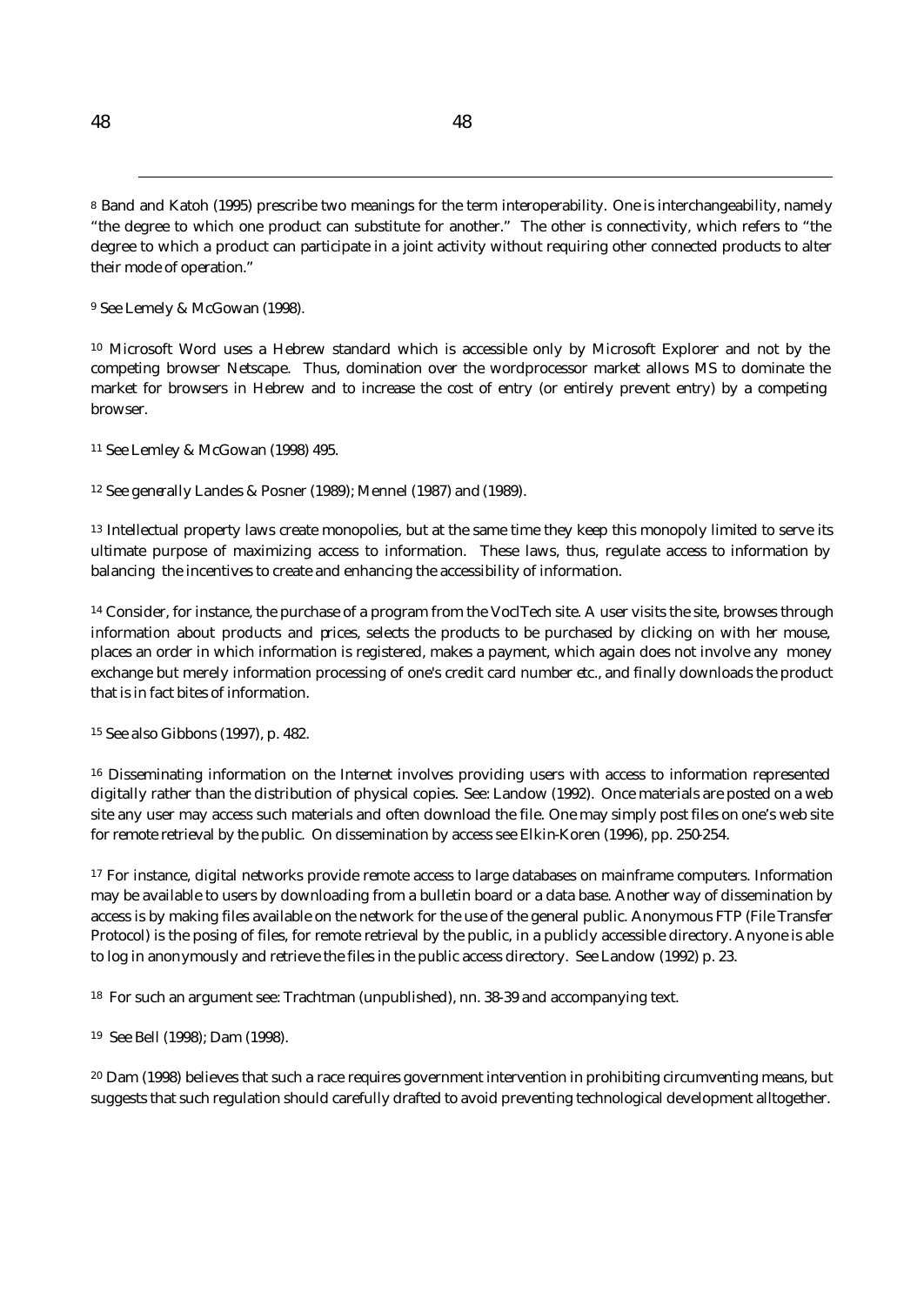[8] Band and Katoh (1995) prescribe two meanings for the term interoperability. One is interchangeability, namely "the degree to which one product can substitute for another." The other is connectivity, which refers to "the degree to which a product can participate in a joint activity without requiring other connected products to alter their mode of operation."

[9] See Lemely & McGowan (1998).

[10] Microsoft Word uses a Hebrew standard which is accessible only by Microsoft Explorer and not by the competing browser Netscape. Thus, domination over the wordprocessor market allows MS to dominate the market for browsers in Hebrew and to increase the cost of entry (or entirely prevent entry) by a competing browser.

[11] See Lemley & McGowan (1998) 495.

[12] See generally Landes & Posner (1989); Mennel (1987) and (1989).

[13] Intellectual property laws create monopolies, but at the same time they keep this monopoly limited to serve its ultimate purpose of maximizing access to information. These laws, thus, regulate access to information by balancing the incentives to create and enhancing the accessibility of information.

[14] Consider, for instance, the purchase of a program from the VoclTech site. A user visits the site, browses through information about products and prices, selects the products to be purchased by clicking on with her mouse, places an order in which information is registered, makes a payment, which again does not involve any money exchange but merely information processing of one's credit card number etc., and finally downloads the product that is in fact bites of information.

[15] See also Gibbons (1997), p. 482.

[16] Disseminating information on the Internet involves providing users with access to information represented digitally rather than the distribution of physical copies. See: Landow (1992). Once materials are posted on a web site any user may access such materials and often download the file. One may simply post files on one's web site for remote retrieval by the public. On dissemination by access see Elkin-Koren (1996), pp. 250-254.

[17] For instance, digital networks provide remote access to large databases on mainframe computers. Information may be available to users by downloading from a bulletin board or a data base. Another way of dissemination by access is by making files available on the network for the use of the general public. Anonymous FTP (File Transfer Protocol) is the posing of files, for remote retrieval by the public, in a publicly accessible directory. Anyone is able to log in anonymously and retrieve the files in the public access directory. See Landow (1992) p. 23.

[18] For such an argument see: Trachtman (unpublished), nn. 38-39 and accompanying text.

[19] See Bell (1998); Dam (1998).

[20] Dam (1998) believes that such a race requires government intervention in prohibiting circumventing means, but suggests that such regulation should carefully drafted to avoid preventing technological development alltogether.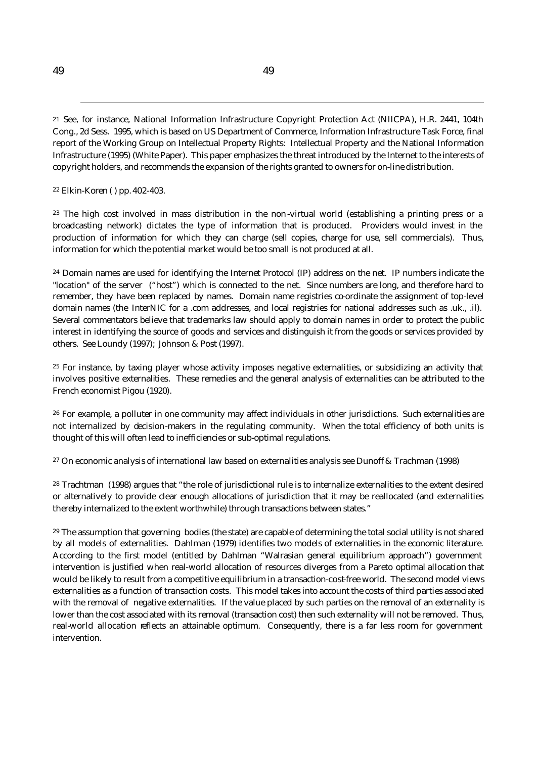[21] See, for instance, National Information Infrastructure Copyright Protection Act (NIICPA), H.R. 2441, 104th Cong., 2d Sess. 1995, which is based on US Department of Commerce, Information Infrastructure Task Force, final report of the Working Group on Intellectual Property Rights: Intellectual Property and the National Information Infrastructure (1995) (White Paper). This paper emphasizes the threat introduced by the Internet to the interests of copyright holders, and recommends the expansion of the rights granted to owners for on-line distribution.

[22] Elkin-Koren ( ) pp. 402-403.

[23] The high cost involved in mass distribution in the non-virtual world (establishing a printing press or a broadcasting network) dictates the type of information that is produced. Providers would invest in the production of information for which they can charge (sell copies, charge for use, sell commercials). Thus, information for which the potential market would be too small is not produced at all.

[24] Domain names are used for identifying the Internet Protocol (IP) address on the net. IP numbers indicate the "location" of the server ("host") which is connected to the net. Since numbers are long, and therefore hard to remember, they have been replaced by names. Domain name registries co-ordinate the assignment of top-level domain names (the InterNIC for a .com addresses, and local registries for national addresses such as .uk., .il). Several commentators believe that trademarks law should apply to domain names in order to protect the public interest in identifying the source of goods and services and distinguish it from the goods or services provided by others. See Loundy (1997); Johnson & Post (1997).

[25] For instance, by taxing player whose activity imposes negative externalities, or subsidizing an activity that involves positive externalities. These remedies and the general analysis of externalities can be attributed to the French economist Pigou (1920).

[26] For example, a polluter in one community may affect individuals in other jurisdictions. Such externalities are not internalized by decision-makers in the regulating community. When the total efficiency of both units is thought of this will often lead to inefficiencies or sub-optimal regulations.

[27] On economic analysis of international law based on externalities analysis see Dunoff & Trachman (1998)

[28] Trachtman (1998) argues that "the role of jurisdictional rule is to internalize externalities to the extent desired or alternatively to provide clear enough allocations of jurisdiction that it may be reallocated (and externalities thereby internalized to the extent worthwhile) through transactions between states."

[29] The assumption that governing bodies (the state) are capable of determining the total social utility is not shared by all models of externalities. Dahlman (1979) identifies two models of externalities in the economic literature. According to the first model (entitled by Dahlman "Walrasian general equilibrium approach") government intervention is justified when real-world allocation of resources diverges from a Pareto optimal allocation that would be likely to result from a competitive equilibrium in a transaction-cost-free world. The second model views externalities as a function of transaction costs. This model takes into account the costs of third parties associated with the removal of negative externalities. If the value placed by such parties on the removal of an externality is lower than the cost associated with its removal (transaction cost) then such externality will not be removed. Thus, real-world allocation reflects an attainable optimum. Consequently, there is a far less room for government intervention.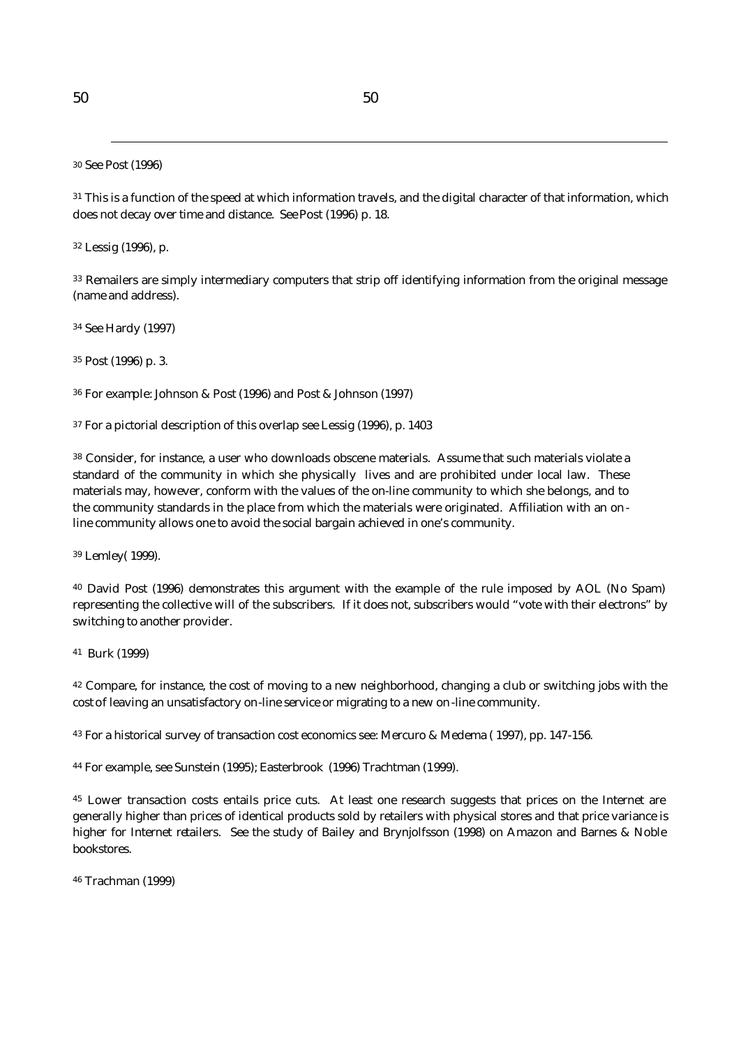[30] See Post (1996)

[31] This is a function of the speed at which information travels, and the digital character of that information, which does not decay over time and distance. See Post (1996) p. 18.

[32] Lessig (1996), p.

[33] Remailers are simply intermediary computers that strip off identifying information from the original message (name and address).

[34] See Hardy (1997)

[35] Post (1996) p. 3.

[36] For example: Johnson & Post (1996) and Post & Johnson (1997)

[37] For a pictorial description of this overlap see Lessig (1996), p. 1403

[38] Consider, for instance, a user who downloads obscene materials. Assume that such materials violate a standard of the community in which she physically lives and are prohibited under local law. These materials may, however, conform with the values of the on-line community to which she belongs, and to the community standards in the place from which the materials were originated. Affiliation with an on-line community allows one to avoid the social bargain achieved in one's community.

[39] Lemley( 1999).

[40] David Post (1996) demonstrates this argument with the example of the rule imposed by AOL (No Spam) representing the collective will of the subscribers. If it does not, subscribers would "vote with their electrons" by switching to another provider.

[41] Burk (1999)

[42] Compare, for instance, the cost of moving to a new neighborhood, changing a club or switching jobs with the cost of leaving an unsatisfactory on-line service or migrating to a new on-line community.

[43] For a historical survey of transaction cost economics see: Mercuro & Medema ( 1997), pp. 147-156.

[44] For example, see Sunstein (1995); Easterbrook (1996) Trachtman (1999).

[45] Lower transaction costs entails price cuts. At least one research suggests that prices on the Internet are generally higher than prices of identical products sold by retailers with physical stores and that price variance is higher for Internet retailers. See the study of Bailey and Brynjolfsson (1998) on Amazon and Barnes & Noble bookstores.

[46] Trachman (1999)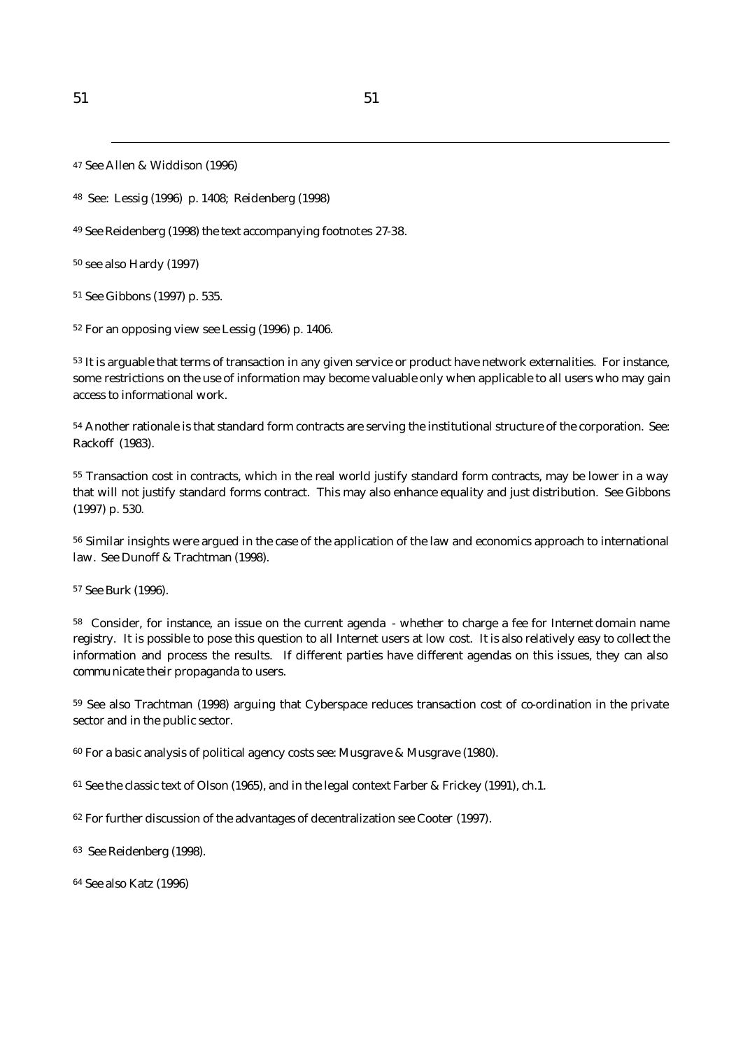[47] See Allen & Widdison (1996)

[48] See: Lessig (1996) p. 1408; Reidenberg (1998)

[49] See Reidenberg (1998) the text accompanying footnotes 27-38.

[50] see also Hardy (1997)

[51] See Gibbons (1997) p. 535.

[52] For an opposing view see Lessig (1996) p. 1406.

[53] It is arguable that terms of transaction in any given service or product have network externalities. For instance, some restrictions on the use of information may become valuable only when applicable to all users who may gain access to informational work.

[54] Another rationale is that standard form contracts are serving the institutional structure of the corporation. See: Rackoff (1983).

[55] Transaction cost in contracts, which in the real world justify standard form contracts, may be lower in a way that will not justify standard forms contract. This may also enhance equality and just distribution. See Gibbons (1997) p. 530.

[56] Similar insights were argued in the case of the application of the law and economics approach to international law. See Dunoff & Trachtman (1998).

[57] See Burk (1996).

[58] Consider, for instance, an issue on the current agenda - whether to charge a fee for Internet domain name registry. It is possible to pose this question to all Internet users at low cost. It is also relatively easy to collect the information and process the results. If different parties have different agendas on this issues, they can also communicate their propaganda to users.

[59] See also Trachtman (1998) arguing that Cyberspace reduces transaction cost of co-ordination in the private sector and in the public sector.

[60] For a basic analysis of political agency costs see: Musgrave & Musgrave (1980).

[61] See the classic text of Olson (1965), and in the legal context Farber & Frickey (1991), ch.1.

[62] For further discussion of the advantages of decentralization see Cooter (1997).

[63] See Reidenberg (1998).

[64] See also Katz (1996)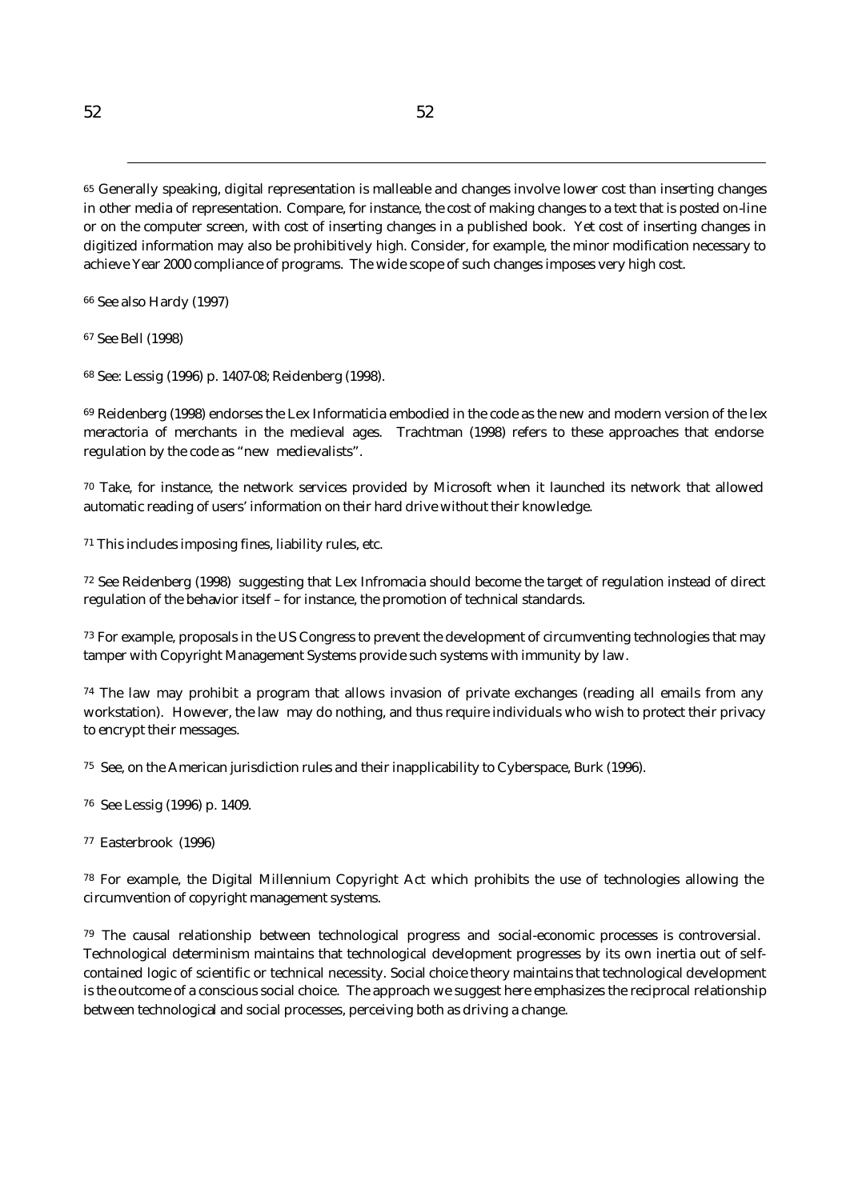[65] Generally speaking, digital representation is malleable and changes involve lower cost than inserting changes in other media of representation. Compare, for instance, the cost of making changes to a text that is posted on-line or on the computer screen, with cost of inserting changes in a published book. Yet cost of inserting changes in digitized information may also be prohibitively high. Consider, for example, the minor modification necessary to achieve Year 2000 compliance of programs. The wide scope of such changes imposes very high cost.

[66] See also Hardy (1997)

[67] See Bell (1998)

[68] See: Lessig (1996) p. 1407-08; Reidenberg (1998).

[69] Reidenberg (1998) endorses the Lex Informaticia embodied in the code as the new and modern version of the lex meractoria of merchants in the medieval ages. Trachtman (1998) refers to these approaches that endorse regulation by the code as "new medievalists".

[70] Take, for instance, the network services provided by Microsoft when it launched its network that allowed automatic reading of users' information on their hard drive without their knowledge.

[71] This includes imposing fines, liability rules, etc.

[72] See Reidenberg (1998) suggesting that Lex Infromacia should become the target of regulation instead of direct regulation of the behavior itself – for instance, the promotion of technical standards.

[73] For example, proposals in the US Congress to prevent the development of circumventing technologies that may tamper with Copyright Management Systems provide such systems with immunity by law.

[74] The law may prohibit a program that allows invasion of private exchanges (reading all emails from any workstation). However, the law may do nothing, and thus require individuals who wish to protect their privacy to encrypt their messages.

[75] See, on the American jurisdiction rules and their inapplicability to Cyberspace, Burk (1996).

[76] See Lessig (1996) p. 1409.

[77] Easterbrook (1996)

[78] For example, the Digital Millennium Copyright Act which prohibits the use of technologies allowing the circumvention of copyright management systems.

[79] The causal relationship between technological progress and social-economic processes is controversial. Technological determinism maintains that technological development progresses by its own inertia out of self-contained logic of scientific or technical necessity. Social choice theory maintains that technological development is the outcome of a conscious social choice. The approach we suggest here emphasizes the reciprocal relationship between technological and social processes, perceiving both as driving a change.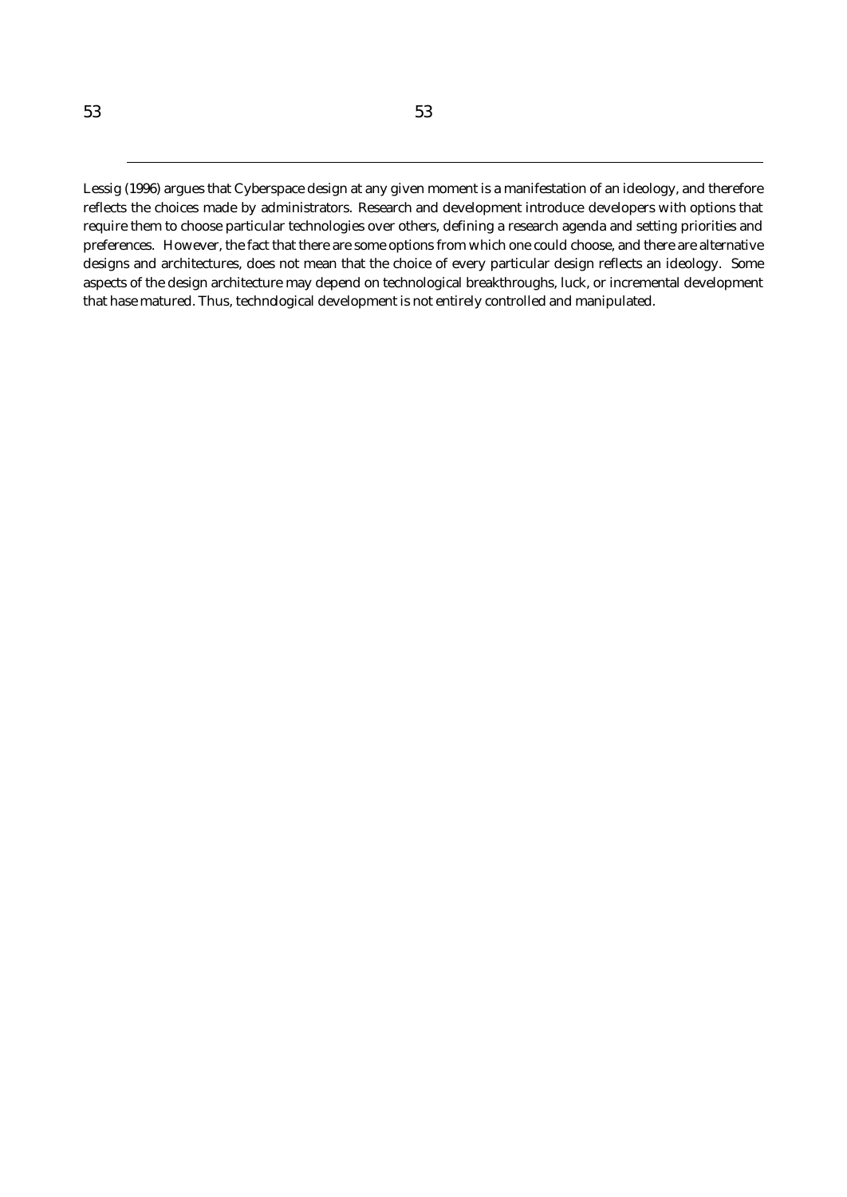Lessig (1996) argues that Cyberspace design at any given moment is a manifestation of an ideology, and therefore reflects the choices made by administrators. Research and development introduce developers with options that require them to choose particular technologies over others, defining a research agenda and setting priorities and preferences. However, the fact that there are some options from which one could choose, and there are alternative designs and architectures, does not mean that the choice of every particular design reflects an ideology. Some aspects of the design architecture may depend on technological breakthroughs, luck, or incremental development that hase matured. Thus, technological development is not entirely controlled and manipulated.